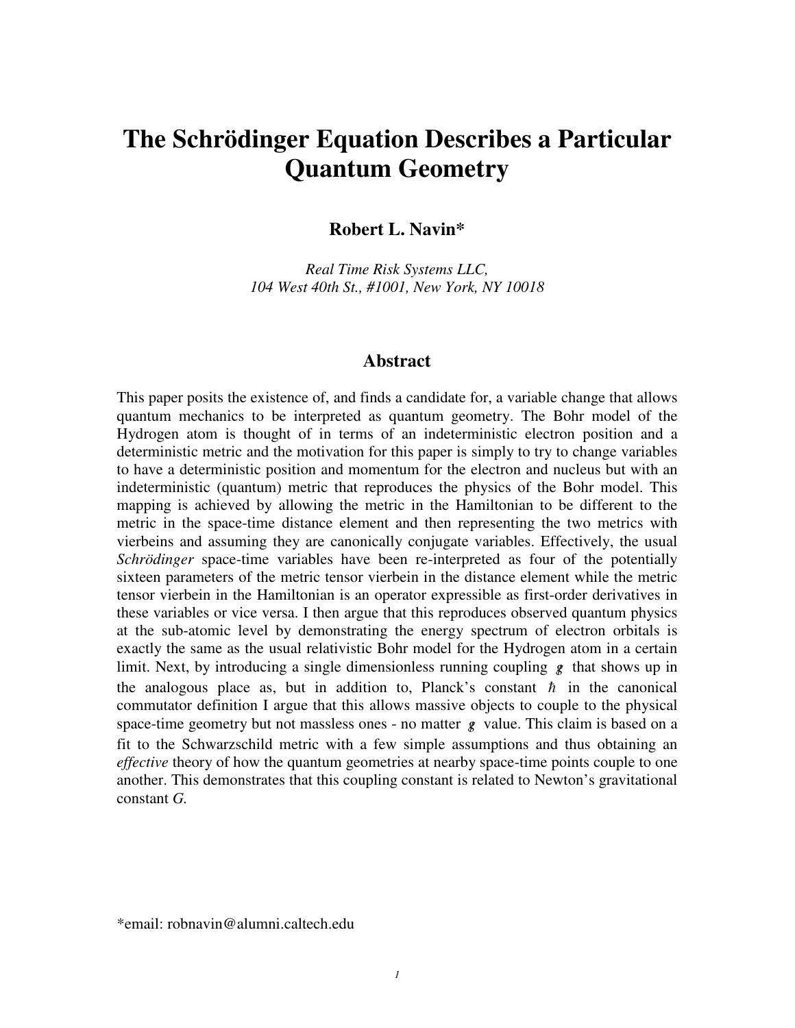# The Schrödinger Equation Describes a Particular Quantum Geometry

**Robert L. Navin***

*Real Time Risk Systems LLC,*
*104 West 40th St., #1001, New York, NY 10018*

## Abstract

This paper posits the existence of, and finds a candidate for, a variable change that allows quantum mechanics to be interpreted as quantum geometry. The Bohr model of the Hydrogen atom is thought of in terms of an indeterministic electron position and a deterministic metric and the motivation for this paper is simply to try to change variables to have a deterministic position and momentum for the electron and nucleus but with an indeterministic (quantum) metric that reproduces the physics of the Bohr model. This mapping is achieved by allowing the metric in the Hamiltonian to be different to the metric in the space-time distance element and then representing the two metrics with vierbeins and assuming they are canonically conjugate variables. Effectively, the usual *Schrödinger* space-time variables have been re-interpreted as four of the potentially sixteen parameters of the metric tensor vierbein in the distance element while the metric tensor vierbein in the Hamiltonian is an operator expressible as first-order derivatives in these variables or vice versa. I then argue that this reproduces observed quantum physics at the sub-atomic level by demonstrating the energy spectrum of electron orbitals is exactly the same as the usual relativistic Bohr model for the Hydrogen atom in a certain limit. Next, by introducing a single dimensionless running coupling $g$ that shows up in the analogous place as, but in addition to, Planck's constant $\hbar$ in the canonical commutator definition I argue that this allows massive objects to couple to the physical space-time geometry but not massless ones - no matter $g$ value. This claim is based on a fit to the Schwarzschild metric with a few simple assumptions and thus obtaining an *effective* theory of how the quantum geometries at nearby space-time points couple to one another. This demonstrates that this coupling constant is related to Newton's gravitational constant *G*.

*email: robnavin@alumni.caltech.edu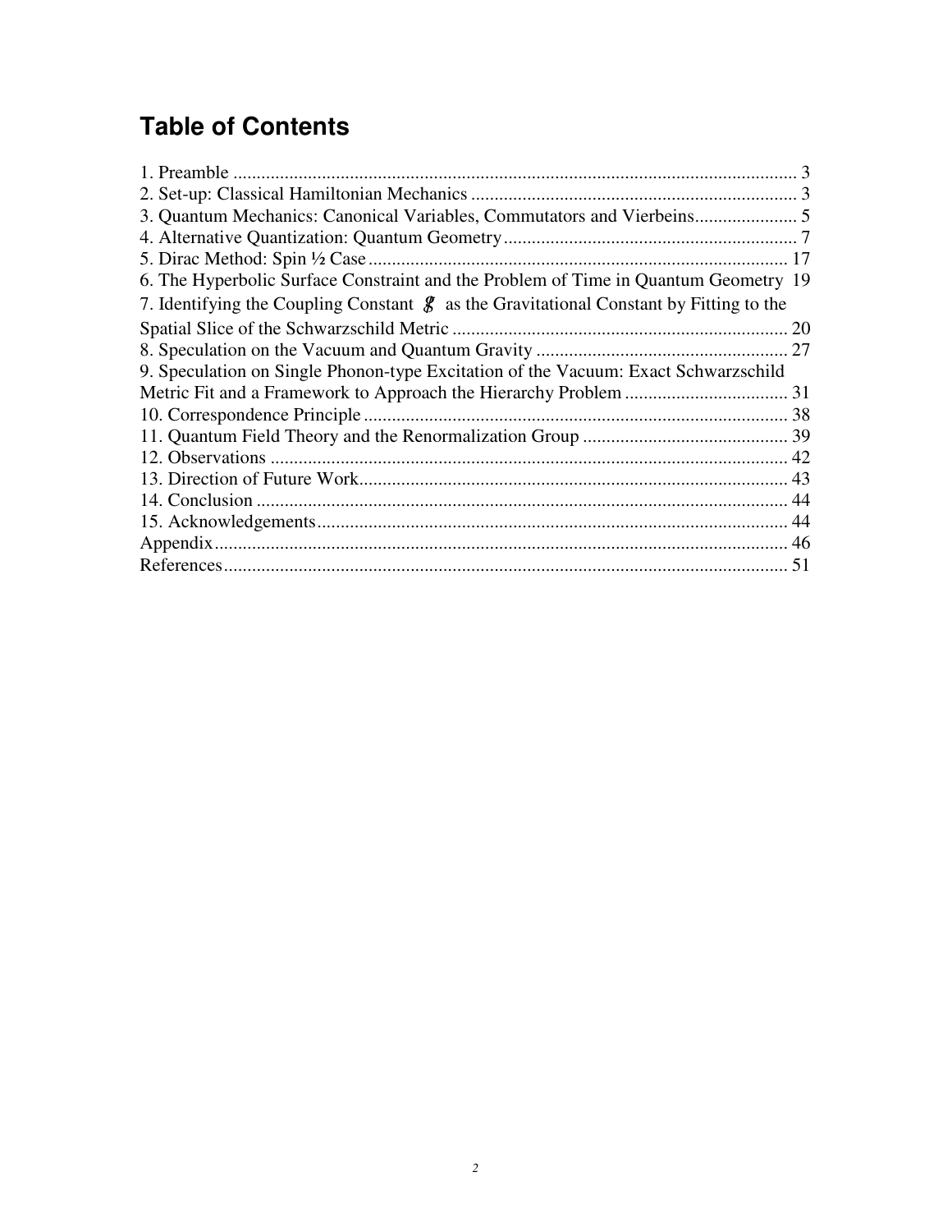# Table of Contents

1. Preamble ........................................................................................................................ 3
2. Set-up: Classical Hamiltonian Mechanics ..................................................................... 3
3. Quantum Mechanics: Canonical Variables, Commutators and Vierbeins...................... 5
4. Alternative Quantization: Quantum Geometry............................................................... 7
5. Dirac Method: Spin ½ Case........................................................................................... 17
6. The Hyperbolic Surface Constraint and the Problem of Time in Quantum Geometry 19
7. Identifying the Coupling Constant $\mathscr{g}$ as the Gravitational Constant by Fitting to the Spatial Slice of the Schwarzschild Metric ........................................................................ 20
8. Speculation on the Vacuum and Quantum Gravity ...................................................... 27
9. Speculation on Single Phonon-type Excitation of the Vacuum: Exact Schwarzschild Metric Fit and a Framework to Approach the Hierarchy Problem ................................... 31
10. Correspondence Principle........................................................................................... 38
11. Quantum Field Theory and the Renormalization Group ............................................ 39
12. Observations .............................................................................................................. 42
13. Direction of Future Work............................................................................................ 43
14. Conclusion ................................................................................................................. 44
15. Acknowledgements..................................................................................................... 44

Appendix........................................................................................................................... 46

References......................................................................................................................... 51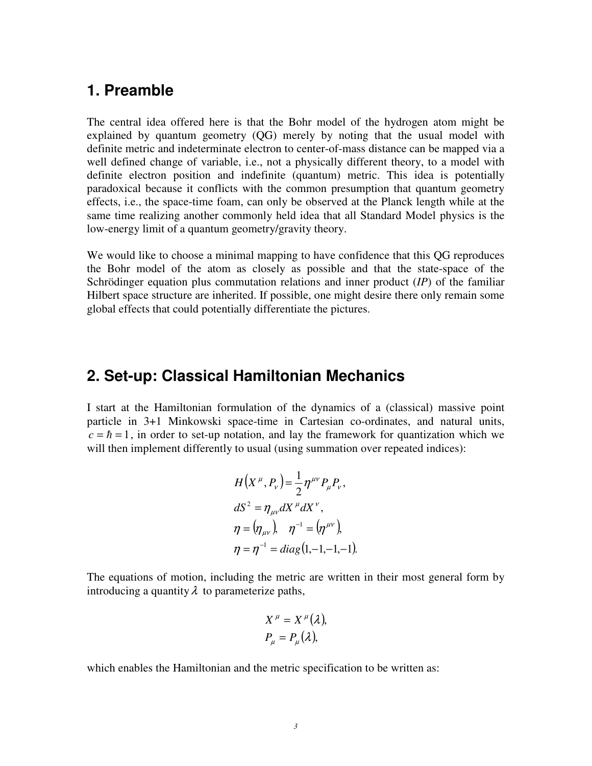## 1. Preamble

The central idea offered here is that the Bohr model of the hydrogen atom might be explained by quantum geometry (QG) merely by noting that the usual model with definite metric and indeterminate electron to center-of-mass distance can be mapped via a well defined change of variable, i.e., not a physically different theory, to a model with definite electron position and indefinite (quantum) metric. This idea is potentially paradoxical because it conflicts with the common presumption that quantum geometry effects, i.e., the space-time foam, can only be observed at the Planck length while at the same time realizing another commonly held idea that all Standard Model physics is the low-energy limit of a quantum geometry/gravity theory.

We would like to choose a minimal mapping to have confidence that this QG reproduces the Bohr model of the atom as closely as possible and that the state-space of the Schrödinger equation plus commutation relations and inner product (*IP*) of the familiar Hilbert space structure are inherited. If possible, one might desire there only remain some global effects that could potentially differentiate the pictures.

## 2. Set-up: Classical Hamiltonian Mechanics

I start at the Hamiltonian formulation of the dynamics of a (classical) massive point particle in 3+1 Minkowski space-time in Cartesian co-ordinates, and natural units, $c = \hbar = 1$, in order to set-up notation, and lay the framework for quantization which we will then implement differently to usual (using summation over repeated indices):

$$
\begin{aligned}
&H\left(X^{\mu}, P_{\nu}\right) = \frac{1}{2}\eta^{\mu\nu} P_{\mu} P_{\nu}, \\
&dS^{2} = \eta_{\mu\nu} dX^{\mu} dX^{\nu}, \\
&\eta = \left(\eta_{\mu\nu}\right), \quad \eta^{-1} = \left(\eta^{\mu\nu}\right), \\
&\eta = \eta^{-1} = diag(1,-1,-1,-1).
\end{aligned}
$$

The equations of motion, including the metric are written in their most general form by introducing a quantity $\lambda$ to parameterize paths,

$$
\begin{aligned}
X^{\mu} &= X^{\mu}(\lambda), \\
P_{\mu} &= P_{\mu}(\lambda),
\end{aligned}
$$

which enables the Hamiltonian and the metric specification to be written as: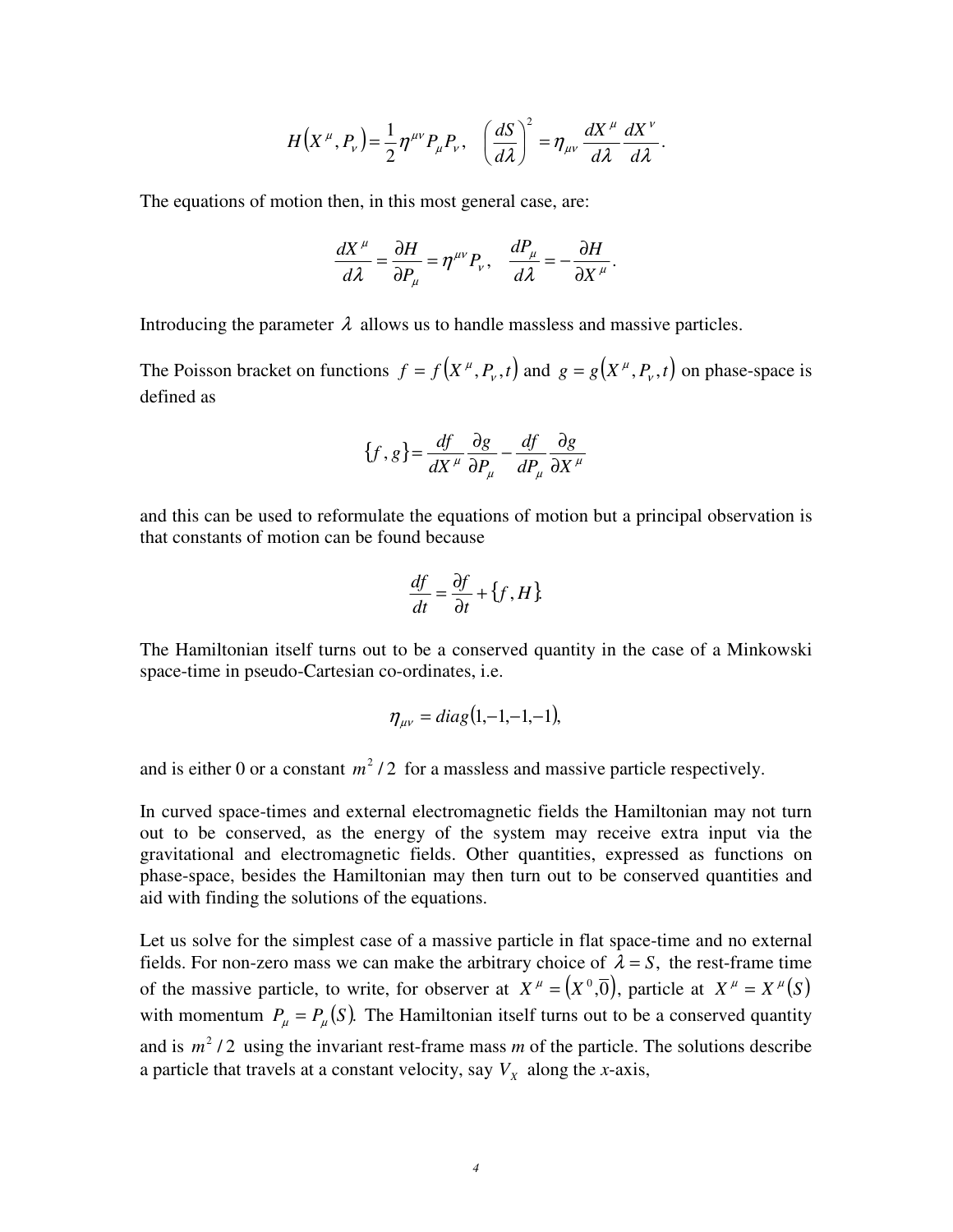$$H\left(X^{\mu}, P_{\nu}\right) = \frac{1}{2}\eta^{\mu\nu} P_{\mu} P_{\nu}, \quad \left(\frac{dS}{d\lambda}\right)^{2} = \eta_{\mu\nu} \frac{dX^{\mu}}{d\lambda} \frac{dX^{\nu}}{d\lambda}.$$

The equations of motion then, in this most general case, are:

$$\frac{dX^{\mu}}{d\lambda} = \frac{\partial H}{\partial P_{\mu}} = \eta^{\mu\nu} P_{\nu}, \quad \frac{dP_{\mu}}{d\lambda} = -\frac{\partial H}{\partial X^{\mu}}.$$

Introducing the parameter $\lambda$ allows us to handle massless and massive particles.

The Poisson bracket on functions $f = f\left(X^{\mu}, P_{\nu}, t\right)$ and $g = g\left(X^{\mu}, P_{\nu}, t\right)$ on phase-space is defined as

$$\{f, g\} = \frac{df}{dX^{\mu}} \frac{\partial g}{\partial P_{\mu}} - \frac{df}{dP_{\mu}} \frac{\partial g}{\partial X^{\mu}}$$

and this can be used to reformulate the equations of motion but a principal observation is that constants of motion can be found because

$$\frac{df}{dt} = \frac{\partial f}{\partial t} + \{f, H\}.$$

The Hamiltonian itself turns out to be a conserved quantity in the case of a Minkowski space-time in pseudo-Cartesian co-ordinates, i.e.

$$\eta_{\mu\nu} = diag(1, -1, -1, -1),$$

and is either 0 or a constant $m^{2}/2$ for a massless and massive particle respectively.

In curved space-times and external electromagnetic fields the Hamiltonian may not turn out to be conserved, as the energy of the system may receive extra input via the gravitational and electromagnetic fields. Other quantities, expressed as functions on phase-space, besides the Hamiltonian may then turn out to be conserved quantities and aid with finding the solutions of the equations.

Let us solve for the simplest case of a massive particle in flat space-time and no external fields. For non-zero mass we can make the arbitrary choice of $\lambda = S$, the rest-frame time of the massive particle, to write, for observer at $X^{\mu} = \left(X^{0}, \overline{0}\right)$, particle at $X^{\mu} = X^{\mu}(S)$ with momentum $P_{\mu} = P_{\mu}(S)$. The Hamiltonian itself turns out to be a conserved quantity and is $m^{2}/2$ using the invariant rest-frame mass *m* of the particle. The solutions describe a particle that travels at a constant velocity, say $V_{X}$ along the *x*-axis,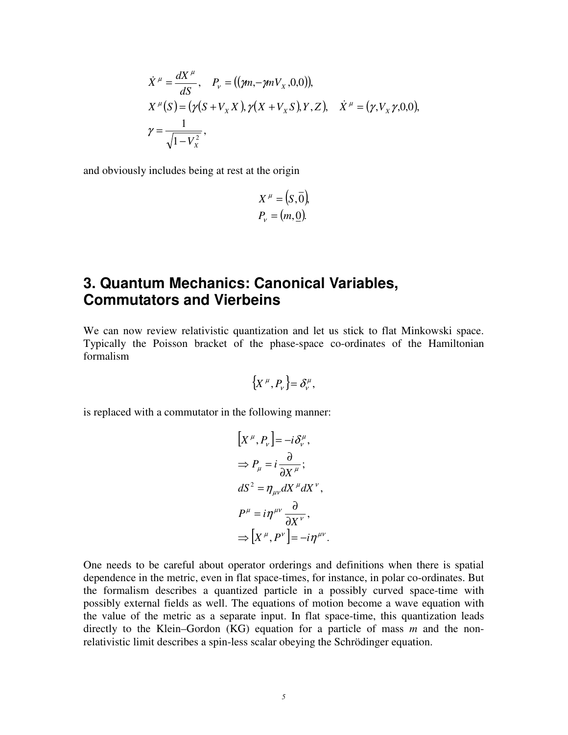$$
\dot{X}^\mu = \frac{dX^\mu}{dS}, \quad P_\nu = ((\gamma m, -\gamma m V_X, 0, 0)),
$$

$$
X^\mu(S) = (\gamma(S + V_X X), \gamma(X + V_X S), Y, Z), \quad \dot{X}^\mu = (\gamma, V_X \gamma, 0, 0),
$$

$$
\gamma = \frac{1}{\sqrt{1 - V_X^2}},
$$

and obviously includes being at rest at the origin

$$
X^\mu = (S, \bar{0}),
$$

$$
P_\nu = (m, \underline{0}).
$$

## 3. Quantum Mechanics: Canonical Variables, Commutators and Vierbeins

We can now review relativistic quantization and let us stick to flat Minkowski space. Typically the Poisson bracket of the phase-space co-ordinates of the Hamiltonian formalism

$$
\{X^\mu, P_\nu\} = \delta^\mu_\nu,
$$

is replaced with a commutator in the following manner:

$$
[X^\mu, P_\nu] = -i\delta^\mu_\nu,
$$

$$
\Rightarrow P_\mu = i\frac{\partial}{\partial X^\mu};
$$

$$
dS^2 = \eta_{\mu\nu} dX^\mu dX^\nu,
$$

$$
P^\mu = i\eta^{\mu\nu}\frac{\partial}{\partial X^\nu},
$$

$$
\Rightarrow [X^\mu, P^\nu] = -i\eta^{\mu\nu}.
$$

One needs to be careful about operator orderings and definitions when there is spatial dependence in the metric, even in flat space-times, for instance, in polar co-ordinates. But the formalism describes a quantized particle in a possibly curved space-time with possibly external fields as well. The equations of motion become a wave equation with the value of the metric as a separate input. In flat space-time, this quantization leads directly to the Klein–Gordon (KG) equation for a particle of mass $m$ and the non-relativistic limit describes a spin-less scalar obeying the Schrödinger equation.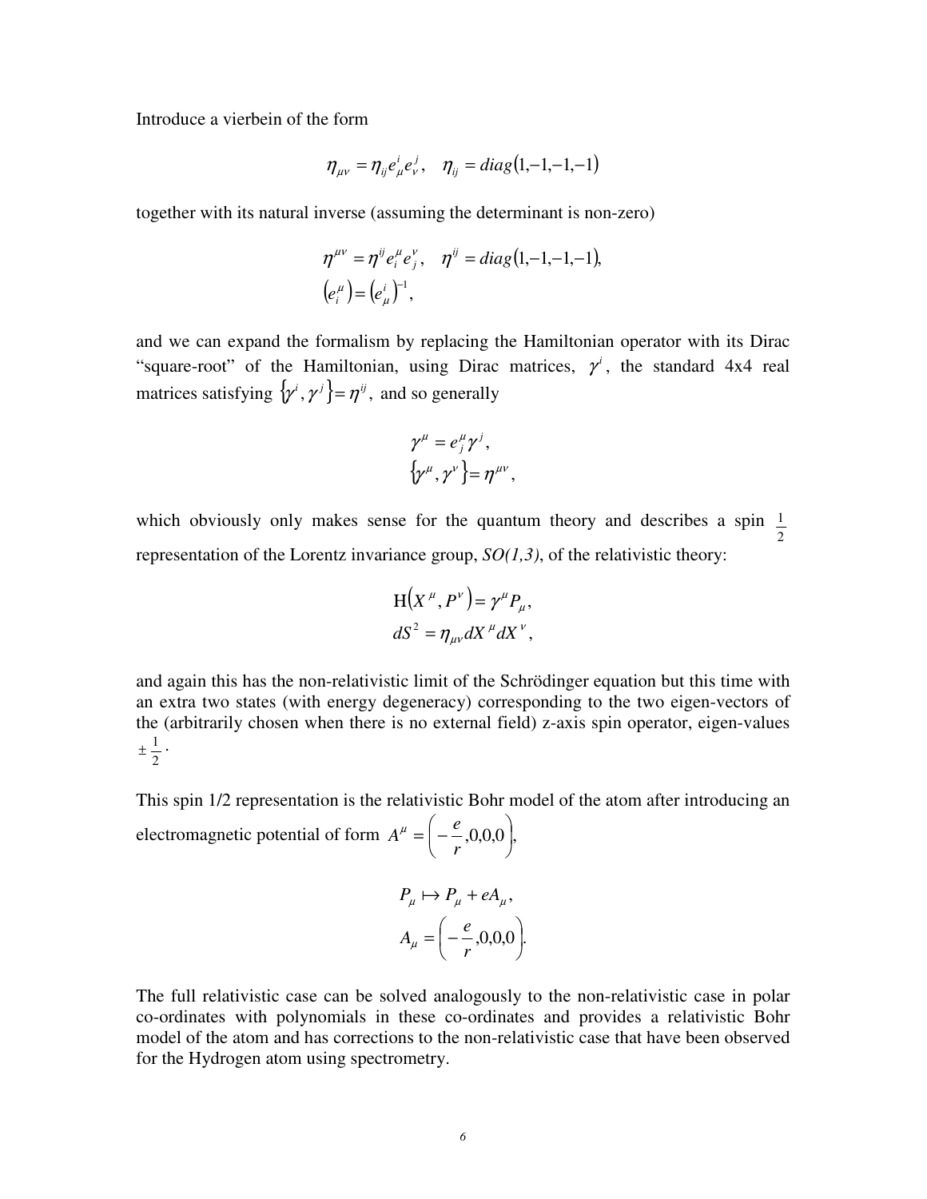Introduce a vierbein of the form

$$\eta_{\mu\nu} = \eta_{ij} e^i_\mu e^j_\nu, \quad \eta_{ij} = diag(1,-1,-1,-1)$$

together with its natural inverse (assuming the determinant is non-zero)

$$\eta^{\mu\nu} = \eta^{ij} e^\mu_i e^\nu_j, \quad \eta^{ij} = diag(1,-1,-1,-1),$$
$$\left(e^\mu_i\right) = \left(e^i_\mu\right)^{-1},$$

and we can expand the formalism by replacing the Hamiltonian operator with its Dirac "square-root" of the Hamiltonian, using Dirac matrices, $\gamma^i$, the standard 4x4 real matrices satisfying $\{\gamma^i, \gamma^j\} = \eta^{ij}$, and so generally

$$\gamma^\mu = e^\mu_j \gamma^j,$$
$$\{\gamma^\mu, \gamma^\nu\} = \eta^{\mu\nu},$$

which obviously only makes sense for the quantum theory and describes a spin $\frac{1}{2}$ representation of the Lorentz invariance group, *SO(1,3)*, of the relativistic theory:

$$\mathrm{H}\left(X^\mu, P^\nu\right) = \gamma^\mu P_\mu,$$
$$dS^2 = \eta_{\mu\nu} dX^\mu dX^\nu,$$

and again this has the non-relativistic limit of the Schrödinger equation but this time with an extra two states (with energy degeneracy) corresponding to the two eigen-vectors of the (arbitrarily chosen when there is no external field) z-axis spin operator, eigen-values $\pm\frac{1}{2}$.

This spin 1/2 representation is the relativistic Bohr model of the atom after introducing an electromagnetic potential of form $A^\mu = \left(-\frac{e}{r}, 0,0,0\right)$,

$$P_\mu \mapsto P_\mu + eA_\mu,$$
$$A_\mu = \left(-\frac{e}{r}, 0,0,0\right).$$

The full relativistic case can be solved analogously to the non-relativistic case in polar co-ordinates with polynomials in these co-ordinates and provides a relativistic Bohr model of the atom and has corrections to the non-relativistic case that have been observed for the Hydrogen atom using spectrometry.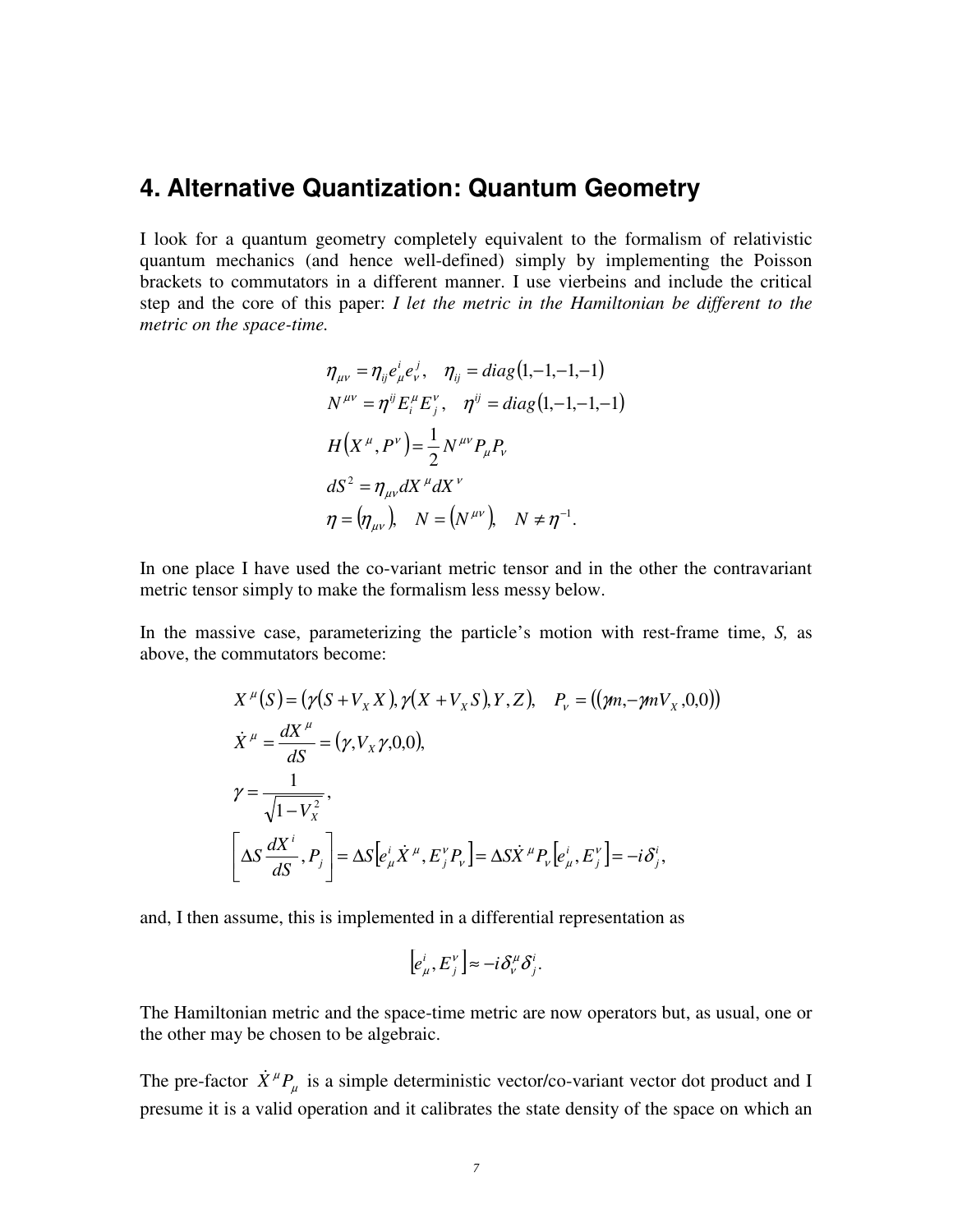## 4. Alternative Quantization: Quantum Geometry

I look for a quantum geometry completely equivalent to the formalism of relativistic quantum mechanics (and hence well-defined) simply by implementing the Poisson brackets to commutators in a different manner. I use vierbeins and include the critical step and the core of this paper: *I let the metric in the Hamiltonian be different to the metric on the space-time.*

$$
\begin{aligned}
&\eta_{\mu\nu} = \eta_{ij} e^i_\mu e^j_\nu, \quad \eta_{ij} = diag(1,-1,-1,-1) \\
&N^{\mu\nu} = \eta^{ij} E^\mu_i E^\nu_j, \quad \eta^{ij} = diag(1,-1,-1,-1) \\
&H\left(X^\mu, P^\nu\right) = \frac{1}{2} N^{\mu\nu} P_\mu P_\nu \\
&dS^2 = \eta_{\mu\nu} dX^\mu dX^\nu \\
&\eta = \left(\eta_{\mu\nu}\right), \quad N = \left(N^{\mu\nu}\right), \quad N \neq \eta^{-1}.
\end{aligned}
$$

In one place I have used the co-variant metric tensor and in the other the contravariant metric tensor simply to make the formalism less messy below.

In the massive case, parameterizing the particle's motion with rest-frame time, *S,* as above, the commutators become:

$$
\begin{aligned}
&X^\mu(S) = \left(\gamma(S + V_X X), \gamma(X + V_X S), Y, Z\right), \quad P_\nu = \left((\gamma m, -\gamma m V_X, 0, 0)\right) \\
&\dot{X}^\mu = \frac{dX^\mu}{dS} = \left(\gamma, V_X \gamma, 0, 0\right), \\
&\gamma = \frac{1}{\sqrt{1 - V_X^2}}, \\
&\left[\Delta S \frac{dX^i}{dS}, P_j\right] = \Delta S\left[e^i_\mu \dot{X}^\mu, E^\nu_j P_\nu\right] = \Delta S \dot{X}^\mu P_\nu \left[e^i_\mu, E^\nu_j\right] = -i\delta^i_j,
\end{aligned}
$$

and, I then assume, this is implemented in a differential representation as

$$
\left[e^i_\mu, E^\nu_j\right] \approx -i\delta^\mu_\nu \delta^i_j.
$$

The Hamiltonian metric and the space-time metric are now operators but, as usual, one or the other may be chosen to be algebraic.

The pre-factor $\dot{X}^\mu P_\mu$ is a simple deterministic vector/co-variant vector dot product and I presume it is a valid operation and it calibrates the state density of the space on which an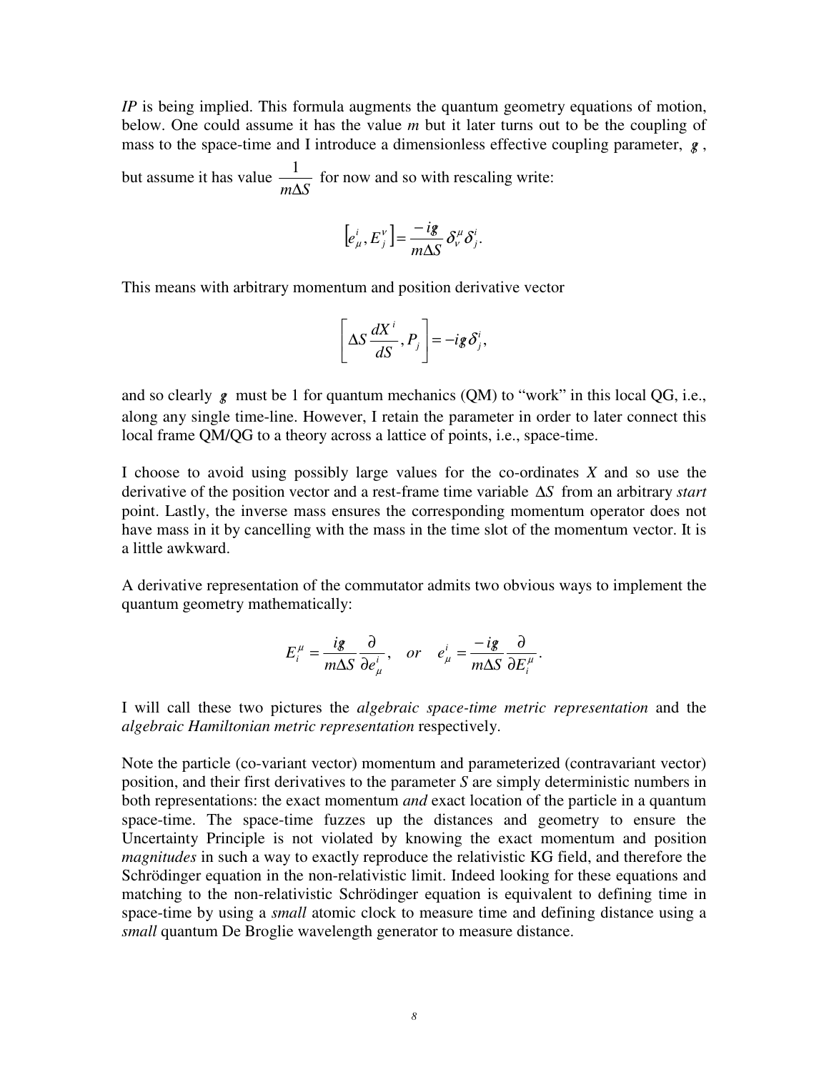*IP* is being implied. This formula augments the quantum geometry equations of motion, below. One could assume it has the value *m* but it later turns out to be the coupling of mass to the space-time and I introduce a dimensionless effective coupling parameter, $g$, but assume it has value $\frac{1}{m\Delta S}$ for now and so with rescaling write:

$$\left[e_{\mu}^{i}, E_{j}^{\nu}\right] = \frac{-ig}{m\Delta S}\delta_{\nu}^{\mu}\delta_{j}^{i}.$$

This means with arbitrary momentum and position derivative vector

$$\left[\Delta S\frac{dX^{i}}{dS}, P_{j}\right] = -ig\delta_{j}^{i},$$

and so clearly $g$ must be 1 for quantum mechanics (QM) to "work" in this local QG, i.e., along any single time-line. However, I retain the parameter in order to later connect this local frame QM/QG to a theory across a lattice of points, i.e., space-time.

I choose to avoid using possibly large values for the co-ordinates *X* and so use the derivative of the position vector and a rest-frame time variable $\Delta S$ from an arbitrary *start* point. Lastly, the inverse mass ensures the corresponding momentum operator does not have mass in it by cancelling with the mass in the time slot of the momentum vector. It is a little awkward.

A derivative representation of the commutator admits two obvious ways to implement the quantum geometry mathematically:

$$E_{i}^{\mu} = \frac{ig}{m\Delta S}\frac{\partial}{\partial e_{\mu}^{i}}, \quad or \quad e_{\mu}^{i} = \frac{-ig}{m\Delta S}\frac{\partial}{\partial E_{i}^{\mu}}.$$

I will call these two pictures the *algebraic space-time metric representation* and the *algebraic Hamiltonian metric representation* respectively.

Note the particle (co-variant vector) momentum and parameterized (contravariant vector) position, and their first derivatives to the parameter *S* are simply deterministic numbers in both representations: the exact momentum *and* exact location of the particle in a quantum space-time. The space-time fuzzes up the distances and geometry to ensure the Uncertainty Principle is not violated by knowing the exact momentum and position *magnitudes* in such a way to exactly reproduce the relativistic KG field, and therefore the Schrödinger equation in the non-relativistic limit. Indeed looking for these equations and matching to the non-relativistic Schrödinger equation is equivalent to defining time in space-time by using a *small* atomic clock to measure time and defining distance using a *small* quantum De Broglie wavelength generator to measure distance.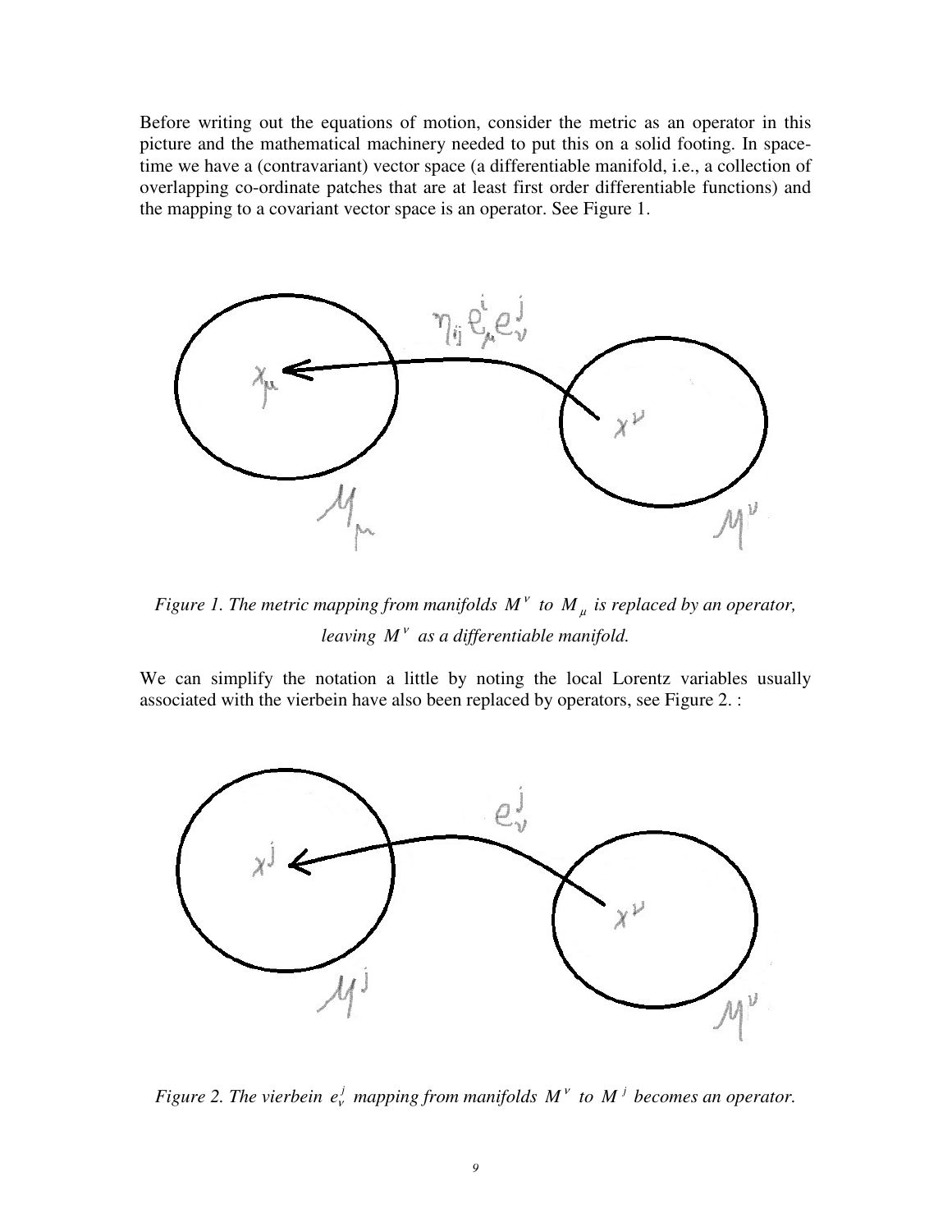Before writing out the equations of motion, consider the metric as an operator in this picture and the mathematical machinery needed to put this on a solid footing. In space-time we have a (contravariant) vector space (a differentiable manifold, i.e., a collection of overlapping co-ordinate patches that are at least first order differentiable functions) and the mapping to a covariant vector space is an operator. See Figure 1.

*Figure 1. The metric mapping from manifolds $M^{\nu}$ to $M_{\mu}$ is replaced by an operator, leaving $M^{\nu}$ as a differentiable manifold.*

We can simplify the notation a little by noting the local Lorentz variables usually associated with the vierbein have also been replaced by operators, see Figure 2. :

*Figure 2. The vierbein $e^{j}_{\nu}$ mapping from manifolds $M^{\nu}$ to $M^{j}$ becomes an operator.*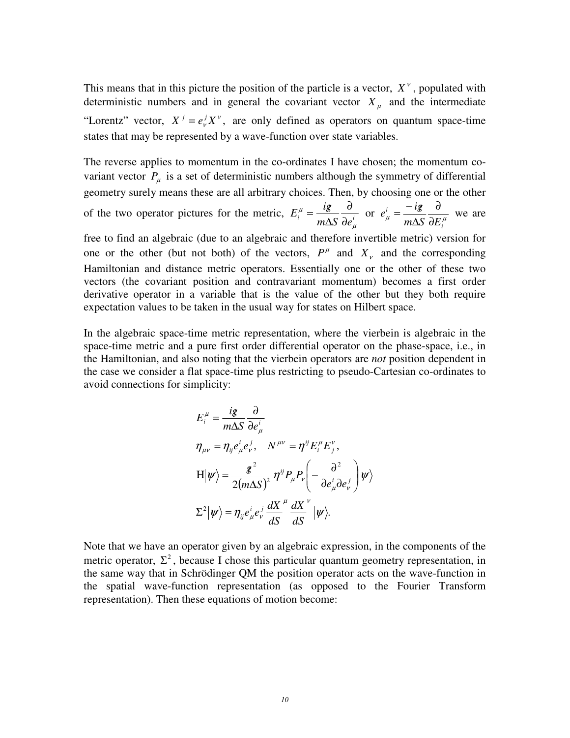This means that in this picture the position of the particle is a vector, $X^{\nu}$, populated with deterministic numbers and in general the covariant vector $X_{\mu}$ and the intermediate "Lorentz" vector, $X^{j} = e^{j}_{\nu} X^{\nu}$, are only defined as operators on quantum space-time states that may be represented by a wave-function over state variables.

The reverse applies to momentum in the co-ordinates I have chosen; the momentum co-variant vector $P_{\mu}$ is a set of deterministic numbers although the symmetry of differential geometry surely means these are all arbitrary choices. Then, by choosing one or the other of the two operator pictures for the metric, $E^{\mu}_{i} = \frac{i\hbar}{m\Delta S} \frac{\partial}{\partial e^{i}_{\mu}}$ or $e^{i}_{\mu} = \frac{-i\hbar}{m\Delta S} \frac{\partial}{\partial E^{\mu}_{i}}$ we are free to find an algebraic (due to an algebraic and therefore invertible metric) version for one or the other (but not both) of the vectors, $P^{\mu}$ and $X_{\nu}$ and the corresponding Hamiltonian and distance metric operators. Essentially one or the other of these two vectors (the covariant position and contravariant momentum) becomes a first order derivative operator in a variable that is the value of the other but they both require expectation values to be taken in the usual way for states on Hilbert space.

In the algebraic space-time metric representation, where the vierbein is algebraic in the space-time metric and a pure first order differential operator on the phase-space, i.e., in the Hamiltonian, and also noting that the vierbein operators are *not* position dependent in the case we consider a flat space-time plus restricting to pseudo-Cartesian co-ordinates to avoid connections for simplicity:

$$
\begin{aligned}
& E^{\mu}_{i} = \frac{i\hbar}{m\Delta S} \frac{\partial}{\partial e^{i}_{\mu}} \\
& \eta_{\mu\nu} = \eta_{ij} e^{i}_{\mu} e^{j}_{\nu}, \quad N^{\mu\nu} = \eta^{ij} E^{\mu}_{i} E^{\nu}_{j}, \\
& \mathrm{H}|\psi\rangle = \frac{\hbar^{2}}{2(m\Delta S)^{2}} \eta^{ij} P_{\mu} P_{\nu} \left( -\frac{\partial^{2}}{\partial e^{i}_{\mu} \partial e^{j}_{\nu}} \right) |\psi\rangle \\
& \Sigma^{2}|\psi\rangle = \eta_{ij} e^{i}_{\mu} e^{j}_{\nu} \frac{dX^{\mu}}{dS} \frac{dX^{\nu}}{dS} |\psi\rangle.
\end{aligned}
$$

Note that we have an operator given by an algebraic expression, in the components of the metric operator, $\Sigma^{2}$, because I chose this particular quantum geometry representation, in the same way that in Schrödinger QM the position operator acts on the wave-function in the spatial wave-function representation (as opposed to the Fourier Transform representation). Then these equations of motion become: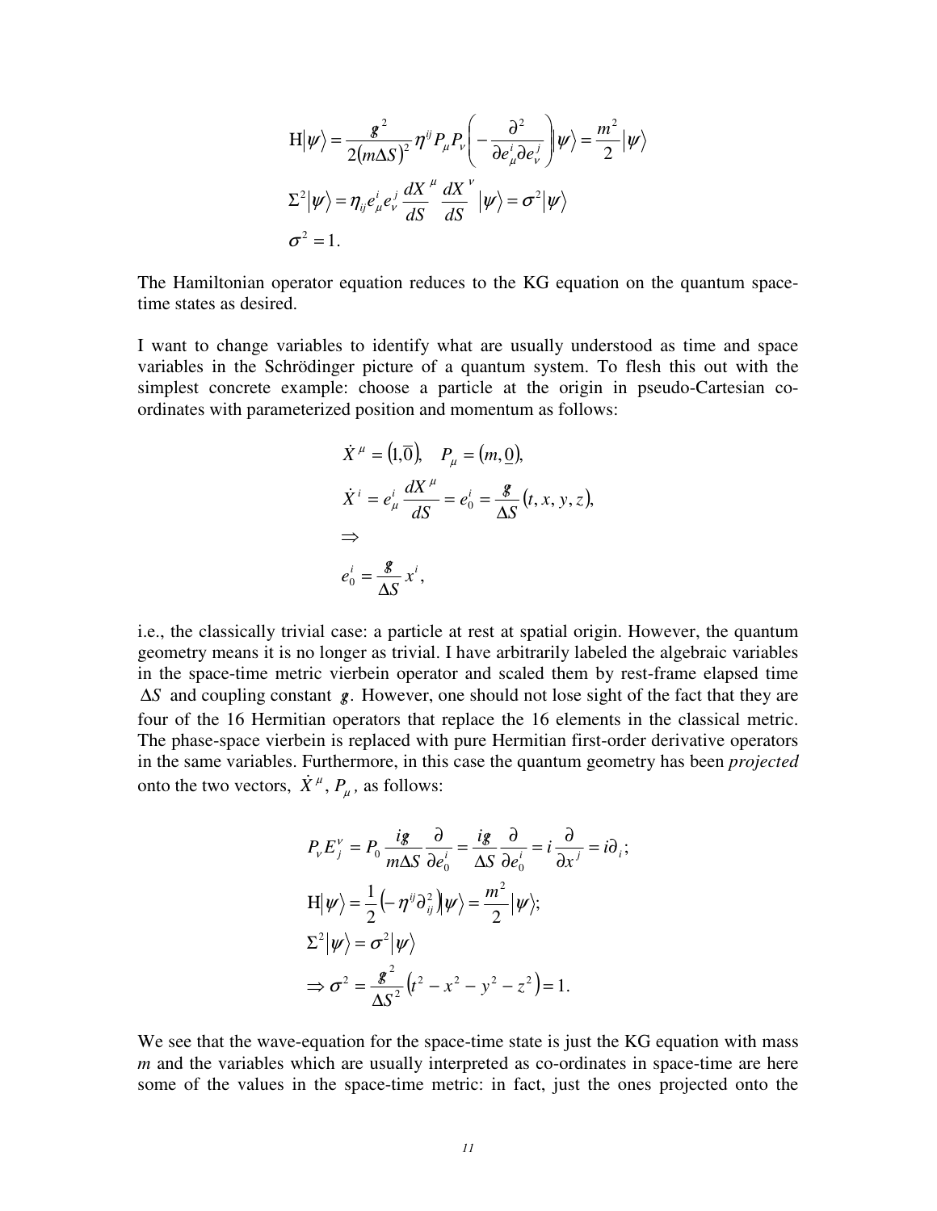$$
\begin{aligned}
&\mathrm{H}|\psi\rangle = \frac{g^2}{2(m\Delta S)^2}\eta^{ij}P_\mu P_\nu\left(-\frac{\partial^2}{\partial e^i_\mu \partial e^j_\nu}\right)|\psi\rangle = \frac{m^2}{2}|\psi\rangle \\
&\Sigma^2|\psi\rangle = \eta_{ij}e^i_\mu e^j_\nu \frac{dX^\mu}{dS}\frac{dX^\nu}{dS}\;|\psi\rangle = \sigma^2|\psi\rangle \\
&\sigma^2 = 1.
\end{aligned}
$$

The Hamiltonian operator equation reduces to the KG equation on the quantum space-time states as desired.

I want to change variables to identify what are usually understood as time and space variables in the Schrödinger picture of a quantum system. To flesh this out with the simplest concrete example: choose a particle at the origin in pseudo-Cartesian co-ordinates with parameterized position and momentum as follows:

$$
\begin{aligned}
&\dot{X}^\mu = (1,\overline{0}), \quad P_\mu = (m,\underline{0}), \\
&\dot{X}^i = e^i_\mu \frac{dX^\mu}{dS} = e^i_0 = \frac{g}{\Delta S}(t,x,y,z), \\
&\Rightarrow \\
&e^i_0 = \frac{g}{\Delta S}x^i,
\end{aligned}
$$

i.e., the classically trivial case: a particle at rest at spatial origin. However, the quantum geometry means it is no longer as trivial. I have arbitrarily labeled the algebraic variables in the space-time metric vierbein operator and scaled them by rest-frame elapsed time $\Delta S$ and coupling constant $g$. However, one should not lose sight of the fact that they are four of the 16 Hermitian operators that replace the 16 elements in the classical metric. The phase-space vierbein is replaced with pure Hermitian first-order derivative operators in the same variables. Furthermore, in this case the quantum geometry has been *projected* onto the two vectors, $\dot{X}^\mu$, $P_\mu$, as follows:

$$
\begin{aligned}
&P_\nu E^\nu_j = P_0 \frac{ig}{m\Delta S}\frac{\partial}{\partial e^i_0} = \frac{ig}{\Delta S}\frac{\partial}{\partial e^i_0} = i\frac{\partial}{\partial x^j} = i\partial_i; \\
&\mathrm{H}|\psi\rangle = \frac{1}{2}\left(-\eta^{ij}\partial^2_{ij}\right)|\psi\rangle = \frac{m^2}{2}|\psi\rangle; \\
&\Sigma^2|\psi\rangle = \sigma^2|\psi\rangle \\
&\Rightarrow \sigma^2 = \frac{g^2}{\Delta S^2}\left(t^2 - x^2 - y^2 - z^2\right) = 1.
\end{aligned}
$$

We see that the wave-equation for the space-time state is just the KG equation with mass $m$ and the variables which are usually interpreted as co-ordinates in space-time are here some of the values in the space-time metric: in fact, just the ones projected onto the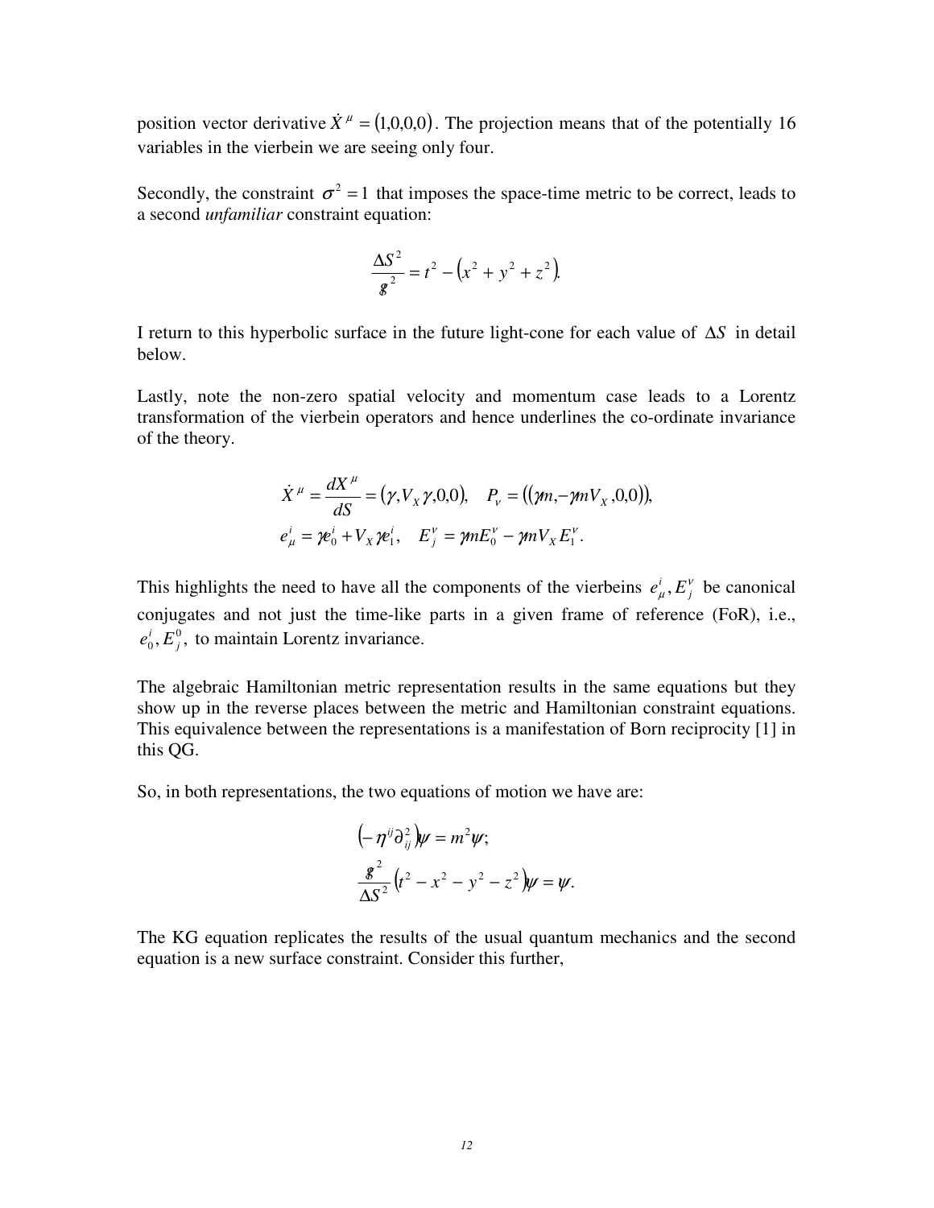position vector derivative $\dot{X}^{\mu} = (1,0,0,0)$. The projection means that of the potentially 16 variables in the vierbein we are seeing only four.

Secondly, the constraint $\sigma^2 = 1$ that imposes the space-time metric to be correct, leads to a second *unfamiliar* constraint equation:

$$\frac{\Delta S^2}{g^2} = t^2 - \left(x^2 + y^2 + z^2\right).$$

I return to this hyperbolic surface in the future light-cone for each value of $\Delta S$ in detail below.

Lastly, note the non-zero spatial velocity and momentum case leads to a Lorentz transformation of the vierbein operators and hence underlines the co-ordinate invariance of the theory.

$$\dot{X}^{\mu} = \frac{dX^{\mu}}{dS} = (\gamma, V_X \gamma, 0, 0), \quad P_{\nu} = ((\gamma m, -\gamma m V_X, 0, 0)),$$
$$e_{\mu}^{i} = \gamma e_0^i + V_X \gamma e_1^i, \quad E_j^{\nu} = \gamma m E_0^{\nu} - \gamma m V_X E_1^{\nu}.$$

This highlights the need to have all the components of the vierbeins $e_{\mu}^{i}, E_j^{\nu}$ be canonical conjugates and not just the time-like parts in a given frame of reference (FoR), i.e., $e_0^i, E_j^0,$ to maintain Lorentz invariance.

The algebraic Hamiltonian metric representation results in the same equations but they show up in the reverse places between the metric and Hamiltonian constraint equations. This equivalence between the representations is a manifestation of Born reciprocity [1] in this QG.

So, in both representations, the two equations of motion we have are:

$$\left(-\eta^{ij}\partial_{ij}^2\right)\psi = m^2\psi;$$
$$\frac{g^2}{\Delta S^2}\left(t^2 - x^2 - y^2 - z^2\right)\psi = \psi.$$

The KG equation replicates the results of the usual quantum mechanics and the second equation is a new surface constraint. Consider this further,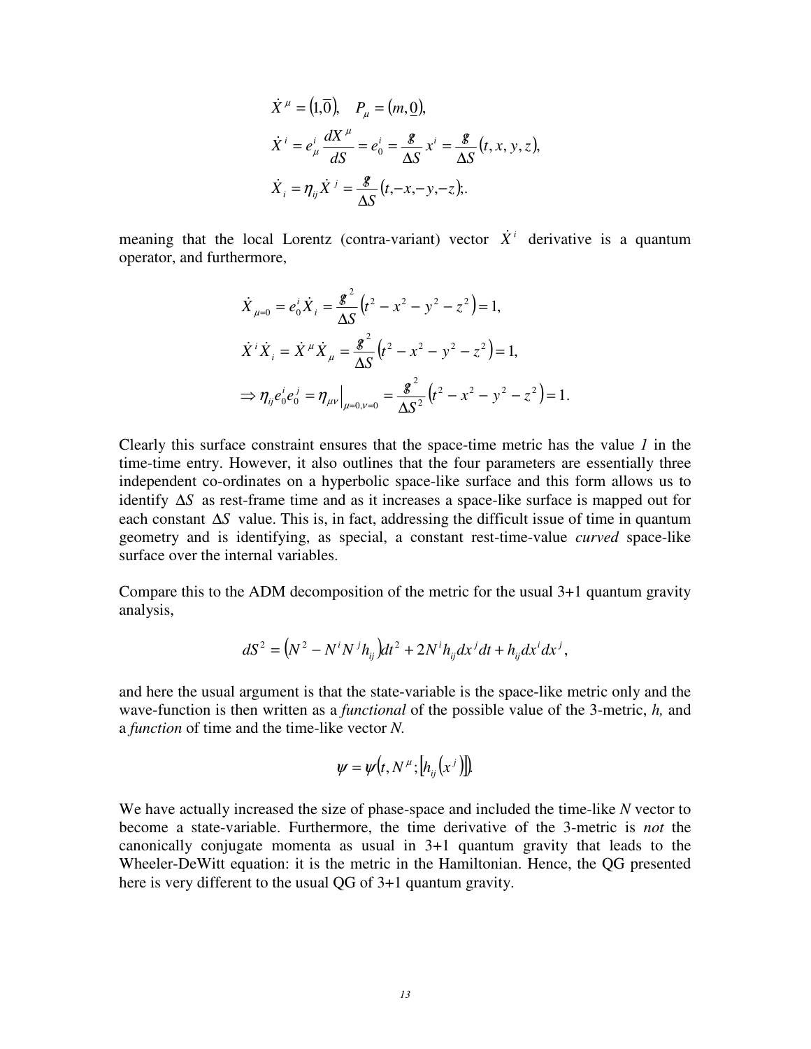$$\dot{X}^{\mu} = \left(1,\overline{0}\right), \quad P_{\mu} = \left(m,\underline{0}\right),$$

$$\dot{X}^{i} = e^{i}_{\mu}\frac{dX^{\mu}}{dS} = e^{i}_{0} = \frac{\mathcal{g}}{\Delta S}x^{i} = \frac{\mathcal{g}}{\Delta S}\left(t,x,y,z\right),$$

$$\dot{X}_{i} = \eta_{ij}\dot{X}^{j} = \frac{\mathcal{g}}{\Delta S}\left(t,-x,-y,-z\right);.$$

meaning that the local Lorentz (contra-variant) vector $\dot{X}^{i}$ derivative is a quantum operator, and furthermore,

$$\dot{X}_{\mu=0} = e^{i}_{0}\dot{X}_{i} = \frac{\mathcal{g}^{2}}{\Delta S}\left(t^{2}-x^{2}-y^{2}-z^{2}\right) = 1,$$

$$\dot{X}^{i}\dot{X}_{i} = \dot{X}^{\mu}\dot{X}_{\mu} = \frac{\mathcal{g}^{2}}{\Delta S}\left(t^{2}-x^{2}-y^{2}-z^{2}\right) = 1,$$

$$\Rightarrow \eta_{ij}e^{i}_{0}e^{j}_{0} = \eta_{\mu\nu}\Big|_{\mu=0,\nu=0} = \frac{\mathcal{g}^{2}}{\Delta S^{2}}\left(t^{2}-x^{2}-y^{2}-z^{2}\right) = 1.$$

Clearly this surface constraint ensures that the space-time metric has the value *1* in the time-time entry. However, it also outlines that the four parameters are essentially three independent co-ordinates on a hyperbolic space-like surface and this form allows us to identify $\Delta S$ as rest-frame time and as it increases a space-like surface is mapped out for each constant $\Delta S$ value. This is, in fact, addressing the difficult issue of time in quantum geometry and is identifying, as special, a constant rest-time-value *curved* space-like surface over the internal variables.

Compare this to the ADM decomposition of the metric for the usual 3+1 quantum gravity analysis,

$$dS^{2} = \left(N^{2} - N^{i}N^{j}h_{ij}\right)dt^{2} + 2N^{i}h_{ij}dx^{j}dt + h_{ij}dx^{i}dx^{j},$$

and here the usual argument is that the state-variable is the space-like metric only and the wave-function is then written as a *functional* of the possible value of the 3-metric, *h,* and a *function* of time and the time-like vector *N.*

$$\psi = \psi\left(t, N^{\mu}; \left[h_{ij}\left(x^{j}\right)\right]\right).$$

We have actually increased the size of phase-space and included the time-like *N* vector to become a state-variable. Furthermore, the time derivative of the 3-metric is *not* the canonically conjugate momenta as usual in 3+1 quantum gravity that leads to the Wheeler-DeWitt equation: it is the metric in the Hamiltonian. Hence, the QG presented here is very different to the usual QG of 3+1 quantum gravity.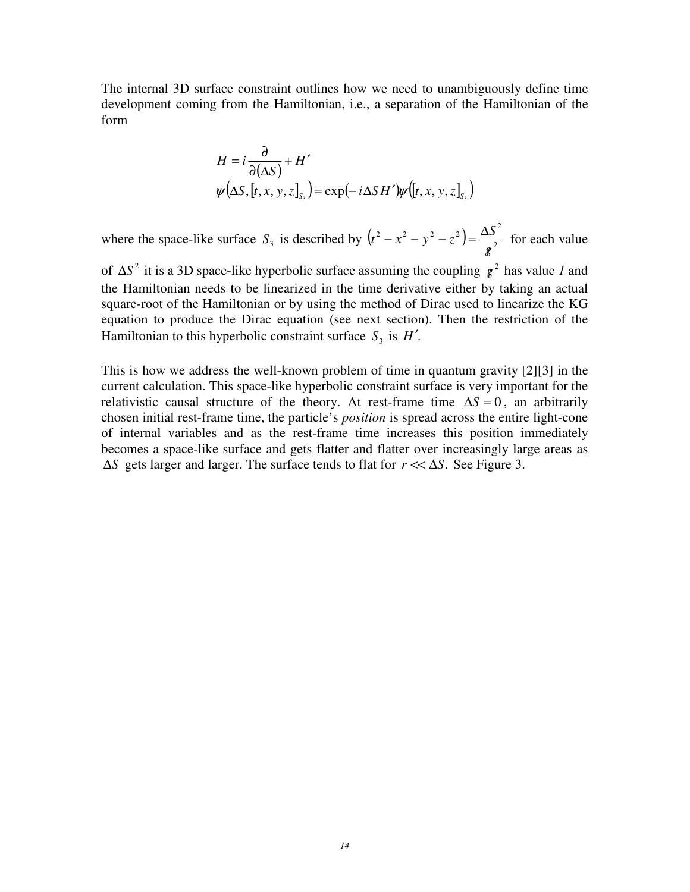The internal 3D surface constraint outlines how we need to unambiguously define time development coming from the Hamiltonian, i.e., a separation of the Hamiltonian of the form

$$
\begin{aligned}
H &= i\frac{\partial}{\partial(\Delta S)} + H' \\
\psi\left(\Delta S, [t, x, y, z]_{S_3}\right) &= \exp(-i\Delta S H')\psi\left([t, x, y, z]_{S_3}\right)
\end{aligned}
$$

where the space-like surface $S_3$ is described by $\left(t^2 - x^2 - y^2 - z^2\right) = \frac{\Delta S^2}{g^2}$ for each value of $\Delta S^2$ it is a 3D space-like hyperbolic surface assuming the coupling $g^2$ has value *1* and the Hamiltonian needs to be linearized in the time derivative either by taking an actual square-root of the Hamiltonian or by using the method of Dirac used to linearize the KG equation to produce the Dirac equation (see next section). Then the restriction of the Hamiltonian to this hyperbolic constraint surface $S_3$ is $H'$.

This is how we address the well-known problem of time in quantum gravity [2][3] in the current calculation. This space-like hyperbolic constraint surface is very important for the relativistic causal structure of the theory. At rest-frame time $\Delta S = 0$, an arbitrarily chosen initial rest-frame time, the particle's *position* is spread across the entire light-cone of internal variables and as the rest-frame time increases this position immediately becomes a space-like surface and gets flatter and flatter over increasingly large areas as $\Delta S$ gets larger and larger. The surface tends to flat for $r << \Delta S$. See Figure 3.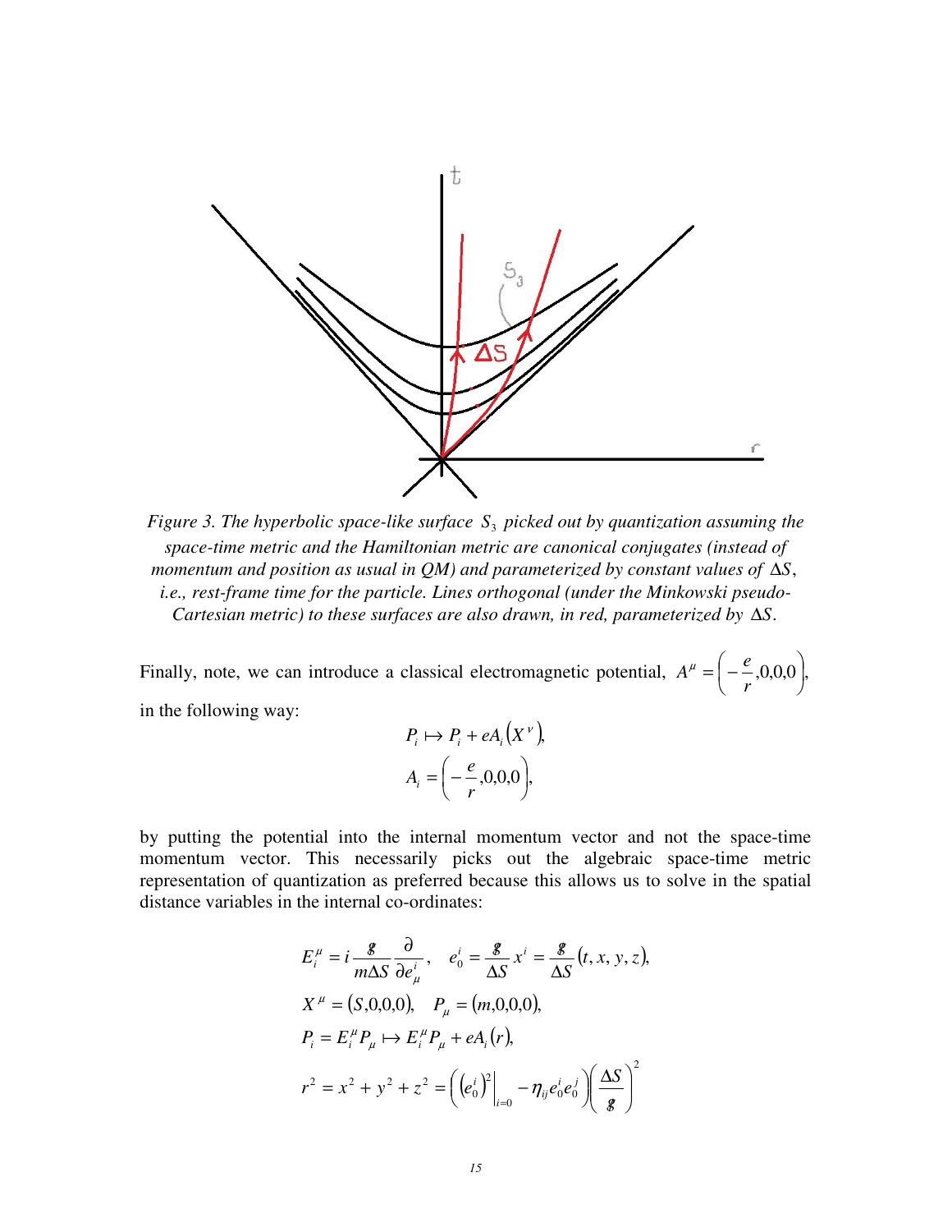Figure 3. The hyperbolic space-like surface $S_3$ picked out by quantization assuming the space-time metric and the Hamiltonian metric are canonical conjugates (instead of momentum and position as usual in QM) and parameterized by constant values of $\Delta S$, i.e., rest-frame time for the particle. Lines orthogonal (under the Minkowski pseudo-Cartesian metric) to these surfaces are also drawn, in red, parameterized by $\Delta S$.

Finally, note, we can introduce a classical electromagnetic potential, $A^{\mu} = \left(-\frac{e}{r}, 0, 0, 0\right)$, in the following way:

$$P_i \mapsto P_i + eA_i\left(X^{\nu}\right),$$
$$A_i = \left(-\frac{e}{r}, 0, 0, 0\right),$$

by putting the potential into the internal momentum vector and not the space-time momentum vector. This necessarily picks out the algebraic space-time metric representation of quantization as preferred because this allows us to solve in the spatial distance variables in the internal co-ordinates:

$$E_i^{\mu} = i\frac{\hbar}{m\Delta S}\frac{\partial}{\partial e_{\mu}^{i}}, \quad e_0^i = \frac{\hbar}{\Delta S}x^i = \frac{\hbar}{\Delta S}(t, x, y, z),$$
$$X^{\mu} = (S, 0, 0, 0), \quad P_{\mu} = (m, 0, 0, 0),$$
$$P_i = E_i^{\mu}P_{\mu} \mapsto E_i^{\mu}P_{\mu} + eA_i(r),$$
$$r^2 = x^2 + y^2 + z^2 = \left(\left(e_0^i\right)^2\Big|_{i=0} - \eta_{ij}e_0^i e_0^j\right)\left(\frac{\Delta S}{\hbar}\right)^2$$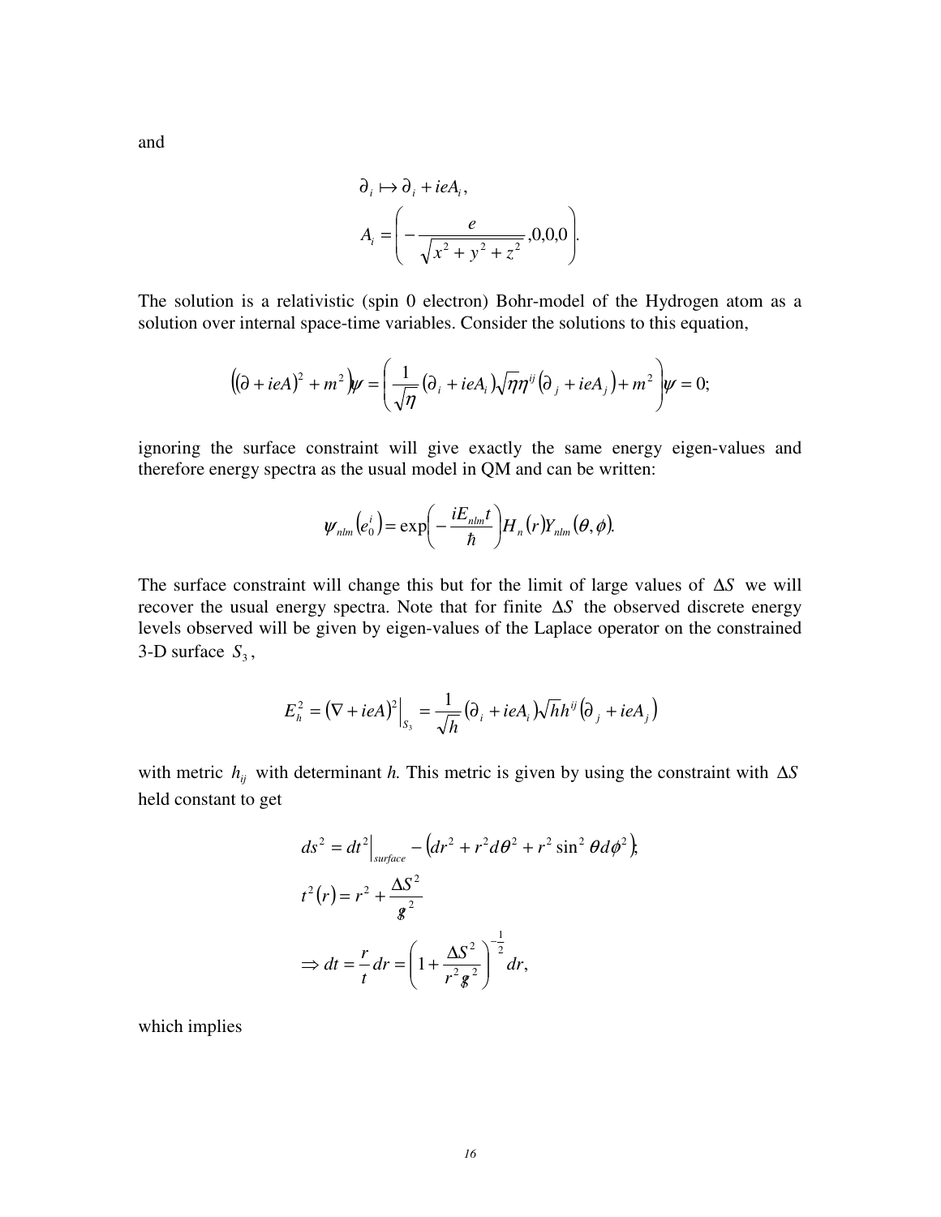and

$$\partial_i \mapsto \partial_i + ieA_i,$$
$$A_i = \left( -\frac{e}{\sqrt{x^2 + y^2 + z^2}}, 0, 0, 0 \right).$$

The solution is a relativistic (spin 0 electron) Bohr-model of the Hydrogen atom as a solution over internal space-time variables. Consider the solutions to this equation,

$$\left( (\partial + ieA)^2 + m^2 \right) \psi = \left( \frac{1}{\sqrt{\eta}} (\partial_i + ieA_i) \sqrt{\eta} \eta^{ij} (\partial_j + ieA_j) + m^2 \right) \psi = 0;$$

ignoring the surface constraint will give exactly the same energy eigen-values and therefore energy spectra as the usual model in QM and can be written:

$$\psi_{nlm}(e_0^i) = \exp\left( -\frac{iE_{nlm}t}{\hbar} \right) H_n(r) Y_{nlm}(\theta, \phi).$$

The surface constraint will change this but for the limit of large values of $\Delta S$ we will recover the usual energy spectra. Note that for finite $\Delta S$ the observed discrete energy levels observed will be given by eigen-values of the Laplace operator on the constrained 3-D surface $S_3$,

$$E_h^2 = (\nabla + ieA)^2 \Big|_{S_3} = \frac{1}{\sqrt{h}} (\partial_i + ieA_i) \sqrt{h} h^{ij} (\partial_j + ieA_j)$$

with metric $h_{ij}$ with determinant *h*. This metric is given by using the constraint with $\Delta S$ held constant to get

$$ds^2 = dt^2 \Big|_{surface} - \left( dr^2 + r^2 d\theta^2 + r^2 \sin^2 \theta d\phi^2 \right);$$
$$t^2(r) = r^2 + \frac{\Delta S^2}{\not{g}^2}$$
$$\Rightarrow dt = \frac{r}{t} dr = \left( 1 + \frac{\Delta S^2}{r^2 \not{g}^2} \right)^{-\frac{1}{2}} dr,$$

which implies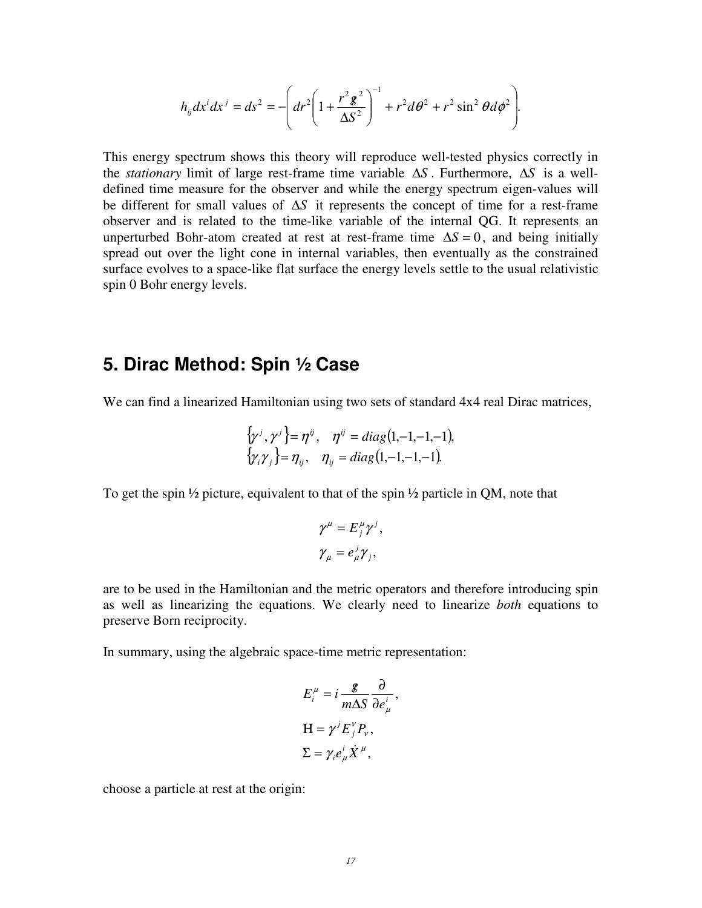$$h_{ij}dx^i dx^j = ds^2 = -\left( dr^2 \left( 1 + \frac{r^2 \hbar^2}{\Delta S^2} \right)^{-1} + r^2 d\theta^2 + r^2 \sin^2 \theta d\phi^2 \right).$$

This energy spectrum shows this theory will reproduce well-tested physics correctly in the *stationary* limit of large rest-frame time variable $\Delta S$. Furthermore, $\Delta S$ is a well-defined time measure for the observer and while the energy spectrum eigen-values will be different for small values of $\Delta S$ it represents the concept of time for a rest-frame observer and is related to the time-like variable of the internal QG. It represents an unperturbed Bohr-atom created at rest at rest-frame time $\Delta S = 0$, and being initially spread out over the light cone in internal variables, then eventually as the constrained surface evolves to a space-like flat surface the energy levels settle to the usual relativistic spin 0 Bohr energy levels.

## 5. Dirac Method: Spin ½ Case

We can find a linearized Hamiltonian using two sets of standard 4x4 real Dirac matrices,

$$\{\gamma^j, \gamma^j\} = \eta^{ij}, \quad \eta^{ij} = diag(1,-1,-1,-1),$$
$$\{\gamma_i \gamma_j\} = \eta_{ij}, \quad \eta_{ij} = diag(1,-1,-1,-1).$$

To get the spin ½ picture, equivalent to that of the spin ½ particle in QM, note that

$$\gamma^\mu = E^\mu_j \gamma^j,$$
$$\gamma_\mu = e^j_\mu \gamma_j,$$

are to be used in the Hamiltonian and the metric operators and therefore introducing spin as well as linearizing the equations. We clearly need to linearize *both* equations to preserve Born reciprocity.

In summary, using the algebraic space-time metric representation:

$$E^\mu_i = i \frac{\hbar}{m \Delta S} \frac{\partial}{\partial e^i_\mu},$$
$$\mathrm{H} = \gamma^j E^\nu_j P_\nu,$$
$$\Sigma = \gamma_i e^i_\mu \dot{X}^\mu,$$

choose a particle at rest at the origin: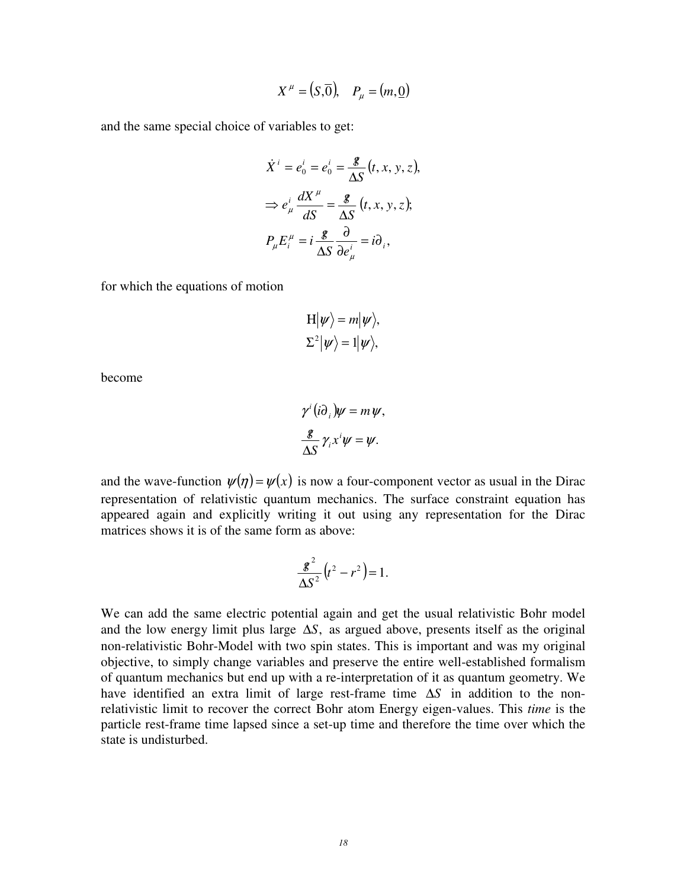$$X^{\mu} = \left(S, \overline{0}\right), \quad P_{\mu} = \left(m, \underline{0}\right)$$

and the same special choice of variables to get:

$$\dot{X}^{i} = e_{0}^{i} = e_{0}^{i} = \frac{g}{\Delta S}\left(t, x, y, z\right),$$

$$\Rightarrow e_{\mu}^{i}\frac{dX^{\mu}}{dS} = \frac{g}{\Delta S}\left(t, x, y, z\right);$$

$$P_{\mu}E_{i}^{\mu} = i\frac{g}{\Delta S}\frac{\partial}{\partial e_{\mu}^{i}} = i\partial_{i},$$

for which the equations of motion

$$\mathrm{H}\left|\psi\right\rangle = m\left|\psi\right\rangle,$$

$$\Sigma^{2}\left|\psi\right\rangle = 1\left|\psi\right\rangle,$$

become

$$\gamma^{i}\left(i\partial_{i}\right)\psi = m\psi,$$

$$\frac{g}{\Delta S}\gamma_{i}x^{i}\psi = \psi.$$

and the wave-function $\psi(\eta) = \psi(x)$ is now a four-component vector as usual in the Dirac representation of relativistic quantum mechanics. The surface constraint equation has appeared again and explicitly writing it out using any representation for the Dirac matrices shows it is of the same form as above:

$$\frac{g^{2}}{\Delta S^{2}}\left(t^{2} - r^{2}\right) = 1.$$

We can add the same electric potential again and get the usual relativistic Bohr model and the low energy limit plus large $\Delta S$, as argued above, presents itself as the original non-relativistic Bohr-Model with two spin states. This is important and was my original objective, to simply change variables and preserve the entire well-established formalism of quantum mechanics but end up with a re-interpretation of it as quantum geometry. We have identified an extra limit of large rest-frame time $\Delta S$ in addition to the non-relativistic limit to recover the correct Bohr atom Energy eigen-values. This *time* is the particle rest-frame time lapsed since a set-up time and therefore the time over which the state is undisturbed.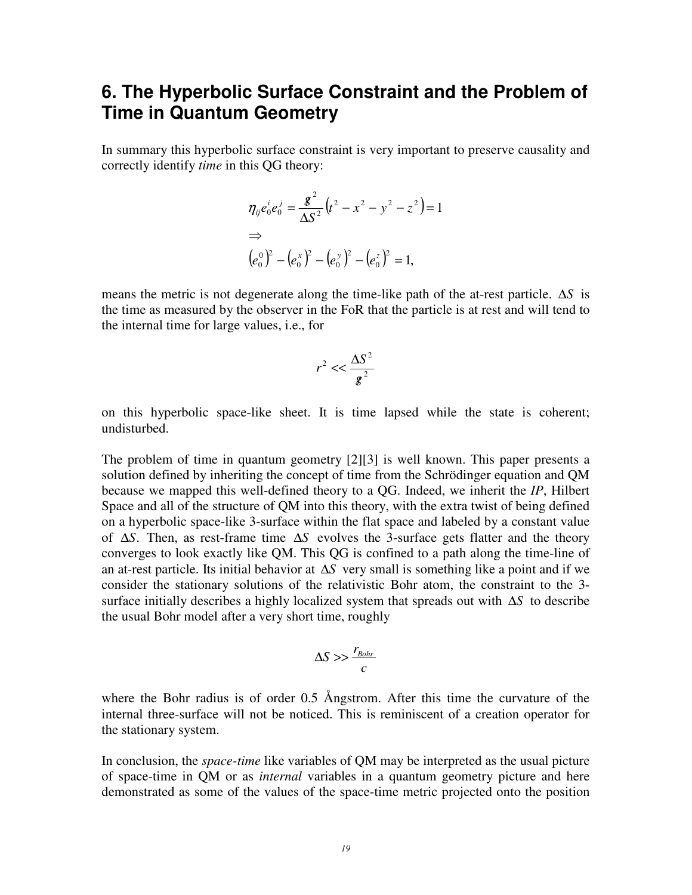## 6. The Hyperbolic Surface Constraint and the Problem of Time in Quantum Geometry

In summary this hyperbolic surface constraint is very important to preserve causality and correctly identify *time* in this QG theory:

$$
\begin{aligned}
&\eta_{ij} e_0^i e_0^j = \frac{g^2}{\Delta S^2}\left(t^2 - x^2 - y^2 - z^2\right) = 1 \\
&\Rightarrow \\
&\left(e_0^0\right)^2 - \left(e_0^x\right)^2 - \left(e_0^y\right)^2 - \left(e_0^z\right)^2 = 1,
\end{aligned}
$$

means the metric is not degenerate along the time-like path of the at-rest particle. $\Delta S$ is the time as measured by the observer in the FoR that the particle is at rest and will tend to the internal time for large values, i.e., for

$$
r^2 << \frac{\Delta S^2}{g^2}
$$

on this hyperbolic space-like sheet. It is time lapsed while the state is coherent; undisturbed.

The problem of time in quantum geometry [2][3] is well known. This paper presents a solution defined by inheriting the concept of time from the Schrödinger equation and QM because we mapped this well-defined theory to a QG. Indeed, we inherit the *IP*, Hilbert Space and all of the structure of QM into this theory, with the extra twist of being defined on a hyperbolic space-like 3-surface within the flat space and labeled by a constant value of $\Delta S$. Then, as rest-frame time $\Delta S$ evolves the 3-surface gets flatter and the theory converges to look exactly like QM. This QG is confined to a path along the time-line of an at-rest particle. Its initial behavior at $\Delta S$ very small is something like a point and if we consider the stationary solutions of the relativistic Bohr atom, the constraint to the 3-surface initially describes a highly localized system that spreads out with $\Delta S$ to describe the usual Bohr model after a very short time, roughly

$$
\Delta S >> \frac{r_{Bohr}}{c}
$$

where the Bohr radius is of order 0.5 Ångstrom. After this time the curvature of the internal three-surface will not be noticed. This is reminiscent of a creation operator for the stationary system.

In conclusion, the *space-time* like variables of QM may be interpreted as the usual picture of space-time in QM or as *internal* variables in a quantum geometry picture and here demonstrated as some of the values of the space-time metric projected onto the position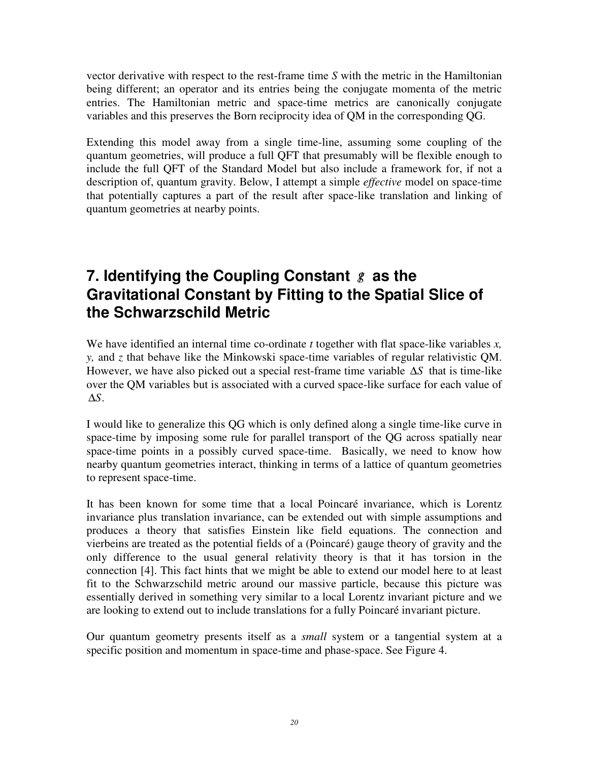vector derivative with respect to the rest-frame time $S$ with the metric in the Hamiltonian being different; an operator and its entries being the conjugate momenta of the metric entries. The Hamiltonian metric and space-time metrics are canonically conjugate variables and this preserves the Born reciprocity idea of QM in the corresponding QG.

Extending this model away from a single time-line, assuming some coupling of the quantum geometries, will produce a full QFT that presumably will be flexible enough to include the full QFT of the Standard Model but also include a framework for, if not a description of, quantum gravity. Below, I attempt a simple *effective* model on space-time that potentially captures a part of the result after space-like translation and linking of quantum geometries at nearby points.

## 7. Identifying the Coupling Constant $g$ as the Gravitational Constant by Fitting to the Spatial Slice of the Schwarzschild Metric

We have identified an internal time co-ordinate $t$ together with flat space-like variables $x$, $y$, and $z$ that behave like the Minkowski space-time variables of regular relativistic QM. However, we have also picked out a special rest-frame time variable $\Delta S$ that is time-like over the QM variables but is associated with a curved space-like surface for each value of $\Delta S$.

I would like to generalize this QG which is only defined along a single time-like curve in space-time by imposing some rule for parallel transport of the QG across spatially near space-time points in a possibly curved space-time. Basically, we need to know how nearby quantum geometries interact, thinking in terms of a lattice of quantum geometries to represent space-time.

It has been known for some time that a local Poincaré invariance, which is Lorentz invariance plus translation invariance, can be extended out with simple assumptions and produces a theory that satisfies Einstein like field equations. The connection and vierbeins are treated as the potential fields of a (Poincaré) gauge theory of gravity and the only difference to the usual general relativity theory is that it has torsion in the connection [4]. This fact hints that we might be able to extend our model here to at least fit to the Schwarzschild metric around our massive particle, because this picture was essentially derived in something very similar to a local Lorentz invariant picture and we are looking to extend out to include translations for a fully Poincaré invariant picture.

Our quantum geometry presents itself as a *small* system or a tangential system at a specific position and momentum in space-time and phase-space. See Figure 4.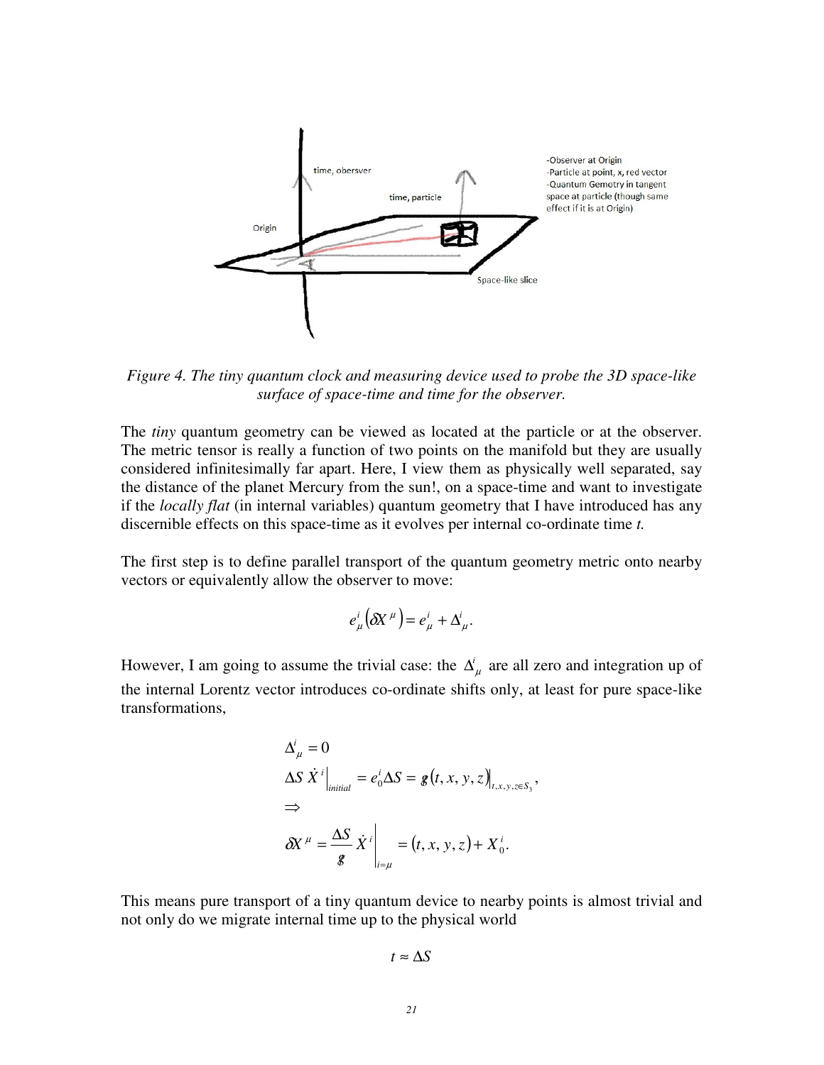*Figure 4. The tiny quantum clock and measuring device used to probe the 3D space-like surface of space-time and time for the observer.*

The *tiny* quantum geometry can be viewed as located at the particle or at the observer. The metric tensor is really a function of two points on the manifold but they are usually considered infinitesimally far apart. Here, I view them as physically well separated, say the distance of the planet Mercury from the sun!, on a space-time and want to investigate if the *locally flat* (in internal variables) quantum geometry that I have introduced has any discernible effects on this space-time as it evolves per internal co-ordinate time *t.*

The first step is to define parallel transport of the quantum geometry metric onto nearby vectors or equivalently allow the observer to move:

$$e^i_\mu\left(\delta X^\mu\right) = e^i_\mu + \Delta^i_\mu .$$

However, I am going to assume the trivial case: the $\Delta^i_\mu$ are all zero and integration up of the internal Lorentz vector introduces co-ordinate shifts only, at least for pure space-like transformations,

$$\begin{aligned}
&\Delta^i_\mu = 0 \\
&\Delta S\, \dot{X}^i\Big|_{initial} = e^i_0 \Delta S = g(t,x,y,z)\big|_{t,x,y,z\in S_3}, \\
&\Rightarrow \\
&\delta X^\mu = \frac{\Delta S}{g}\dot{X}^i\Bigg|_{i=\mu} = (t,x,y,z) + X^i_0 .
\end{aligned}$$

This means pure transport of a tiny quantum device to nearby points is almost trivial and not only do we migrate internal time up to the physical world

$$t \approx \Delta S$$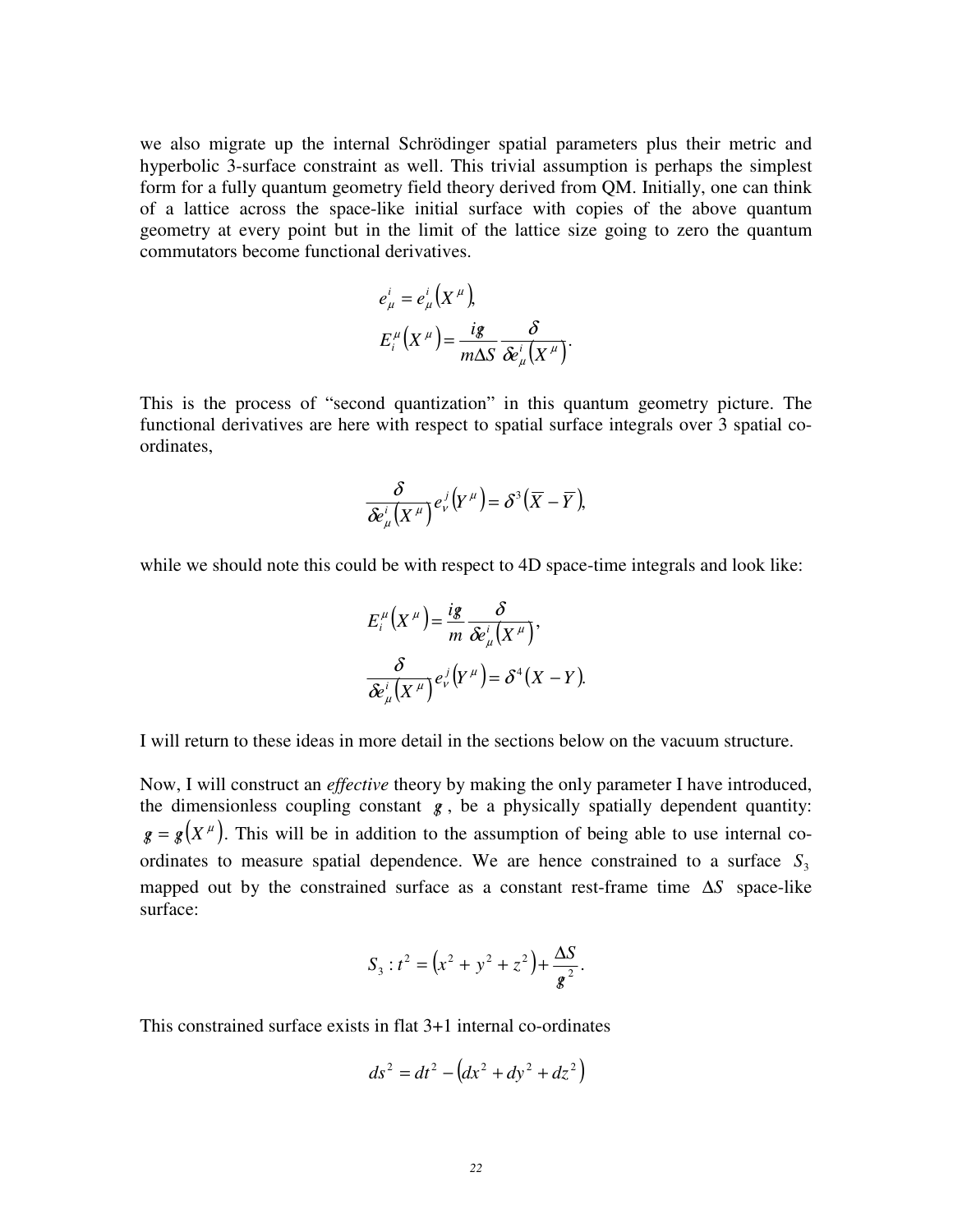we also migrate up the internal Schrödinger spatial parameters plus their metric and hyperbolic 3-surface constraint as well. This trivial assumption is perhaps the simplest form for a fully quantum geometry field theory derived from QM. Initially, one can think of a lattice across the space-like initial surface with copies of the above quantum geometry at every point but in the limit of the lattice size going to zero the quantum commutators become functional derivatives.

$$
\begin{aligned}
&e_{\mu}^{i} = e_{\mu}^{i}\left(X^{\mu}\right), \\
&E_{i}^{\mu}\left(X^{\mu}\right) = \frac{i g}{m \Delta S} \frac{\delta}{\delta e_{\mu}^{i}\left(X^{\mu}\right)}.
\end{aligned}
$$

This is the process of "second quantization" in this quantum geometry picture. The functional derivatives are here with respect to spatial surface integrals over 3 spatial co-ordinates,

$$
\frac{\delta}{\delta e_{\mu}^{i}\left(X^{\mu}\right)} e_{\nu}^{j}\left(Y^{\mu}\right) = \delta^{3}\left(\overline{X} - \overline{Y}\right),
$$

while we should note this could be with respect to 4D space-time integrals and look like:

$$
\begin{aligned}
&E_{i}^{\mu}\left(X^{\mu}\right) = \frac{i g}{m} \frac{\delta}{\delta e_{\mu}^{i}\left(X^{\mu}\right)}, \\
&\frac{\delta}{\delta e_{\mu}^{i}\left(X^{\mu}\right)} e_{\nu}^{j}\left(Y^{\mu}\right) = \delta^{4}\left(X - Y\right).
\end{aligned}
$$

I will return to these ideas in more detail in the sections below on the vacuum structure.

Now, I will construct an *effective* theory by making the only parameter I have introduced, the dimensionless coupling constant $g$, be a physically spatially dependent quantity: $g = g\left(X^{\mu}\right)$. This will be in addition to the assumption of being able to use internal co-ordinates to measure spatial dependence. We are hence constrained to a surface $S_3$ mapped out by the constrained surface as a constant rest-frame time $\Delta S$ space-like surface:

$$
S_3 : t^2 = \left(x^2 + y^2 + z^2\right) + \frac{\Delta S}{g^2}.
$$

This constrained surface exists in flat 3+1 internal co-ordinates

$$
ds^2 = dt^2 - \left(dx^2 + dy^2 + dz^2\right)
$$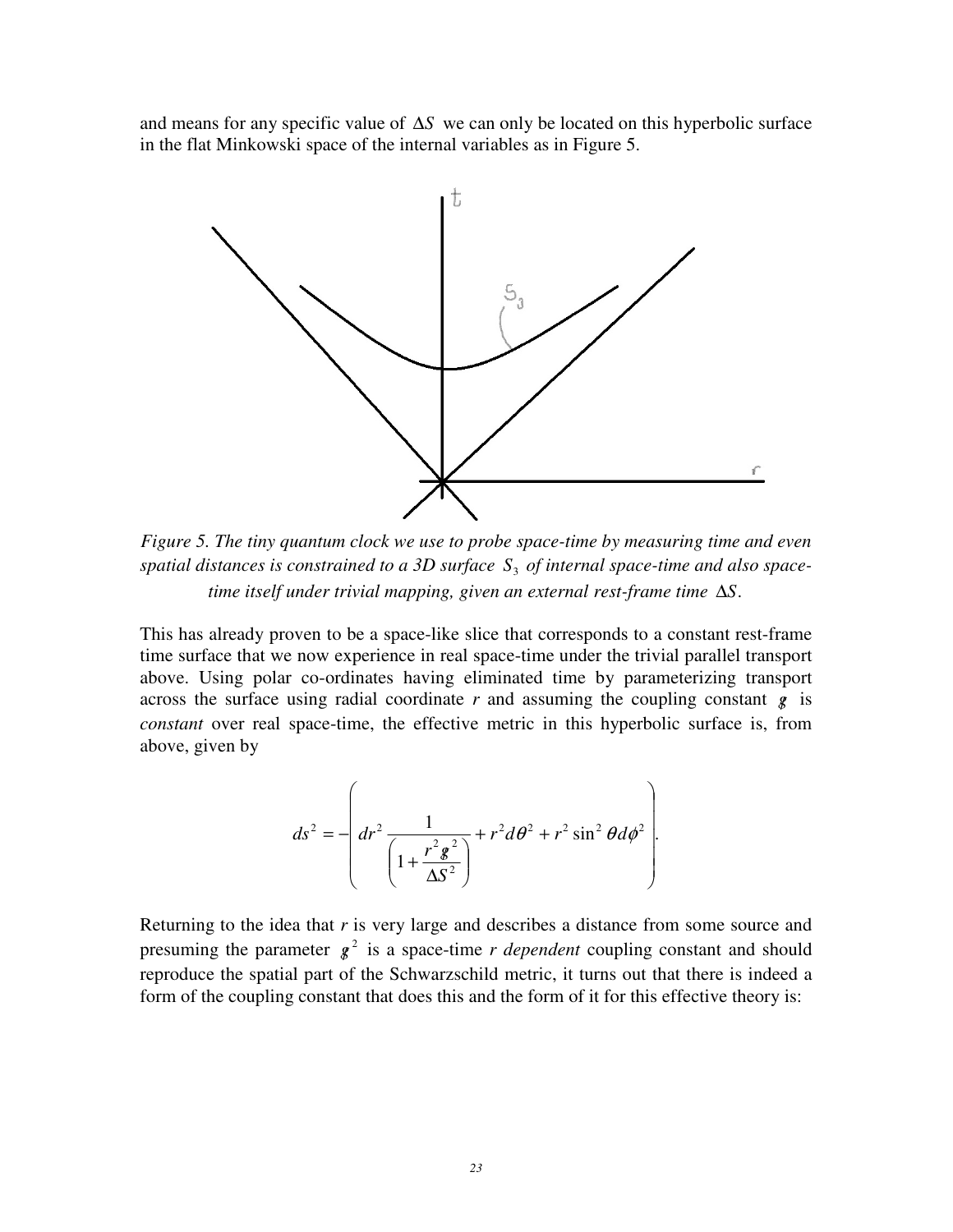and means for any specific value of $\Delta S$ we can only be located on this hyperbolic surface in the flat Minkowski space of the internal variables as in Figure 5.

*Figure 5. The tiny quantum clock we use to probe space-time by measuring time and even spatial distances is constrained to a 3D surface $S_3$ of internal space-time and also space-time itself under trivial mapping, given an external rest-frame time $\Delta S$.*

This has already proven to be a space-like slice that corresponds to a constant rest-frame time surface that we now experience in real space-time under the trivial parallel transport above. Using polar co-ordinates having eliminated time by parameterizing transport across the surface using radial coordinate *r* and assuming the coupling constant $g$ is *constant* over real space-time, the effective metric in this hyperbolic surface is, from above, given by

$$ds^2 = -\left( dr^2 \frac{1}{\left(1 + \frac{r^2 g^2}{\Delta S^2}\right)} + r^2 d\theta^2 + r^2 \sin^2 \theta d\phi^2 \right).$$

Returning to the idea that *r* is very large and describes a distance from some source and presuming the parameter $g^2$ is a space-time *r dependent* coupling constant and should reproduce the spatial part of the Schwarzschild metric, it turns out that there is indeed a form of the coupling constant that does this and the form of it for this effective theory is: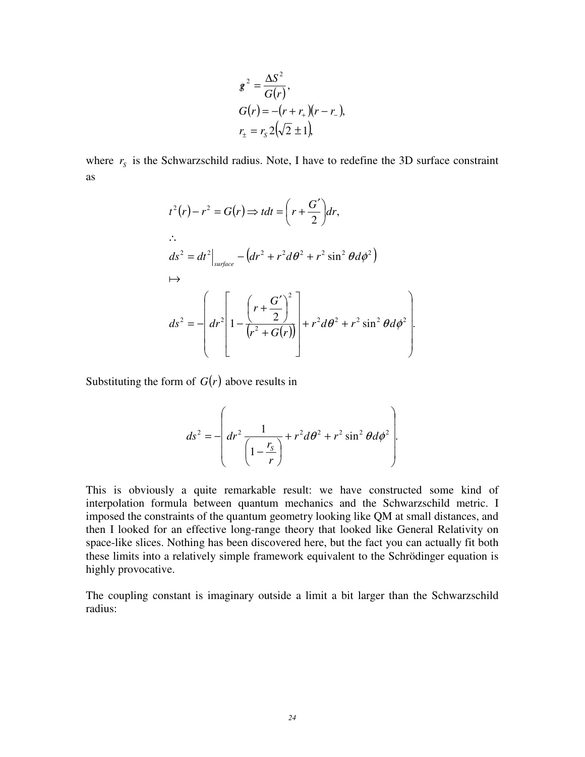$$
\begin{aligned}
g^2 &= \frac{\Delta S^2}{G(r)}, \\
G(r) &= -(r + r_+)(r - r_-), \\
r_\pm &= r_S 2\left(\sqrt{2} \pm 1\right),
\end{aligned}
$$

where $r_S$ is the Schwarzschild radius. Note, I have to redefine the 3D surface constraint as

$$
\begin{aligned}
& t^2(r) - r^2 = G(r) \Rightarrow t dt = \left( r + \frac{G'}{2} \right) dr, \\
& \therefore \\
& ds^2 = dt^2\Big|_{surface} - \left( dr^2 + r^2 d\theta^2 + r^2 \sin^2 \theta d\phi^2 \right) \\
& \mapsto \\
& ds^2 = -\left( dr^2 \left[ 1 - \frac{\left( r + \frac{G'}{2} \right)^2}{\left( r^2 + G(r) \right)} \right] + r^2 d\theta^2 + r^2 \sin^2 \theta d\phi^2 \right).
\end{aligned}
$$

Substituting the form of $G(r)$ above results in

$$
ds^2 = -\left( dr^2 \frac{1}{\left( 1 - \frac{r_S}{r} \right)} + r^2 d\theta^2 + r^2 \sin^2 \theta d\phi^2 \right).
$$

This is obviously a quite remarkable result: we have constructed some kind of interpolation formula between quantum mechanics and the Schwarzschild metric. I imposed the constraints of the quantum geometry looking like QM at small distances, and then I looked for an effective long-range theory that looked like General Relativity on space-like slices. Nothing has been discovered here, but the fact you can actually fit both these limits into a relatively simple framework equivalent to the Schrödinger equation is highly provocative.

The coupling constant is imaginary outside a limit a bit larger than the Schwarzschild radius: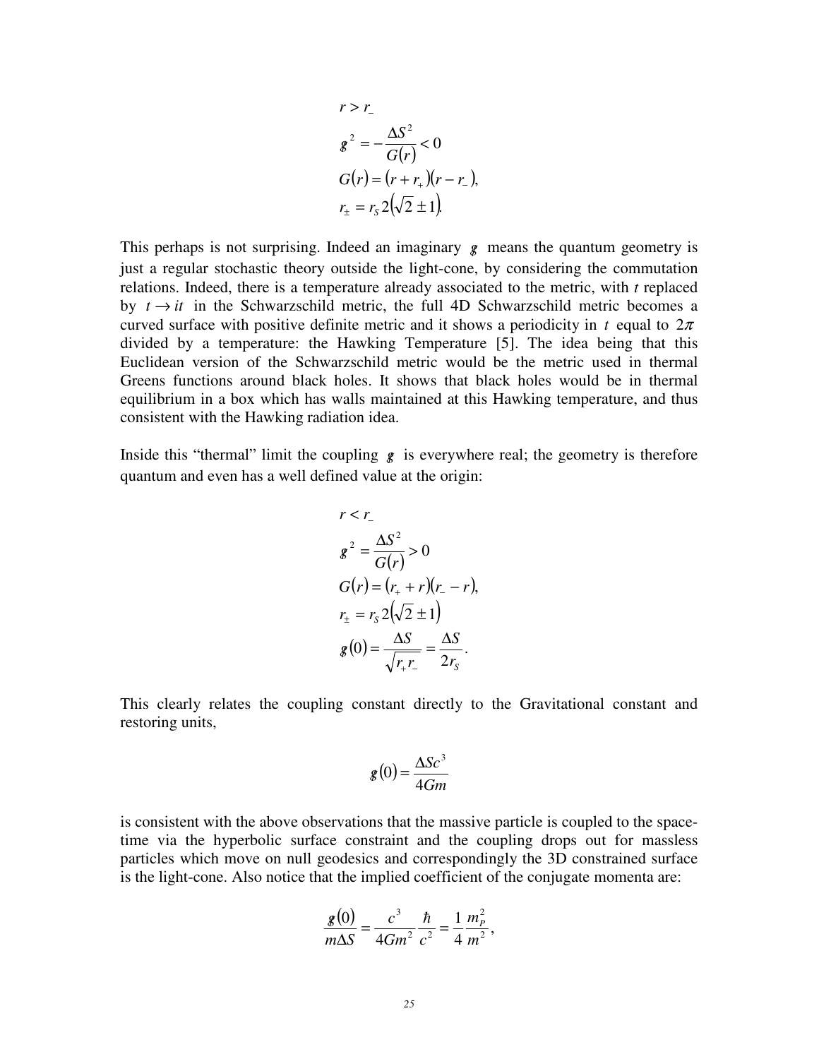$$
\begin{aligned}
& r > r_- \\
& g^2 = -\frac{\Delta S^2}{G(r)} < 0 \\
& G(r) = (r + r_+)(r - r_-), \\
& r_\pm = r_S 2(\sqrt{2} \pm 1).
\end{aligned}
$$

This perhaps is not surprising. Indeed an imaginary $g$ means the quantum geometry is just a regular stochastic theory outside the light-cone, by considering the commutation relations. Indeed, there is a temperature already associated to the metric, with *t* replaced by $t \to it$ in the Schwarzschild metric, the full 4D Schwarzschild metric becomes a curved surface with positive definite metric and it shows a periodicity in $t$ equal to $2\pi$ divided by a temperature: the Hawking Temperature [5]. The idea being that this Euclidean version of the Schwarzschild metric would be the metric used in thermal Greens functions around black holes. It shows that black holes would be in thermal equilibrium in a box which has walls maintained at this Hawking temperature, and thus consistent with the Hawking radiation idea.

Inside this "thermal" limit the coupling $g$ is everywhere real; the geometry is therefore quantum and even has a well defined value at the origin:

$$
\begin{aligned}
& r < r_- \\
& g^2 = \frac{\Delta S^2}{G(r)} > 0 \\
& G(r) = (r_+ + r)(r_- - r), \\
& r_\pm = r_S 2(\sqrt{2} \pm 1) \\
& g(0) = \frac{\Delta S}{\sqrt{r_+ r_-}} = \frac{\Delta S}{2 r_S}.
\end{aligned}
$$

This clearly relates the coupling constant directly to the Gravitational constant and restoring units,

$$
g(0) = \frac{\Delta S c^3}{4 G m}
$$

is consistent with the above observations that the massive particle is coupled to the space-time via the hyperbolic surface constraint and the coupling drops out for massless particles which move on null geodesics and correspondingly the 3D constrained surface is the light-cone. Also notice that the implied coefficient of the conjugate momenta are:

$$
\frac{g(0)}{m \Delta S} = \frac{c^3}{4 G m^2} \frac{\hbar}{c^2} = \frac{1}{4} \frac{m_P^2}{m^2},
$$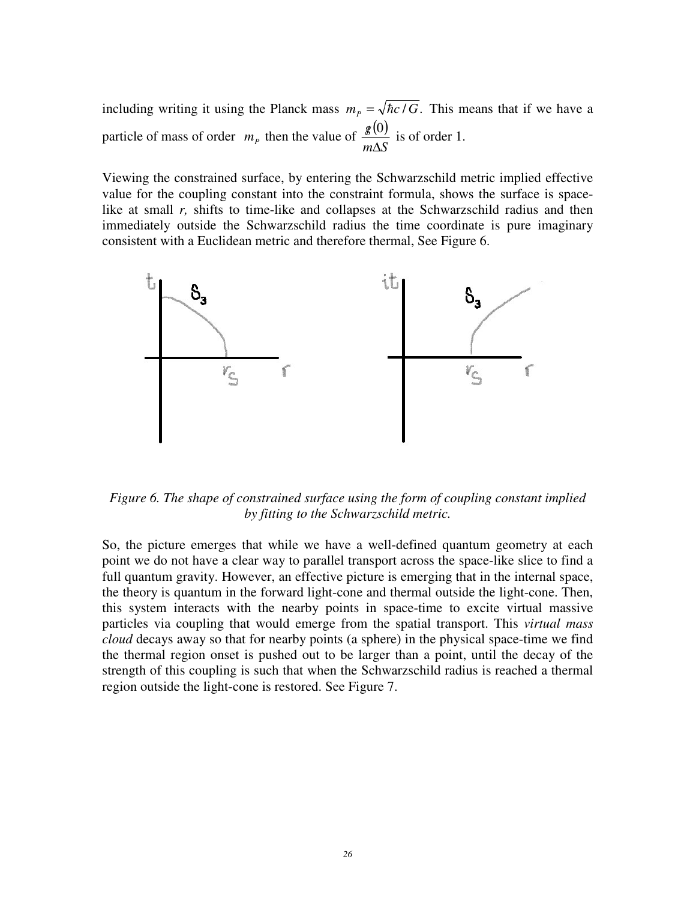including writing it using the Planck mass $m_P = \sqrt{\hbar c / G}$. This means that if we have a particle of mass of order $m_P$ then the value of $\frac{g(0)}{m\Delta S}$ is of order 1.

Viewing the constrained surface, by entering the Schwarzschild metric implied effective value for the coupling constant into the constraint formula, shows the surface is space-like at small *r,* shifts to time-like and collapses at the Schwarzschild radius and then immediately outside the Schwarzschild radius the time coordinate is pure imaginary consistent with a Euclidean metric and therefore thermal, See Figure 6.

*Figure 6. The shape of constrained surface using the form of coupling constant implied by fitting to the Schwarzschild metric.*

So, the picture emerges that while we have a well-defined quantum geometry at each point we do not have a clear way to parallel transport across the space-like slice to find a full quantum gravity. However, an effective picture is emerging that in the internal space, the theory is quantum in the forward light-cone and thermal outside the light-cone. Then, this system interacts with the nearby points in space-time to excite virtual massive particles via coupling that would emerge from the spatial transport. This *virtual mass cloud* decays away so that for nearby points (a sphere) in the physical space-time we find the thermal region onset is pushed out to be larger than a point, until the decay of the strength of this coupling is such that when the Schwarzschild radius is reached a thermal region outside the light-cone is restored. See Figure 7.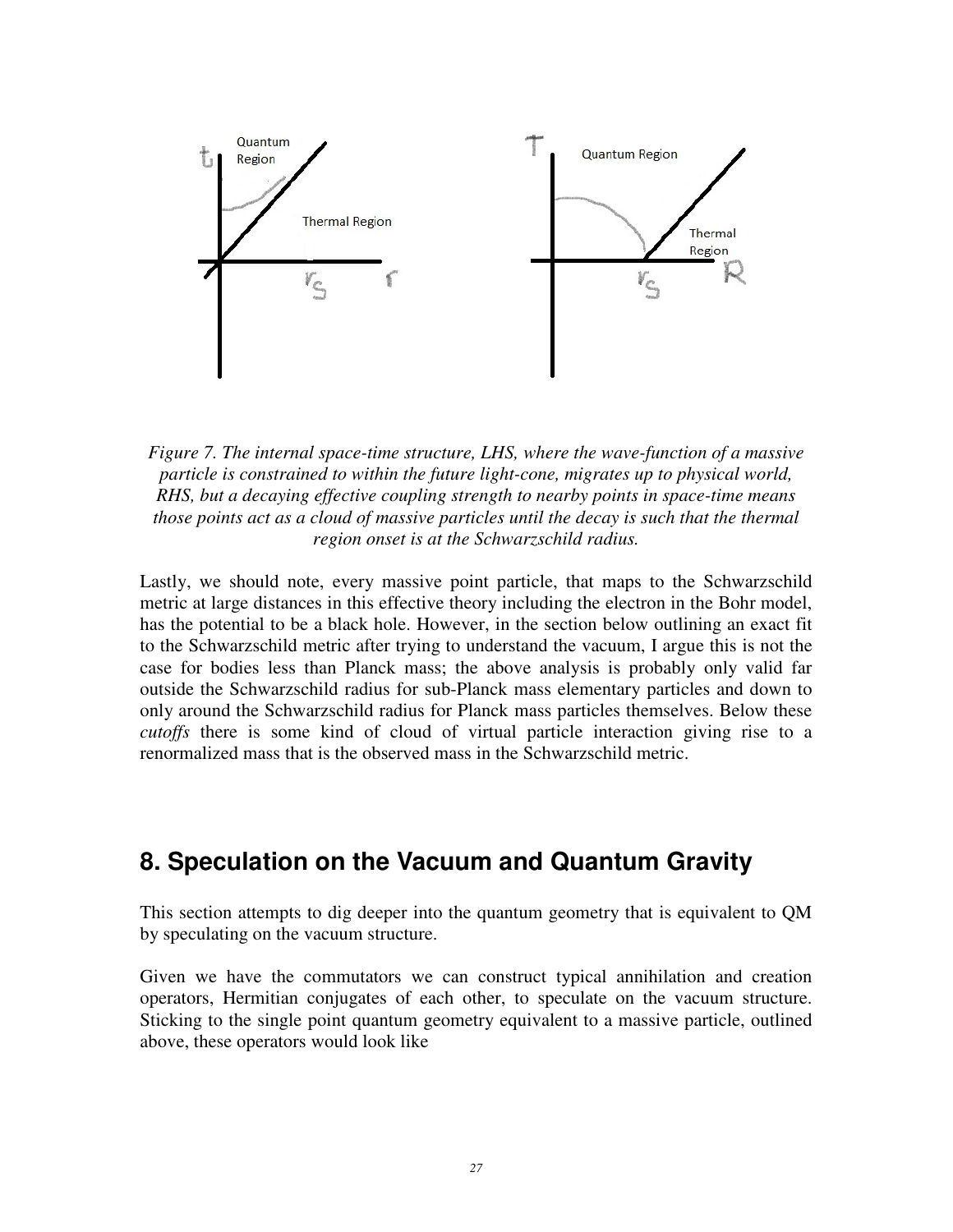*Figure 7. The internal space-time structure, LHS, where the wave-function of a massive particle is constrained to within the future light-cone, migrates up to physical world, RHS, but a decaying effective coupling strength to nearby points in space-time means those points act as a cloud of massive particles until the decay is such that the thermal region onset is at the Schwarzschild radius.*

Lastly, we should note, every massive point particle, that maps to the Schwarzschild metric at large distances in this effective theory including the electron in the Bohr model, has the potential to be a black hole. However, in the section below outlining an exact fit to the Schwarzschild metric after trying to understand the vacuum, I argue this is not the case for bodies less than Planck mass; the above analysis is probably only valid far outside the Schwarzschild radius for sub-Planck mass elementary particles and down to only around the Schwarzschild radius for Planck mass particles themselves. Below these *cutoffs* there is some kind of cloud of virtual particle interaction giving rise to a renormalized mass that is the observed mass in the Schwarzschild metric.

## 8. Speculation on the Vacuum and Quantum Gravity

This section attempts to dig deeper into the quantum geometry that is equivalent to QM by speculating on the vacuum structure.

Given we have the commutators we can construct typical annihilation and creation operators, Hermitian conjugates of each other, to speculate on the vacuum structure. Sticking to the single point quantum geometry equivalent to a massive particle, outlined above, these operators would look like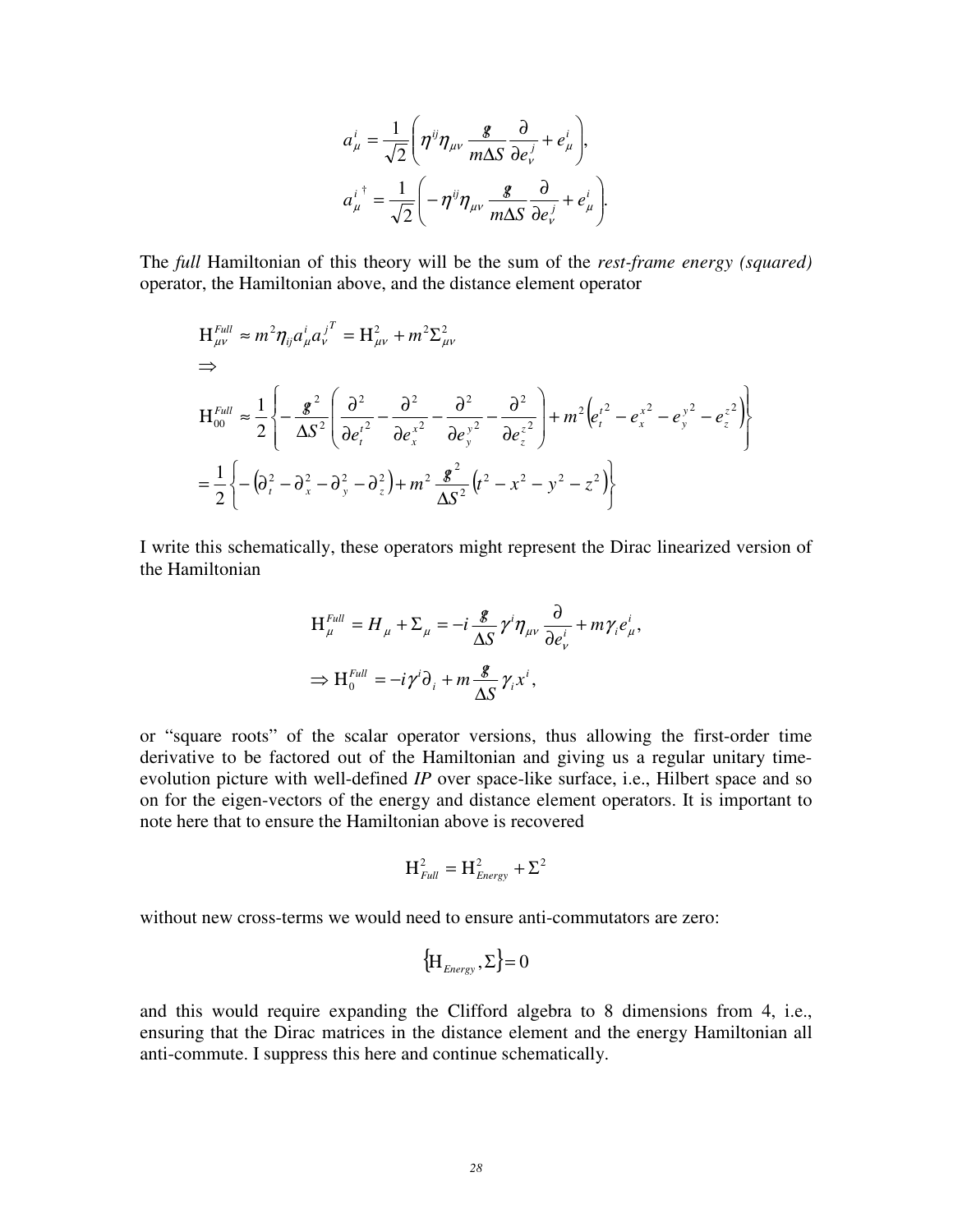$$a^i_\mu = \frac{1}{\sqrt{2}}\left(\eta^{ij}\eta_{\mu\nu}\frac{\hbar}{m\Delta S}\frac{\partial}{\partial e^j_\nu} + e^i_\mu\right),$$

$$a^{i\,\dagger}_\mu = \frac{1}{\sqrt{2}}\left(-\eta^{ij}\eta_{\mu\nu}\frac{\hbar}{m\Delta S}\frac{\partial}{\partial e^j_\nu} + e^i_\mu\right).$$

The *full* Hamiltonian of this theory will be the sum of the *rest-frame energy (squared)* operator, the Hamiltonian above, and the distance element operator

$$\mathrm{H}^{Full}_{\mu\nu} \approx m^2\eta_{ij}a^i_\mu a^{jT}_\nu = \mathrm{H}^2_{\mu\nu} + m^2\Sigma^2_{\mu\nu}$$

$$\Rightarrow$$

$$\mathrm{H}^{Full}_{00} \approx \frac{1}{2}\left\{-\frac{\hbar^2}{\Delta S^2}\left(\frac{\partial^2}{\partial e^{t\,2}_t} - \frac{\partial^2}{\partial e^{x\,2}_x} - \frac{\partial^2}{\partial e^{y\,2}_y} - \frac{\partial^2}{\partial e^{z\,2}_z}\right) + m^2\left(e^{t\,2}_t - e^{x\,2}_x - e^{y\,2}_y - e^{z\,2}_z\right)\right\}$$

$$= \frac{1}{2}\left\{-\left(\partial^2_t - \partial^2_x - \partial^2_y - \partial^2_z\right) + m^2\frac{\hbar^2}{\Delta S^2}\left(t^2 - x^2 - y^2 - z^2\right)\right\}$$

I write this schematically, these operators might represent the Dirac linearized version of the Hamiltonian

$$\mathrm{H}^{Full}_\mu = H_\mu + \Sigma_\mu = -i\frac{\hbar}{\Delta S}\gamma^i\eta_{\mu\nu}\frac{\partial}{\partial e^i_\nu} + m\gamma_i e^i_\mu,$$

$$\Rightarrow \mathrm{H}^{Full}_0 = -i\gamma^i\partial_i + m\frac{\hbar}{\Delta S}\gamma_i x^i,$$

or "square roots" of the scalar operator versions, thus allowing the first-order time derivative to be factored out of the Hamiltonian and giving us a regular unitary time-evolution picture with well-defined *IP* over space-like surface, i.e., Hilbert space and so on for the eigen-vectors of the energy and distance element operators. It is important to note here that to ensure the Hamiltonian above is recovered

$$\mathrm{H}^2_{Full} = \mathrm{H}^2_{Energy} + \Sigma^2$$

without new cross-terms we would need to ensure anti-commutators are zero:

$$\{\mathrm{H}_{Energy}, \Sigma\} = 0$$

and this would require expanding the Clifford algebra to 8 dimensions from 4, i.e., ensuring that the Dirac matrices in the distance element and the energy Hamiltonian all anti-commute. I suppress this here and continue schematically.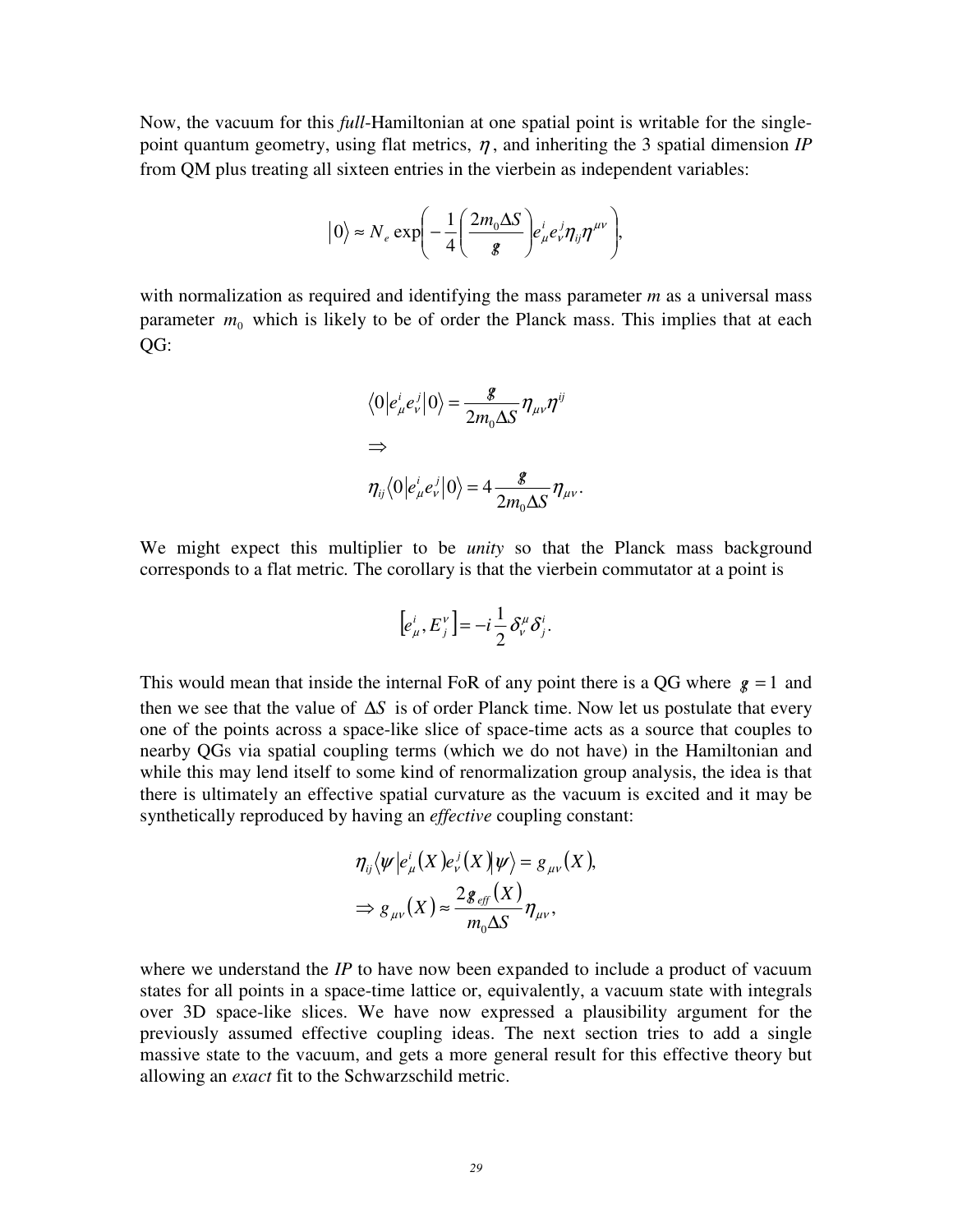Now, the vacuum for this *full*-Hamiltonian at one spatial point is writable for the single-point quantum geometry, using flat metrics, $\eta$, and inheriting the 3 spatial dimension *IP* from QM plus treating all sixteen entries in the vierbein as independent variables:

$$|0\rangle \approx N_e \exp\left(-\frac{1}{4}\left(\frac{2m_0\Delta S}{g}\right)e^i_\mu e^j_\nu \eta_{ij}\eta^{\mu\nu}\right),$$

with normalization as required and identifying the mass parameter *m* as a universal mass parameter $m_0$ which is likely to be of order the Planck mass. This implies that at each QG:

$$\langle 0|e^i_\mu e^j_\nu|0\rangle = \frac{g}{2m_0\Delta S}\eta_{\mu\nu}\eta^{ij}$$
$$\Rightarrow$$
$$\eta_{ij}\langle 0|e^i_\mu e^j_\nu|0\rangle = 4\frac{g}{2m_0\Delta S}\eta_{\mu\nu}.$$

We might expect this multiplier to be *unity* so that the Planck mass background corresponds to a flat metric. The corollary is that the vierbein commutator at a point is

$$\left[e^i_\mu, E^\nu_j\right] = -i\frac{1}{2}\delta^\mu_\nu\delta^i_j.$$

This would mean that inside the internal FoR of any point there is a QG where $g = 1$ and then we see that the value of $\Delta S$ is of order Planck time. Now let us postulate that every one of the points across a space-like slice of space-time acts as a source that couples to nearby QGs via spatial coupling terms (which we do not have) in the Hamiltonian and while this may lend itself to some kind of renormalization group analysis, the idea is that there is ultimately an effective spatial curvature as the vacuum is excited and it may be synthetically reproduced by having an *effective* coupling constant:

$$\eta_{ij}\langle\psi|e^i_\mu(X)e^j_\nu(X)|\psi\rangle = g_{\mu\nu}(X),$$
$$\Rightarrow g_{\mu\nu}(X) \approx \frac{2g_{eff}(X)}{m_0\Delta S}\eta_{\mu\nu},$$

where we understand the *IP* to have now been expanded to include a product of vacuum states for all points in a space-time lattice or, equivalently, a vacuum state with integrals over 3D space-like slices. We have now expressed a plausibility argument for the previously assumed effective coupling ideas. The next section tries to add a single massive state to the vacuum, and gets a more general result for this effective theory but allowing an *exact* fit to the Schwarzschild metric.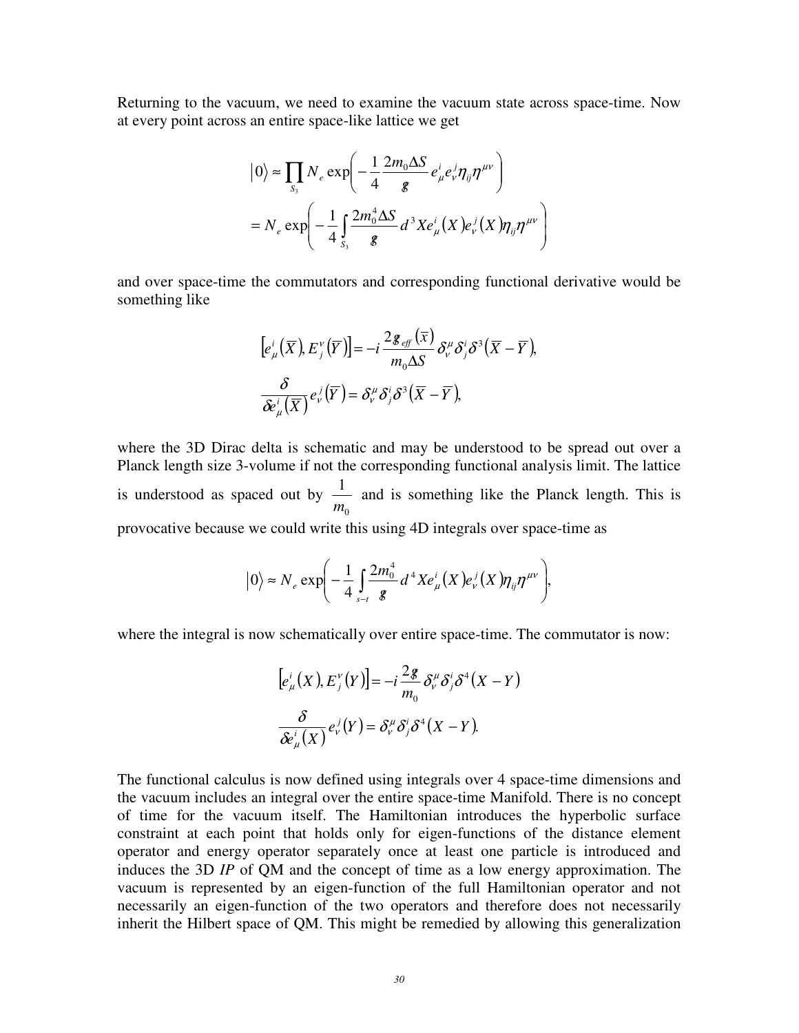Returning to the vacuum, we need to examine the vacuum state across space-time. Now at every point across an entire space-like lattice we get

$$
\begin{aligned}
|0\rangle &\approx \prod_{S_3} N_e \exp\left(-\frac{1}{4}\frac{2m_0\Delta S}{g} e^i_\mu e^j_\nu \eta_{ij}\eta^{\mu\nu}\right) \\
&= N_e \exp\left(-\frac{1}{4}\int_{S_3}\frac{2m_0^4\Delta S}{g} d^3X e^i_\mu(X) e^j_\nu(X)\eta_{ij}\eta^{\mu\nu}\right)
\end{aligned}
$$

and over space-time the commutators and corresponding functional derivative would be something like

$$
\begin{aligned}
\left[e^i_\mu(\overline{X}), E^\nu_j(\overline{Y})\right] &= -i\frac{2g_{eff}(\overline{x})}{m_0\Delta S}\delta^\mu_\nu \delta^i_j \delta^3(\overline{X}-\overline{Y}), \\
\frac{\delta}{\delta e^i_\mu(\overline{X})} e^j_\nu(\overline{Y}) &= \delta^\mu_\nu \delta^i_j \delta^3(\overline{X}-\overline{Y}),
\end{aligned}
$$

where the 3D Dirac delta is schematic and may be understood to be spread out over a Planck length size 3-volume if not the corresponding functional analysis limit. The lattice is understood as spaced out by $\frac{1}{m_0}$ and is something like the Planck length. This is provocative because we could write this using 4D integrals over space-time as

$$
|0\rangle \approx N_e \exp\left(-\frac{1}{4}\int_{s-t}\frac{2m_0^4}{g} d^4X e^i_\mu(X) e^j_\nu(X)\eta_{ij}\eta^{\mu\nu}\right),
$$

where the integral is now schematically over entire space-time. The commutator is now:

$$
\begin{aligned}
\left[e^i_\mu(X), E^\nu_j(Y)\right] &= -i\frac{2g}{m_0}\delta^\mu_\nu \delta^i_j \delta^4(X-Y) \\
\frac{\delta}{\delta e^i_\mu(X)} e^j_\nu(Y) &= \delta^\mu_\nu \delta^i_j \delta^4(X-Y).
\end{aligned}
$$

The functional calculus is now defined using integrals over 4 space-time dimensions and the vacuum includes an integral over the entire space-time Manifold. There is no concept of time for the vacuum itself. The Hamiltonian introduces the hyperbolic surface constraint at each point that holds only for eigen-functions of the distance element operator and energy operator separately once at least one particle is introduced and induces the 3D *IP* of QM and the concept of time as a low energy approximation. The vacuum is represented by an eigen-function of the full Hamiltonian operator and not necessarily an eigen-function of the two operators and therefore does not necessarily inherit the Hilbert space of QM. This might be remedied by allowing this generalization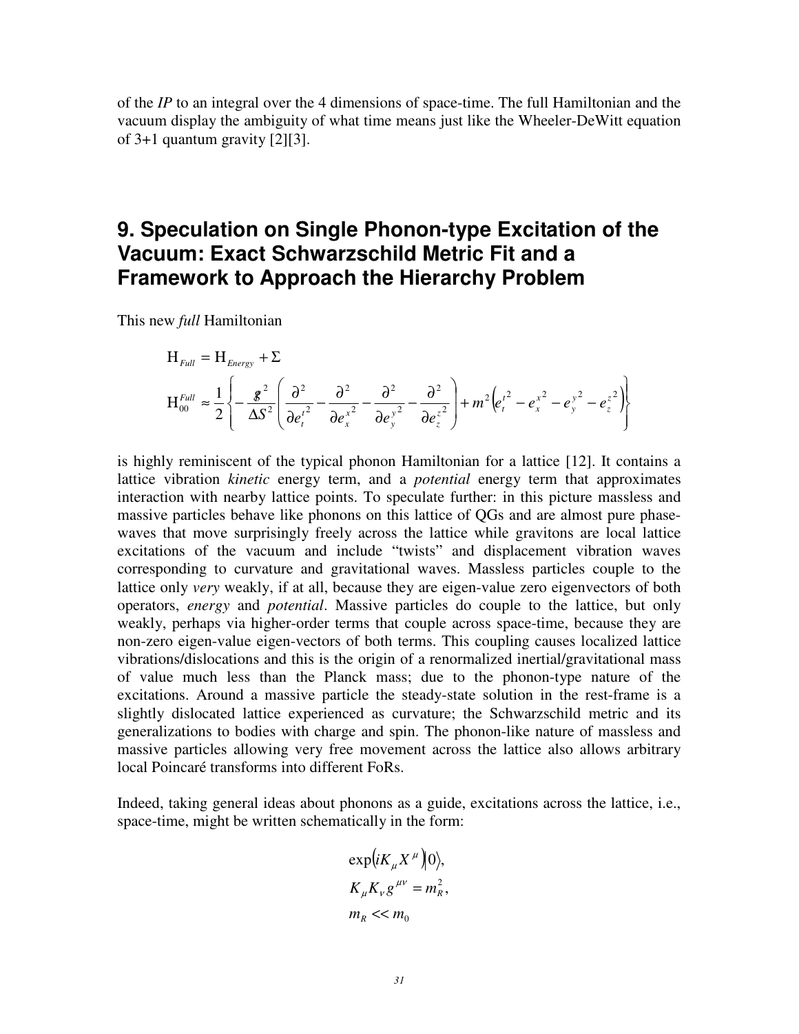of the *IP* to an integral over the 4 dimensions of space-time. The full Hamiltonian and the vacuum display the ambiguity of what time means just like the Wheeler-DeWitt equation of 3+1 quantum gravity [2][3].

## 9. Speculation on Single Phonon-type Excitation of the Vacuum: Exact Schwarzschild Metric Fit and a Framework to Approach the Hierarchy Problem

This new *full* Hamiltonian

$$
\begin{aligned}
\mathrm{H}_{Full} &= \mathrm{H}_{Energy} + \Sigma \\
\mathrm{H}_{00}^{Full} &\approx \frac{1}{2}\left\{ -\frac{\hbar^2}{\Delta S^2}\left( \frac{\partial^2}{\partial e_t^{t\,2}} - \frac{\partial^2}{\partial e_x^{x\,2}} - \frac{\partial^2}{\partial e_y^{y\,2}} - \frac{\partial^2}{\partial e_z^{z\,2}} \right) + m^2\left( e_t^{t\,2} - e_x^{x\,2} - e_y^{y\,2} - e_z^{z\,2} \right) \right\}
\end{aligned}
$$

is highly reminiscent of the typical phonon Hamiltonian for a lattice [12]. It contains a lattice vibration *kinetic* energy term, and a *potential* energy term that approximates interaction with nearby lattice points. To speculate further: in this picture massless and massive particles behave like phonons on this lattice of QGs and are almost pure phase-waves that move surprisingly freely across the lattice while gravitons are local lattice excitations of the vacuum and include "twists" and displacement vibration waves corresponding to curvature and gravitational waves. Massless particles couple to the lattice only *very* weakly, if at all, because they are eigen-value zero eigenvectors of both operators, *energy* and *potential*. Massive particles do couple to the lattice, but only weakly, perhaps via higher-order terms that couple across space-time, because they are non-zero eigen-value eigen-vectors of both terms. This coupling causes localized lattice vibrations/dislocations and this is the origin of a renormalized inertial/gravitational mass of value much less than the Planck mass; due to the phonon-type nature of the excitations. Around a massive particle the steady-state solution in the rest-frame is a slightly dislocated lattice experienced as curvature; the Schwarzschild metric and its generalizations to bodies with charge and spin. The phonon-like nature of massless and massive particles allowing very free movement across the lattice also allows arbitrary local Poincaré transforms into different FoRs.

Indeed, taking general ideas about phonons as a guide, excitations across the lattice, i.e., space-time, might be written schematically in the form:

$$
\begin{aligned}
&\exp\left(iK_\mu X^\mu\right)\left|0\right\rangle, \\
&K_\mu K_\nu g^{\mu\nu} = m_R^2, \\
&m_R << m_0
\end{aligned}
$$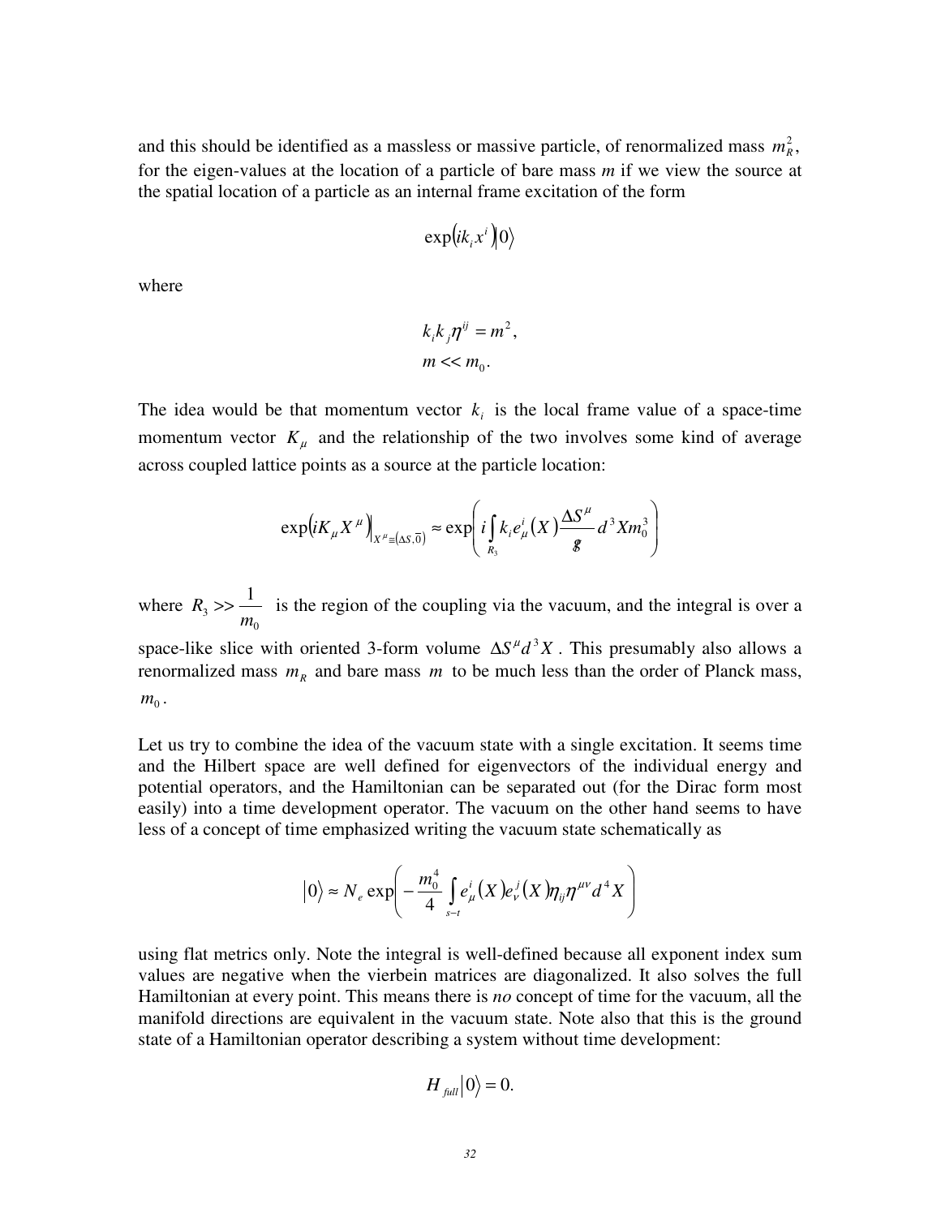and this should be identified as a massless or massive particle, of renormalized mass $m_R^2$, for the eigen-values at the location of a particle of bare mass *m* if we view the source at the spatial location of a particle as an internal frame excitation of the form

$$\exp\left(ik_i x^i\right)|0\rangle$$

where

$$k_i k_j \eta^{ij} = m^2,$$
$$m << m_0.$$

The idea would be that momentum vector $k_i$ is the local frame value of a space-time momentum vector $K_\mu$ and the relationship of the two involves some kind of average across coupled lattice points as a source at the particle location:

$$\exp\left(iK_\mu X^\mu\right)\Big|_{X^\mu \equiv (\Delta S, \vec{0})} \approx \exp\left( i \int_{R_3} k_i e^i_\mu(X) \frac{\Delta S^\mu}{g} d^3 X m_0^3 \right)$$

where $R_3 >> \dfrac{1}{m_0}$ is the region of the coupling via the vacuum, and the integral is over a space-like slice with oriented 3-form volume $\Delta S^\mu d^3X$. This presumably also allows a renormalized mass $m_R$ and bare mass $m$ to be much less than the order of Planck mass, $m_0$.

Let us try to combine the idea of the vacuum state with a single excitation. It seems time and the Hilbert space are well defined for eigenvectors of the individual energy and potential operators, and the Hamiltonian can be separated out (for the Dirac form most easily) into a time development operator. The vacuum on the other hand seems to have less of a concept of time emphasized writing the vacuum state schematically as

$$|0\rangle \approx N_e \exp\left( -\frac{m_0^4}{4} \int_{s-t} e^i_\mu(X) e^j_\nu(X) \eta_{ij} \eta^{\mu\nu} d^4 X \right)$$

using flat metrics only. Note the integral is well-defined because all exponent index sum values are negative when the vierbein matrices are diagonalized. It also solves the full Hamiltonian at every point. This means there is *no* concept of time for the vacuum, all the manifold directions are equivalent in the vacuum state. Note also that this is the ground state of a Hamiltonian operator describing a system without time development:

$$H_{full}|0\rangle = 0.$$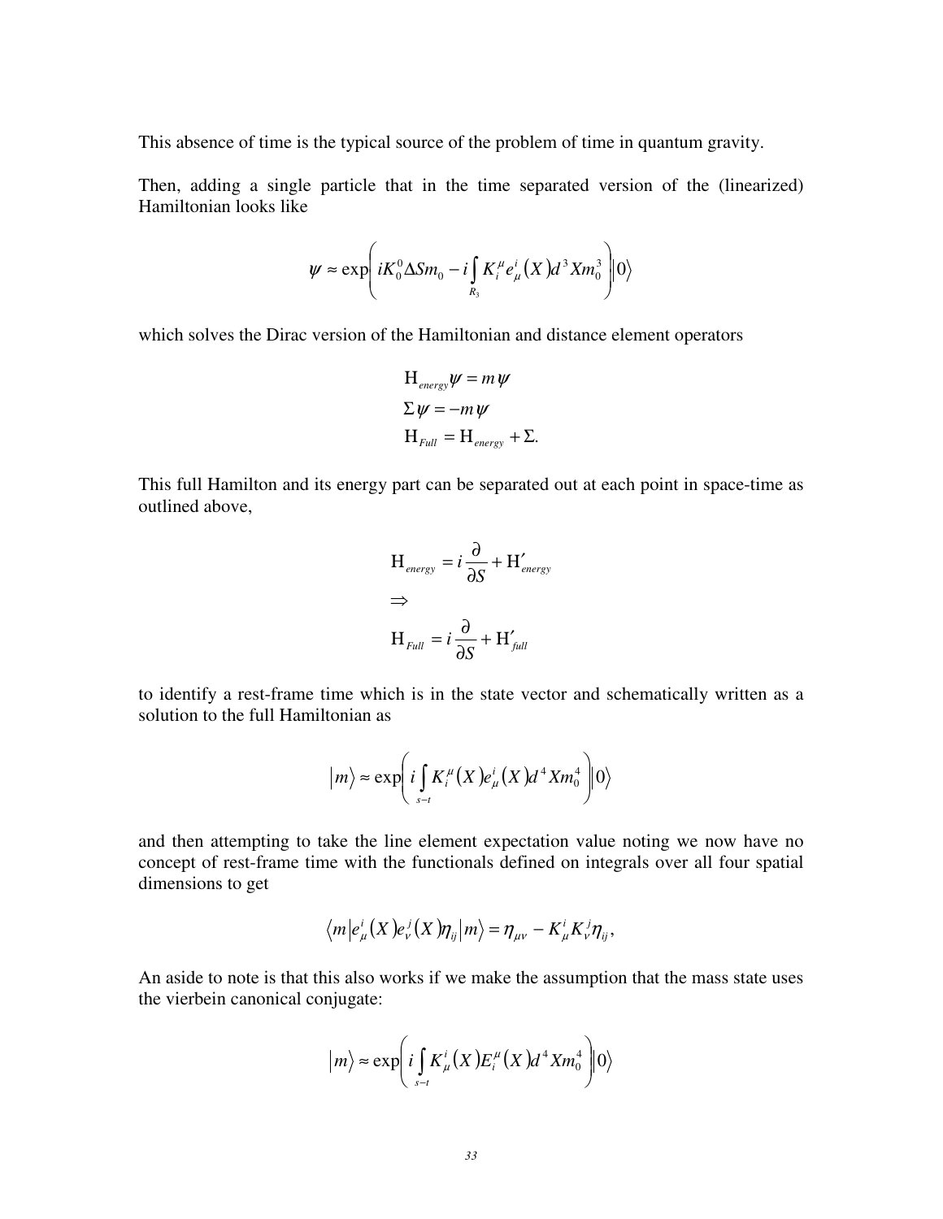This absence of time is the typical source of the problem of time in quantum gravity.

Then, adding a single particle that in the time separated version of the (linearized) Hamiltonian looks like

$$\psi \approx \exp\left( iK_0^0 \Delta S m_0 - i\int_{R_3} K_i^\mu e_\mu^i (X) d^3 X m_0^3 \right) |0\rangle$$

which solves the Dirac version of the Hamiltonian and distance element operators

$$\begin{aligned} &\mathrm{H}_{energy}\psi = m\psi \\ &\Sigma\psi = -m\psi \\ &\mathrm{H}_{Full} = \mathrm{H}_{energy} + \Sigma. \end{aligned}$$

This full Hamilton and its energy part can be separated out at each point in space-time as outlined above,

$$\begin{aligned} &\mathrm{H}_{energy} = i\frac{\partial}{\partial S} + \mathrm{H}'_{energy} \\ &\Rightarrow \\ &\mathrm{H}_{Full} = i\frac{\partial}{\partial S} + \mathrm{H}'_{full} \end{aligned}$$

to identify a rest-frame time which is in the state vector and schematically written as a solution to the full Hamiltonian as

$$|m\rangle \approx \exp\left( i\int_{s-t} K_i^\mu (X) e_\mu^i (X) d^4 X m_0^4 \right) |0\rangle$$

and then attempting to take the line element expectation value noting we now have no concept of rest-frame time with the functionals defined on integrals over all four spatial dimensions to get

$$\langle m | e_\mu^i (X) e_\nu^j (X) \eta_{ij} | m \rangle = \eta_{\mu\nu} - K_\mu^i K_\nu^j \eta_{ij},$$

An aside to note is that this also works if we make the assumption that the mass state uses the vierbein canonical conjugate:

$$|m\rangle \approx \exp\left( i\int_{s-t} K_\mu^i (X) E_i^\mu (X) d^4 X m_0^4 \right) |0\rangle$$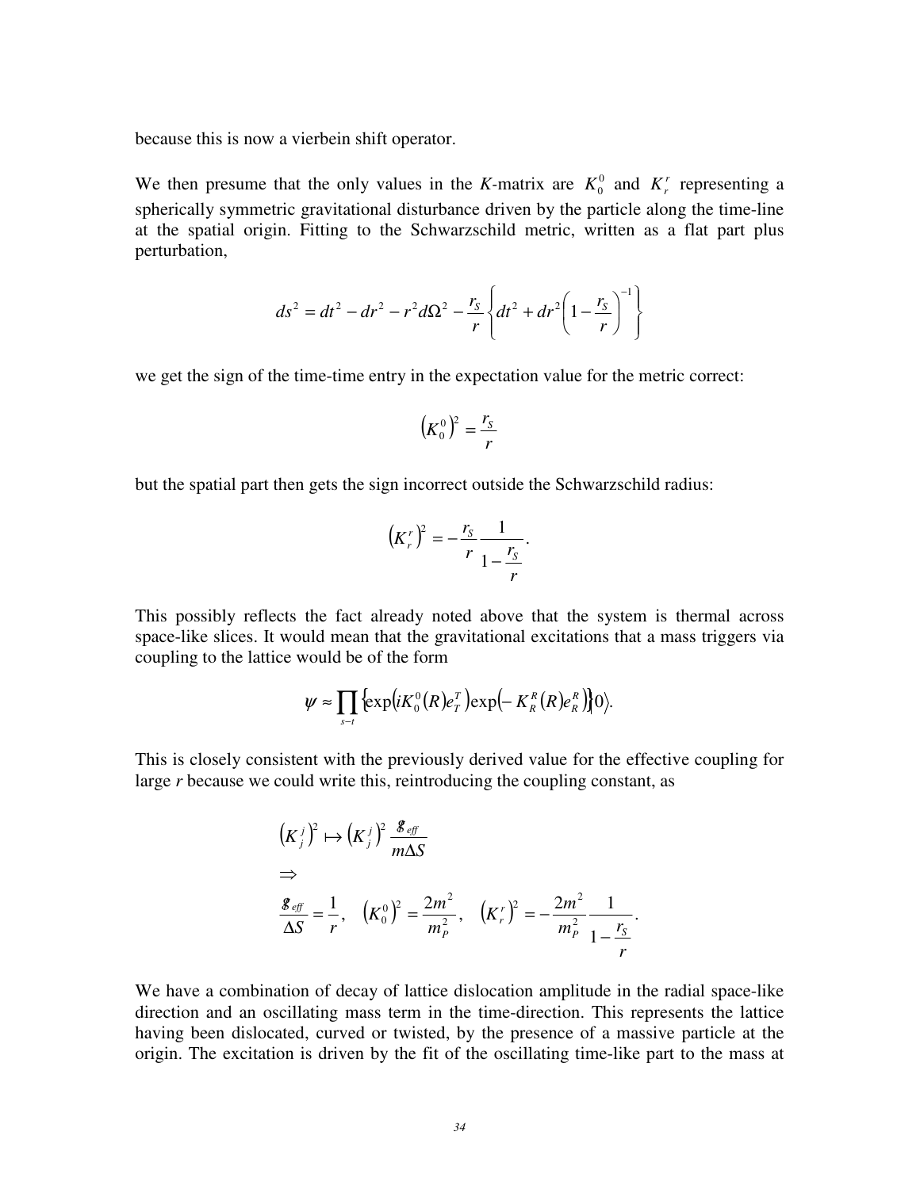because this is now a vierbein shift operator.

We then presume that the only values in the *K*-matrix are $K_0^0$ and $K_r^r$ representing a spherically symmetric gravitational disturbance driven by the particle along the time-line at the spatial origin. Fitting to the Schwarzschild metric, written as a flat part plus perturbation,

$$ds^2 = dt^2 - dr^2 - r^2 d\Omega^2 - \frac{r_S}{r}\left\{dt^2 + dr^2\left(1 - \frac{r_S}{r}\right)^{-1}\right\}$$

we get the sign of the time-time entry in the expectation value for the metric correct:

$$\left(K_0^0\right)^2 = \frac{r_S}{r}$$

but the spatial part then gets the sign incorrect outside the Schwarzschild radius:

$$\left(K_r^r\right)^2 = -\frac{r_S}{r}\frac{1}{1 - \frac{r_S}{r}}.$$

This possibly reflects the fact already noted above that the system is thermal across space-like slices. It would mean that the gravitational excitations that a mass triggers via coupling to the lattice would be of the form

$$\psi \approx \prod_{s-t}\left\{\exp\left(iK_0^0(R)e_T^T\right)\exp\left(-K_R^R(R)e_R^R\right)\right\}\left|0\right\rangle.$$

This is closely consistent with the previously derived value for the effective coupling for large *r* because we could write this, reintroducing the coupling constant, as

$$\begin{aligned}
&\left(K_j^j\right)^2 \mapsto \left(K_j^j\right)^2 \frac{g_{eff}}{m\Delta S} \\
&\Rightarrow \\
&\frac{g_{eff}}{\Delta S} = \frac{1}{r}, \quad \left(K_0^0\right)^2 = \frac{2m^2}{m_P^2}, \quad \left(K_r^r\right)^2 = -\frac{2m^2}{m_P^2}\frac{1}{1 - \frac{r_S}{r}}.
\end{aligned}$$

We have a combination of decay of lattice dislocation amplitude in the radial space-like direction and an oscillating mass term in the time-direction. This represents the lattice having been dislocated, curved or twisted, by the presence of a massive particle at the origin. The excitation is driven by the fit of the oscillating time-like part to the mass at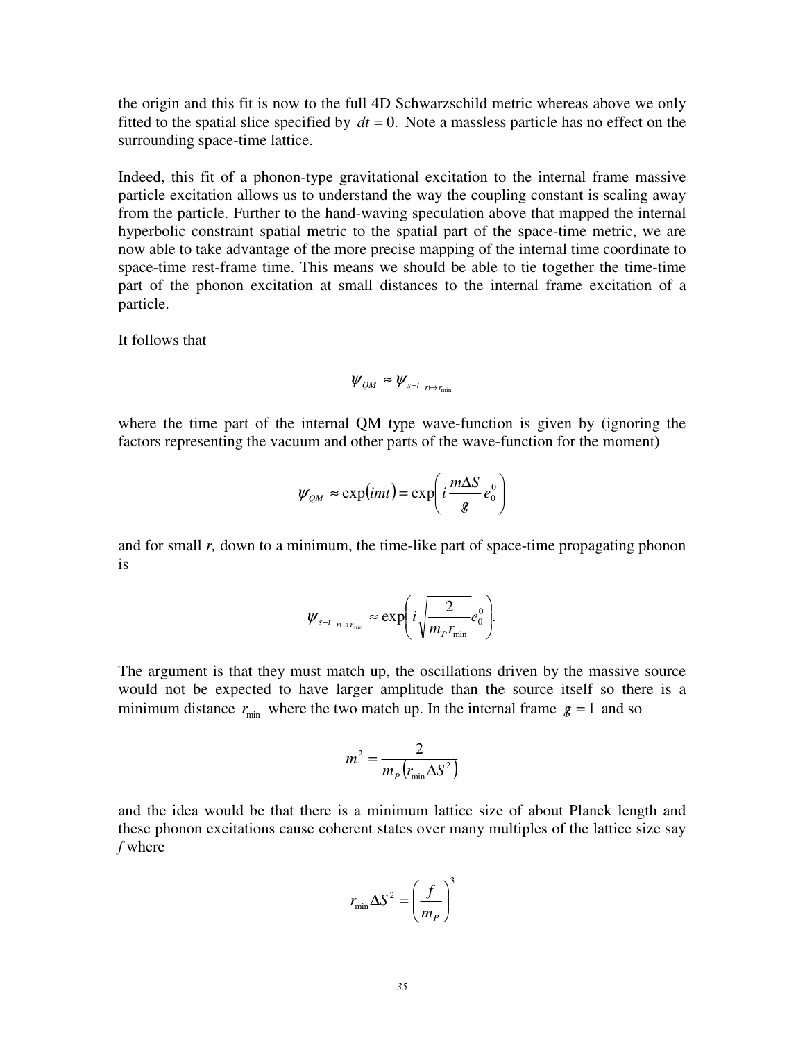the origin and this fit is now to the full 4D Schwarzschild metric whereas above we only fitted to the spatial slice specified by $dt = 0$. Note a massless particle has no effect on the surrounding space-time lattice.

Indeed, this fit of a phonon-type gravitational excitation to the internal frame massive particle excitation allows us to understand the way the coupling constant is scaling away from the particle. Further to the hand-waving speculation above that mapped the internal hyperbolic constraint spatial metric to the spatial part of the space-time metric, we are now able to take advantage of the more precise mapping of the internal time coordinate to space-time rest-frame time. This means we should be able to tie together the time-time part of the phonon excitation at small distances to the internal frame excitation of a particle.

It follows that

$$\psi_{QM} \approx \psi_{s-t}\Big|_{r \mapsto r_{\min}}$$

where the time part of the internal QM type wave-function is given by (ignoring the factors representing the vacuum and other parts of the wave-function for the moment)

$$\psi_{QM} \approx \exp(imt) = \exp\left( i \frac{m \Delta S}{g} e_0^0 \right)$$

and for small $r$, down to a minimum, the time-like part of space-time propagating phonon is

$$\psi_{s-t}\Big|_{r \mapsto r_{\min}} \approx \exp\left( i \sqrt{\frac{2}{m_P r_{\min}}} e_0^0 \right).$$

The argument is that they must match up, the oscillations driven by the massive source would not be expected to have larger amplitude than the source itself so there is a minimum distance $r_{\min}$ where the two match up. In the internal frame $g = 1$ and so

$$m^2 = \frac{2}{m_P \left( r_{\min} \Delta S^2 \right)}$$

and the idea would be that there is a minimum lattice size of about Planck length and these phonon excitations cause coherent states over many multiples of the lattice size say $f$ where

$$r_{\min} \Delta S^2 = \left( \frac{f}{m_P} \right)^3$$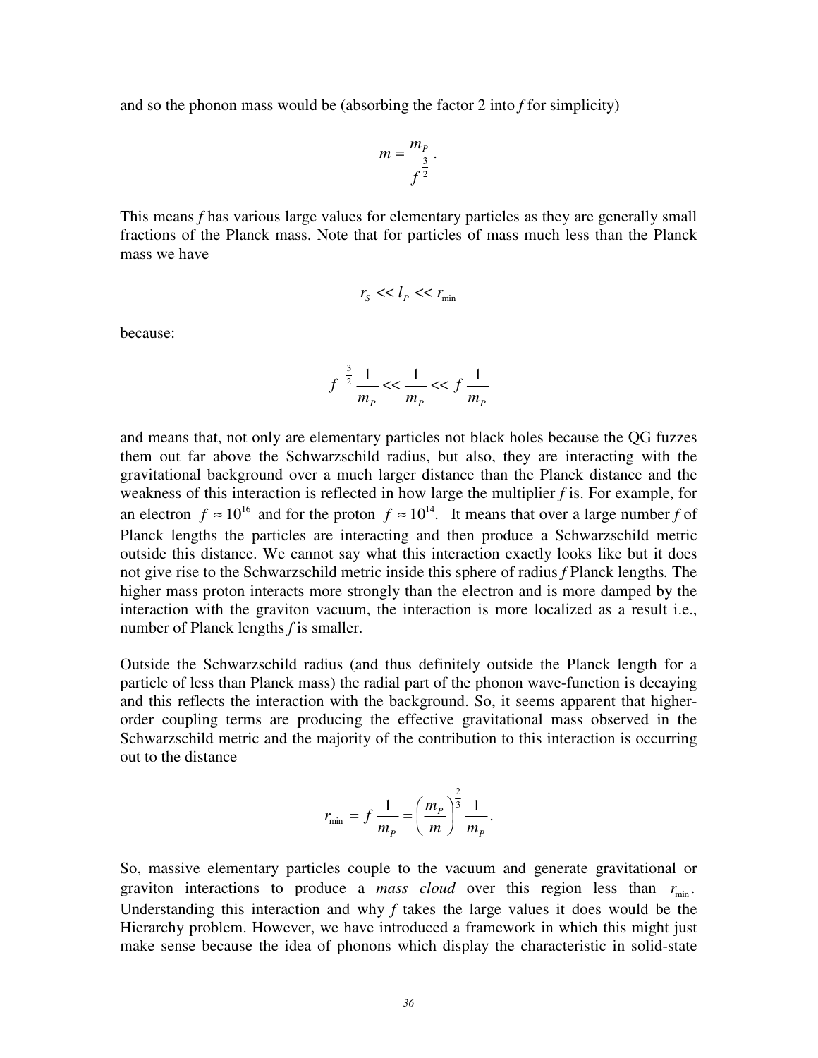and so the phonon mass would be (absorbing the factor 2 into *f* for simplicity)

$$m = \frac{m_P}{f^{\frac{3}{2}}}.$$

This means *f* has various large values for elementary particles as they are generally small fractions of the Planck mass. Note that for particles of mass much less than the Planck mass we have

$$r_S << l_P << r_{\min}$$

because:

$$f^{-\frac{3}{2}} \frac{1}{m_P} << \frac{1}{m_P} << f \frac{1}{m_P}$$

and means that, not only are elementary particles not black holes because the QG fuzzes them out far above the Schwarzschild radius, but also, they are interacting with the gravitational background over a much larger distance than the Planck distance and the weakness of this interaction is reflected in how large the multiplier *f* is. For example, for an electron $f \approx 10^{16}$ and for the proton $f \approx 10^{14}$. It means that over a large number *f* of Planck lengths the particles are interacting and then produce a Schwarzschild metric outside this distance. We cannot say what this interaction exactly looks like but it does not give rise to the Schwarzschild metric inside this sphere of radius *f* Planck lengths. The higher mass proton interacts more strongly than the electron and is more damped by the interaction with the graviton vacuum, the interaction is more localized as a result i.e., number of Planck lengths *f* is smaller.

Outside the Schwarzschild radius (and thus definitely outside the Planck length for a particle of less than Planck mass) the radial part of the phonon wave-function is decaying and this reflects the interaction with the background. So, it seems apparent that higher-order coupling terms are producing the effective gravitational mass observed in the Schwarzschild metric and the majority of the contribution to this interaction is occurring out to the distance

$$r_{\min} = f \frac{1}{m_P} = \left( \frac{m_P}{m} \right)^{\frac{2}{3}} \frac{1}{m_P}.$$

So, massive elementary particles couple to the vacuum and generate gravitational or graviton interactions to produce a *mass cloud* over this region less than $r_{\min}$. Understanding this interaction and why *f* takes the large values it does would be the Hierarchy problem. However, we have introduced a framework in which this might just make sense because the idea of phonons which display the characteristic in solid-state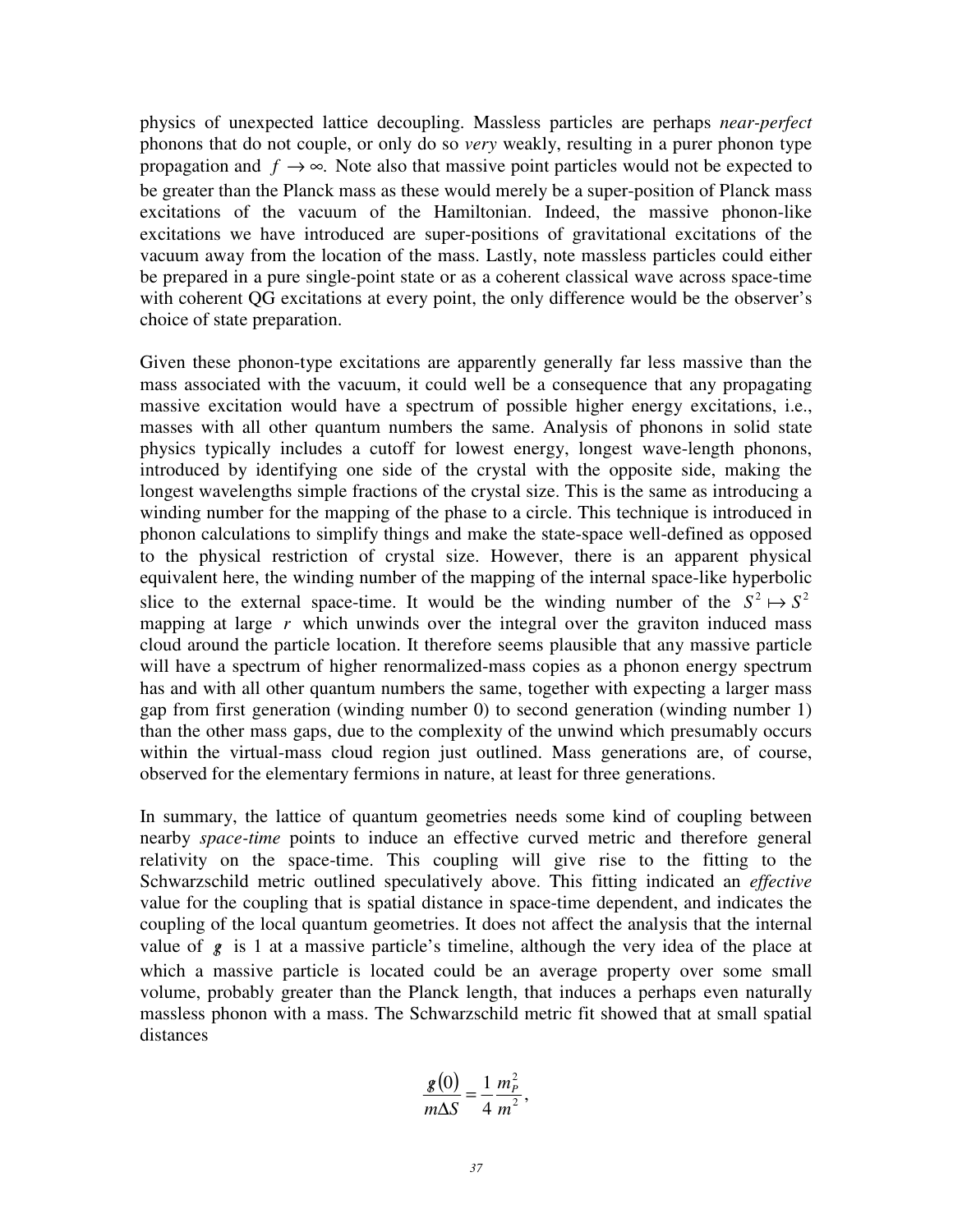physics of unexpected lattice decoupling. Massless particles are perhaps *near-perfect* phonons that do not couple, or only do so *very* weakly, resulting in a purer phonon type propagation and $f \to \infty$. Note also that massive point particles would not be expected to be greater than the Planck mass as these would merely be a super-position of Planck mass excitations of the vacuum of the Hamiltonian. Indeed, the massive phonon-like excitations we have introduced are super-positions of gravitational excitations of the vacuum away from the location of the mass. Lastly, note massless particles could either be prepared in a pure single-point state or as a coherent classical wave across space-time with coherent QG excitations at every point, the only difference would be the observer's choice of state preparation.

Given these phonon-type excitations are apparently generally far less massive than the mass associated with the vacuum, it could well be a consequence that any propagating massive excitation would have a spectrum of possible higher energy excitations, i.e., masses with all other quantum numbers the same. Analysis of phonons in solid state physics typically includes a cutoff for lowest energy, longest wave-length phonons, introduced by identifying one side of the crystal with the opposite side, making the longest wavelengths simple fractions of the crystal size. This is the same as introducing a winding number for the mapping of the phase to a circle. This technique is introduced in phonon calculations to simplify things and make the state-space well-defined as opposed to the physical restriction of crystal size. However, there is an apparent physical equivalent here, the winding number of the mapping of the internal space-like hyperbolic slice to the external space-time. It would be the winding number of the $S^2 \mapsto S^2$ mapping at large $r$ which unwinds over the integral over the graviton induced mass cloud around the particle location. It therefore seems plausible that any massive particle will have a spectrum of higher renormalized-mass copies as a phonon energy spectrum has and with all other quantum numbers the same, together with expecting a larger mass gap from first generation (winding number 0) to second generation (winding number 1) than the other mass gaps, due to the complexity of the unwind which presumably occurs within the virtual-mass cloud region just outlined. Mass generations are, of course, observed for the elementary fermions in nature, at least for three generations.

In summary, the lattice of quantum geometries needs some kind of coupling between nearby *space-time* points to induce an effective curved metric and therefore general relativity on the space-time. This coupling will give rise to the fitting to the Schwarzschild metric outlined speculatively above. This fitting indicated an *effective* value for the coupling that is spatial distance in space-time dependent, and indicates the coupling of the local quantum geometries. It does not affect the analysis that the internal value of $g$ is 1 at a massive particle's timeline, although the very idea of the place at which a massive particle is located could be an average property over some small volume, probably greater than the Planck length, that induces a perhaps even naturally massless phonon with a mass. The Schwarzschild metric fit showed that at small spatial distances

$$\frac{g(0)}{m\Delta S} = \frac{1}{4}\frac{m_P^2}{m^2},$$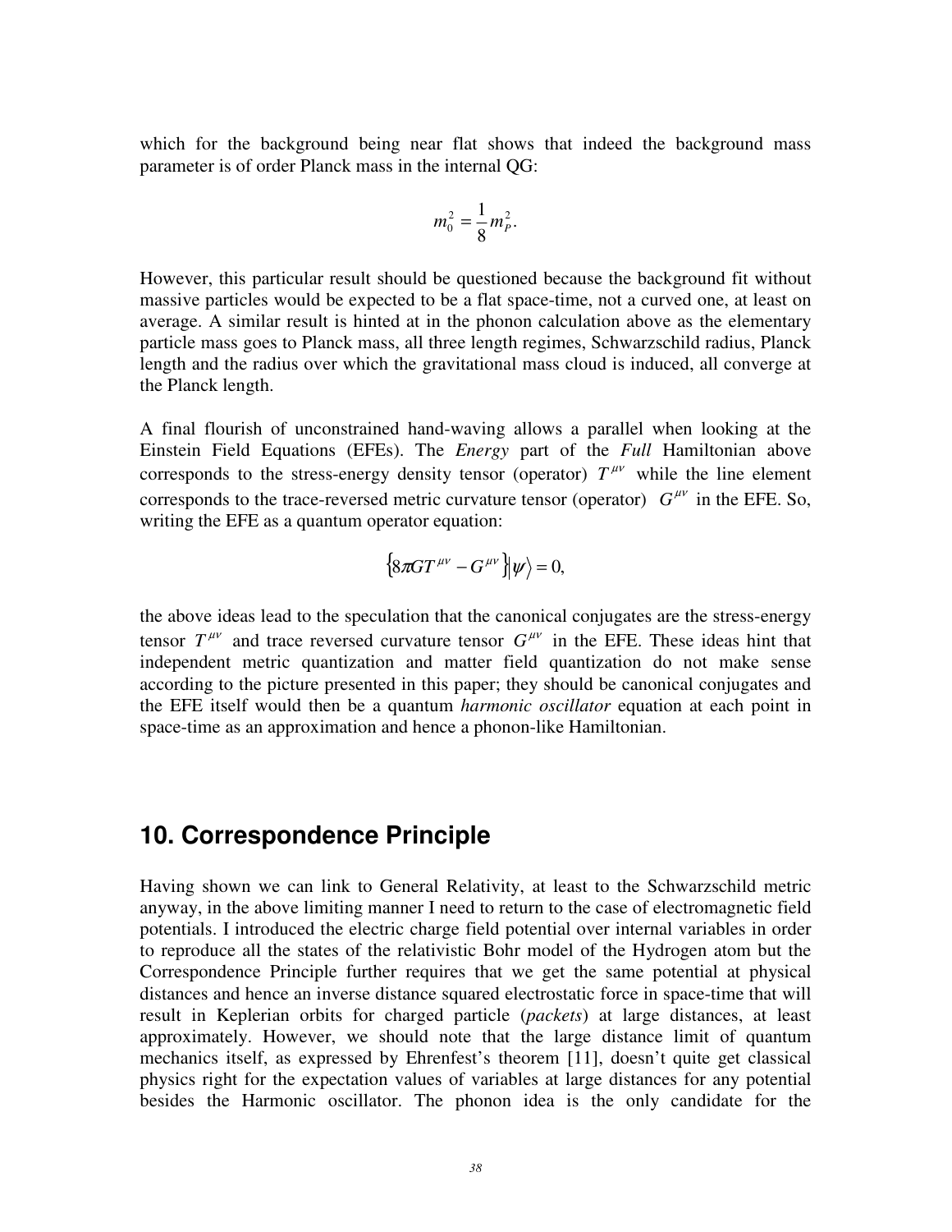which for the background being near flat shows that indeed the background mass parameter is of order Planck mass in the internal QG:

$$m_0^2 = \frac{1}{8} m_P^2.$$

However, this particular result should be questioned because the background fit without massive particles would be expected to be a flat space-time, not a curved one, at least on average. A similar result is hinted at in the phonon calculation above as the elementary particle mass goes to Planck mass, all three length regimes, Schwarzschild radius, Planck length and the radius over which the gravitational mass cloud is induced, all converge at the Planck length.

A final flourish of unconstrained hand-waving allows a parallel when looking at the Einstein Field Equations (EFEs). The *Energy* part of the *Full* Hamiltonian above corresponds to the stress-energy density tensor (operator) $T^{\mu\nu}$ while the line element corresponds to the trace-reversed metric curvature tensor (operator) $G^{\mu\nu}$ in the EFE. So, writing the EFE as a quantum operator equation:

$$\left\{ 8\pi G T^{\mu\nu} - G^{\mu\nu} \right\} \left| \psi \right\rangle = 0,$$

the above ideas lead to the speculation that the canonical conjugates are the stress-energy tensor $T^{\mu\nu}$ and trace reversed curvature tensor $G^{\mu\nu}$ in the EFE. These ideas hint that independent metric quantization and matter field quantization do not make sense according to the picture presented in this paper; they should be canonical conjugates and the EFE itself would then be a quantum *harmonic oscillator* equation at each point in space-time as an approximation and hence a phonon-like Hamiltonian.

## 10. Correspondence Principle

Having shown we can link to General Relativity, at least to the Schwarzschild metric anyway, in the above limiting manner I need to return to the case of electromagnetic field potentials. I introduced the electric charge field potential over internal variables in order to reproduce all the states of the relativistic Bohr model of the Hydrogen atom but the Correspondence Principle further requires that we get the same potential at physical distances and hence an inverse distance squared electrostatic force in space-time that will result in Keplerian orbits for charged particle (*packets*) at large distances, at least approximately. However, we should note that the large distance limit of quantum mechanics itself, as expressed by Ehrenfest's theorem [11], doesn't quite get classical physics right for the expectation values of variables at large distances for any potential besides the Harmonic oscillator. The phonon idea is the only candidate for the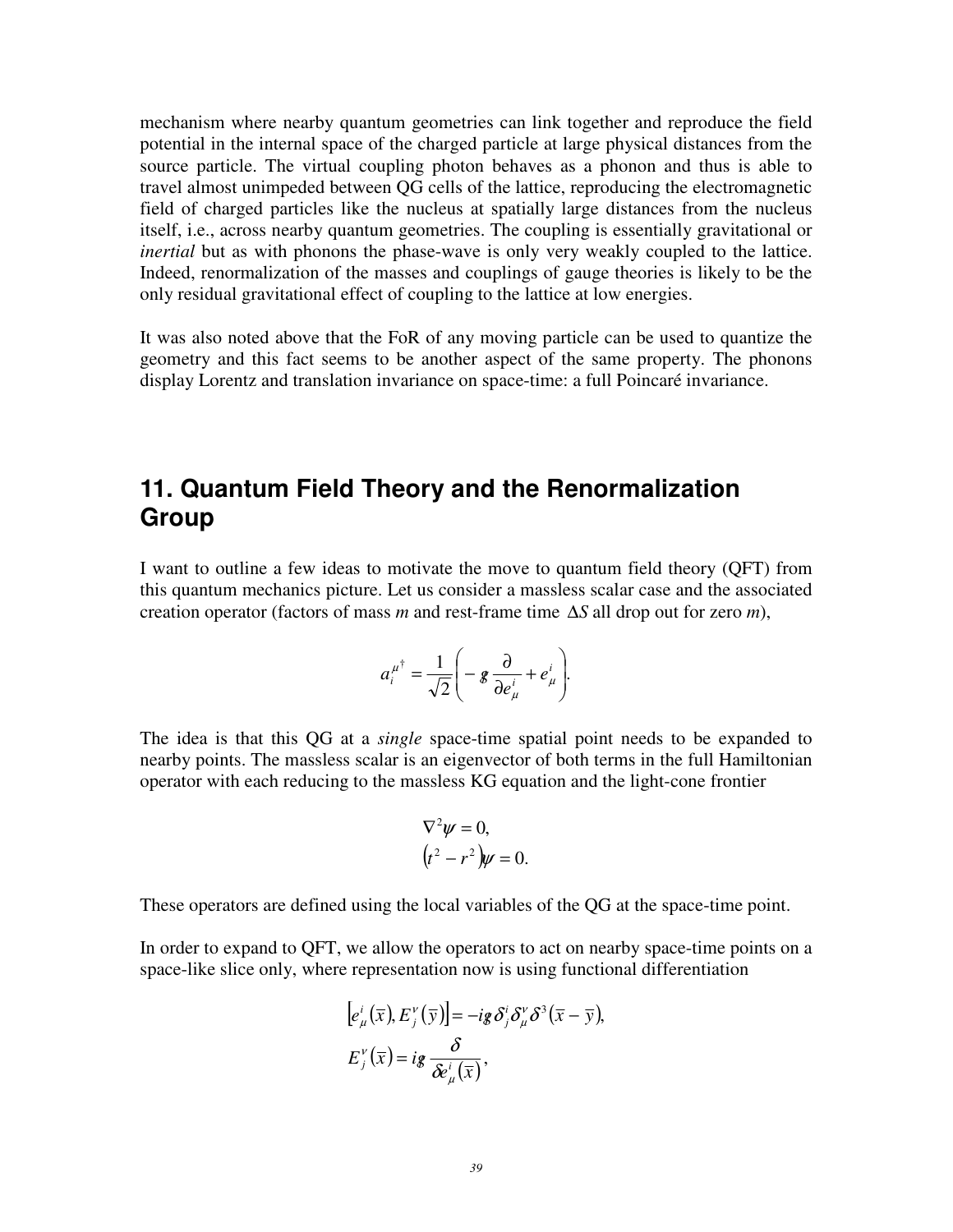mechanism where nearby quantum geometries can link together and reproduce the field potential in the internal space of the charged particle at large physical distances from the source particle. The virtual coupling photon behaves as a phonon and thus is able to travel almost unimpeded between QG cells of the lattice, reproducing the electromagnetic field of charged particles like the nucleus at spatially large distances from the nucleus itself, i.e., across nearby quantum geometries. The coupling is essentially gravitational or *inertial* but as with phonons the phase-wave is only very weakly coupled to the lattice. Indeed, renormalization of the masses and couplings of gauge theories is likely to be the only residual gravitational effect of coupling to the lattice at low energies.

It was also noted above that the FoR of any moving particle can be used to quantize the geometry and this fact seems to be another aspect of the same property. The phonons display Lorentz and translation invariance on space-time: a full Poincaré invariance.

## 11. Quantum Field Theory and the Renormalization Group

I want to outline a few ideas to motivate the move to quantum field theory (QFT) from this quantum mechanics picture. Let us consider a massless scalar case and the associated creation operator (factors of mass *m* and rest-frame time $\Delta S$ all drop out for zero *m*),

$$a_i^{\mu\dagger} = \frac{1}{\sqrt{2}}\left( -\not{g}\,\frac{\partial}{\partial e_\mu^i} + e_\mu^i \right).$$

The idea is that this QG at a *single* space-time spatial point needs to be expanded to nearby points. The massless scalar is an eigenvector of both terms in the full Hamiltonian operator with each reducing to the massless KG equation and the light-cone frontier

$$\begin{aligned} &\nabla^2 \psi = 0, \\ &\left(t^2 - r^2\right)\psi = 0. \end{aligned}$$

These operators are defined using the local variables of the QG at the space-time point.

In order to expand to QFT, we allow the operators to act on nearby space-time points on a space-like slice only, where representation now is using functional differentiation

$$\begin{aligned} &\left[e_\mu^i(\bar{x}), E_j^\nu(\bar{y})\right] = -i\not{g}\,\delta_j^i \delta_\mu^\nu \delta^3(\bar{x} - \bar{y}), \\ &E_j^\nu(\bar{x}) = i\not{g}\,\frac{\delta}{\delta e_\mu^i(\bar{x})}, \end{aligned}$$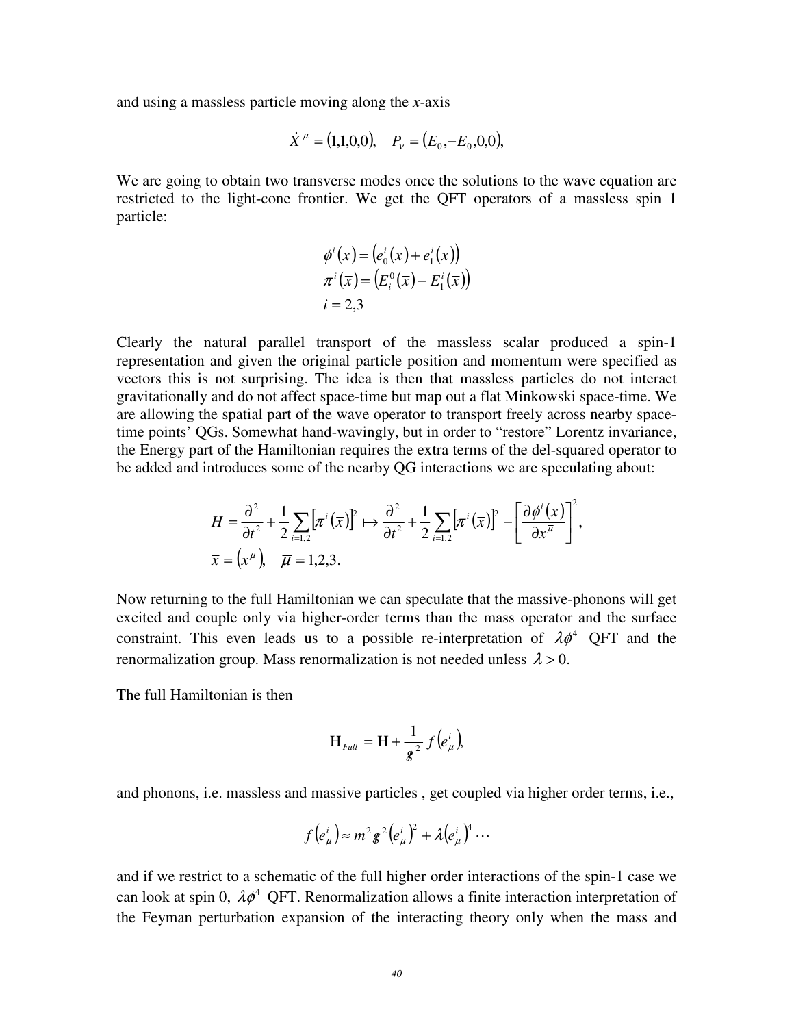and using a massless particle moving along the $x$-axis

$$\dot{X}^{\mu} = (1,1,0,0), \quad P_{\nu} = (E_0, -E_0, 0, 0),$$

We are going to obtain two transverse modes once the solutions to the wave equation are restricted to the light-cone frontier. We get the QFT operators of a massless spin 1 particle:

$$\begin{aligned}
\phi^{i}(\bar{x}) &= \left(e_0^{i}(\bar{x}) + e_1^{i}(\bar{x})\right) \\
\pi^{i}(\bar{x}) &= \left(E_i^{0}(\bar{x}) - E_1^{i}(\bar{x})\right) \\
i &= 2,3
\end{aligned}$$

Clearly the natural parallel transport of the massless scalar produced a spin-1 representation and given the original particle position and momentum were specified as vectors this is not surprising. The idea is then that massless particles do not interact gravitationally and do not affect space-time but map out a flat Minkowski space-time. We are allowing the spatial part of the wave operator to transport freely across nearby space-time points' QGs. Somewhat hand-wavingly, but in order to "restore" Lorentz invariance, the Energy part of the Hamiltonian requires the extra terms of the del-squared operator to be added and introduces some of the nearby QG interactions we are speculating about:

$$\begin{aligned}
H &= \frac{\partial^2}{\partial t^2} + \frac{1}{2}\sum_{i=1,2}\left[\pi^{i}(\bar{x})\right]^2 \mapsto \frac{\partial^2}{\partial t^2} + \frac{1}{2}\sum_{i=1,2}\left[\pi^{i}(\bar{x})\right]^2 - \left[\frac{\partial \phi^{i}(\bar{x})}{\partial x^{\bar{\mu}}}\right]^2, \\
\bar{x} &= \left(x^{\bar{\mu}}\right), \quad \bar{\mu} = 1,2,3.
\end{aligned}$$

Now returning to the full Hamiltonian we can speculate that the massive-phonons will get excited and couple only via higher-order terms than the mass operator and the surface constraint. This even leads us to a possible re-interpretation of $\lambda\phi^4$ QFT and the renormalization group. Mass renormalization is not needed unless $\lambda > 0$.

The full Hamiltonian is then

$$\mathrm{H}_{Full} = \mathrm{H} + \frac{1}{g^2} f\left(e_{\mu}^{i}\right),$$

and phonons, i.e. massless and massive particles , get coupled via higher order terms, i.e.,

$$f\left(e_{\mu}^{i}\right) \approx m^2 g^2 \left(e_{\mu}^{i}\right)^2 + \lambda\left(e_{\mu}^{i}\right)^4 \cdots$$

and if we restrict to a schematic of the full higher order interactions of the spin-1 case we can look at spin 0, $\lambda\phi^4$ QFT. Renormalization allows a finite interaction interpretation of the Feyman perturbation expansion of the interacting theory only when the mass and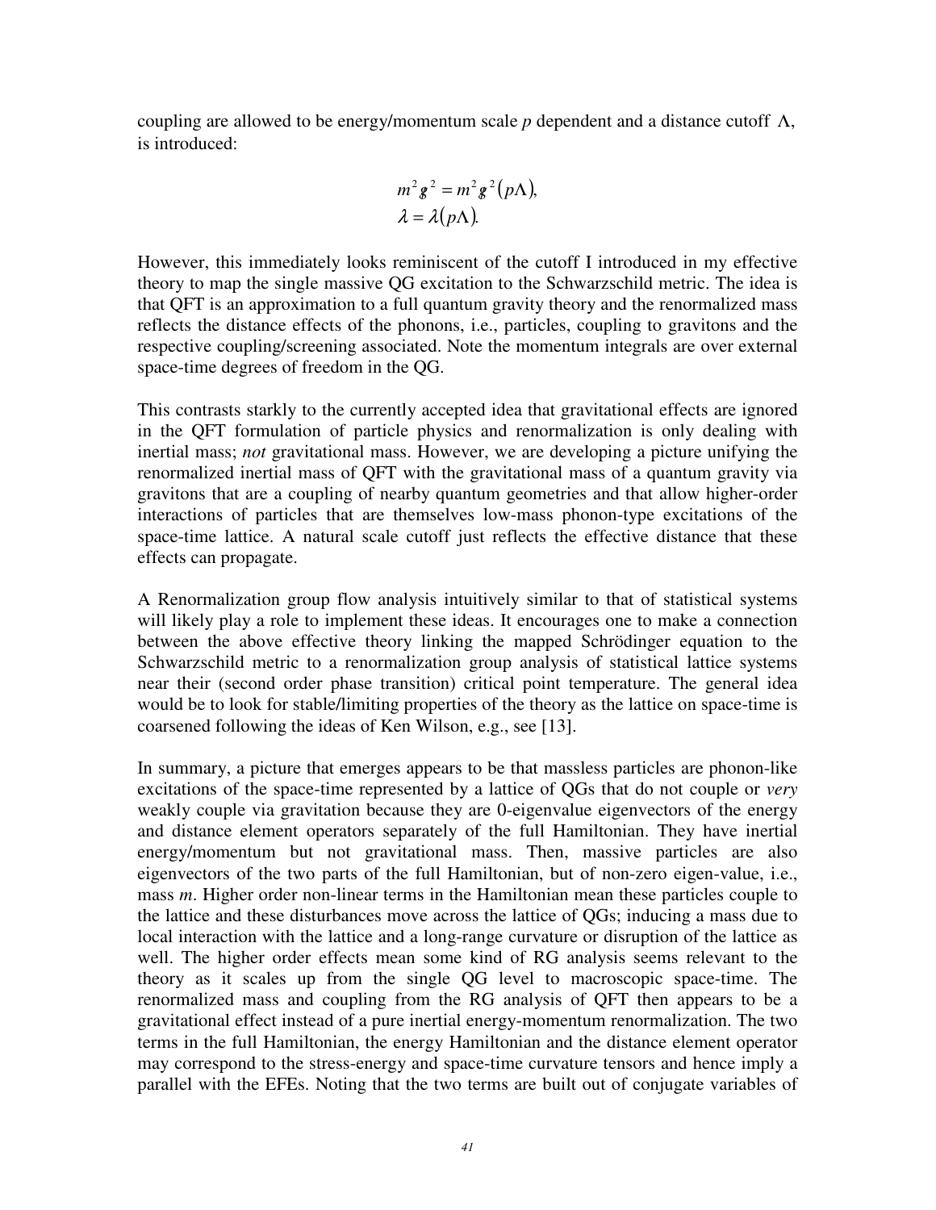coupling are allowed to be energy/momentum scale $p$ dependent and a distance cutoff $\Lambda$, is introduced:

$$
\begin{aligned}
m^2 g^2 &= m^2 g^2 (p\Lambda), \\
\lambda &= \lambda(p\Lambda).
\end{aligned}
$$

However, this immediately looks reminiscent of the cutoff I introduced in my effective theory to map the single massive QG excitation to the Schwarzschild metric. The idea is that QFT is an approximation to a full quantum gravity theory and the renormalized mass reflects the distance effects of the phonons, i.e., particles, coupling to gravitons and the respective coupling/screening associated. Note the momentum integrals are over external space-time degrees of freedom in the QG.

This contrasts starkly to the currently accepted idea that gravitational effects are ignored in the QFT formulation of particle physics and renormalization is only dealing with inertial mass; *not* gravitational mass. However, we are developing a picture unifying the renormalized inertial mass of QFT with the gravitational mass of a quantum gravity via gravitons that are a coupling of nearby quantum geometries and that allow higher-order interactions of particles that are themselves low-mass phonon-type excitations of the space-time lattice. A natural scale cutoff just reflects the effective distance that these effects can propagate.

A Renormalization group flow analysis intuitively similar to that of statistical systems will likely play a role to implement these ideas. It encourages one to make a connection between the above effective theory linking the mapped Schrödinger equation to the Schwarzschild metric to a renormalization group analysis of statistical lattice systems near their (second order phase transition) critical point temperature. The general idea would be to look for stable/limiting properties of the theory as the lattice on space-time is coarsened following the ideas of Ken Wilson, e.g., see [13].

In summary, a picture that emerges appears to be that massless particles are phonon-like excitations of the space-time represented by a lattice of QGs that do not couple or *very* weakly couple via gravitation because they are 0-eigenvalue eigenvectors of the energy and distance element operators separately of the full Hamiltonian. They have inertial energy/momentum but not gravitational mass. Then, massive particles are also eigenvectors of the two parts of the full Hamiltonian, but of non-zero eigen-value, i.e., mass $m$. Higher order non-linear terms in the Hamiltonian mean these particles couple to the lattice and these disturbances move across the lattice of QGs; inducing a mass due to local interaction with the lattice and a long-range curvature or disruption of the lattice as well. The higher order effects mean some kind of RG analysis seems relevant to the theory as it scales up from the single QG level to macroscopic space-time. The renormalized mass and coupling from the RG analysis of QFT then appears to be a gravitational effect instead of a pure inertial energy-momentum renormalization. The two terms in the full Hamiltonian, the energy Hamiltonian and the distance element operator may correspond to the stress-energy and space-time curvature tensors and hence imply a parallel with the EFEs. Noting that the two terms are built out of conjugate variables of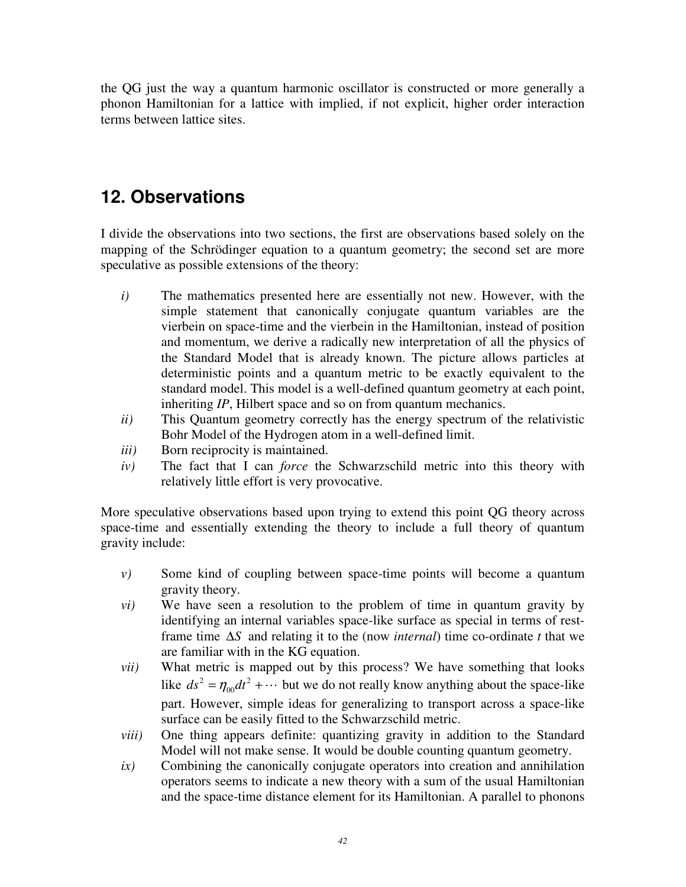the QG just the way a quantum harmonic oscillator is constructed or more generally a phonon Hamiltonian for a lattice with implied, if not explicit, higher order interaction terms between lattice sites.

## 12. Observations

I divide the observations into two sections, the first are observations based solely on the mapping of the Schrödinger equation to a quantum geometry; the second set are more speculative as possible extensions of the theory:

*i)* The mathematics presented here are essentially not new. However, with the simple statement that canonically conjugate quantum variables are the vierbein on space-time and the vierbein in the Hamiltonian, instead of position and momentum, we derive a radically new interpretation of all the physics of the Standard Model that is already known. The picture allows particles at deterministic points and a quantum metric to be exactly equivalent to the standard model. This model is a well-defined quantum geometry at each point, inheriting *IP*, Hilbert space and so on from quantum mechanics.

*ii)* This Quantum geometry correctly has the energy spectrum of the relativistic Bohr Model of the Hydrogen atom in a well-defined limit.

*iii)* Born reciprocity is maintained.

*iv)* The fact that I can *force* the Schwarzschild metric into this theory with relatively little effort is very provocative.

More speculative observations based upon trying to extend this point QG theory across space-time and essentially extending the theory to include a full theory of quantum gravity include:

*v)* Some kind of coupling between space-time points will become a quantum gravity theory.

*vi)* We have seen a resolution to the problem of time in quantum gravity by identifying an internal variables space-like surface as special in terms of rest-frame time $\Delta S$ and relating it to the (now *internal*) time co-ordinate $t$ that we are familiar with in the KG equation.

*vii)* What metric is mapped out by this process? We have something that looks like $ds^2 = \eta_{00}dt^2 + \cdots$ but we do not really know anything about the space-like part. However, simple ideas for generalizing to transport across a space-like surface can be easily fitted to the Schwarzschild metric.

*viii)* One thing appears definite: quantizing gravity in addition to the Standard Model will not make sense. It would be double counting quantum geometry.

*ix)* Combining the canonically conjugate operators into creation and annihilation operators seems to indicate a new theory with a sum of the usual Hamiltonian and the space-time distance element for its Hamiltonian. A parallel to phonons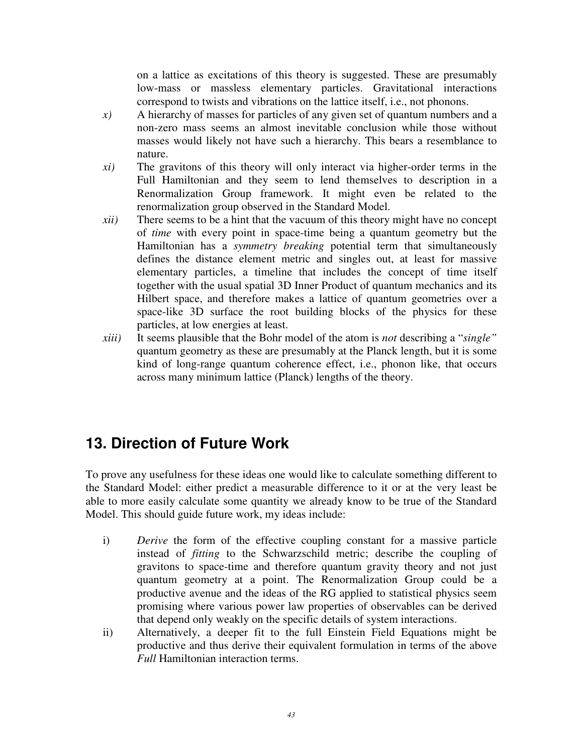on a lattice as excitations of this theory is suggested. These are presumably low-mass or massless elementary particles. Gravitational interactions correspond to twists and vibrations on the lattice itself, i.e., not phonons.

*x)* A hierarchy of masses for particles of any given set of quantum numbers and a non-zero mass seems an almost inevitable conclusion while those without masses would likely not have such a hierarchy. This bears a resemblance to nature.

*xi)* The gravitons of this theory will only interact via higher-order terms in the Full Hamiltonian and they seem to lend themselves to description in a Renormalization Group framework. It might even be related to the renormalization group observed in the Standard Model.

*xii)* There seems to be a hint that the vacuum of this theory might have no concept of *time* with every point in space-time being a quantum geometry but the Hamiltonian has a *symmetry breaking* potential term that simultaneously defines the distance element metric and singles out, at least for massive elementary particles, a timeline that includes the concept of time itself together with the usual spatial 3D Inner Product of quantum mechanics and its Hilbert space, and therefore makes a lattice of quantum geometries over a space-like 3D surface the root building blocks of the physics for these particles, at low energies at least.

*xiii)* It seems plausible that the Bohr model of the atom is *not* describing a "*single"* quantum geometry as these are presumably at the Planck length, but it is some kind of long-range quantum coherence effect, i.e., phonon like, that occurs across many minimum lattice (Planck) lengths of the theory.

## 13. Direction of Future Work

To prove any usefulness for these ideas one would like to calculate something different to the Standard Model: either predict a measurable difference to it or at the very least be able to more easily calculate some quantity we already know to be true of the Standard Model. This should guide future work, my ideas include:

i) *Derive* the form of the effective coupling constant for a massive particle instead of *fitting* to the Schwarzschild metric; describe the coupling of gravitons to space-time and therefore quantum gravity theory and not just quantum geometry at a point. The Renormalization Group could be a productive avenue and the ideas of the RG applied to statistical physics seem promising where various power law properties of observables can be derived that depend only weakly on the specific details of system interactions.

ii) Alternatively, a deeper fit to the full Einstein Field Equations might be productive and thus derive their equivalent formulation in terms of the above *Full* Hamiltonian interaction terms.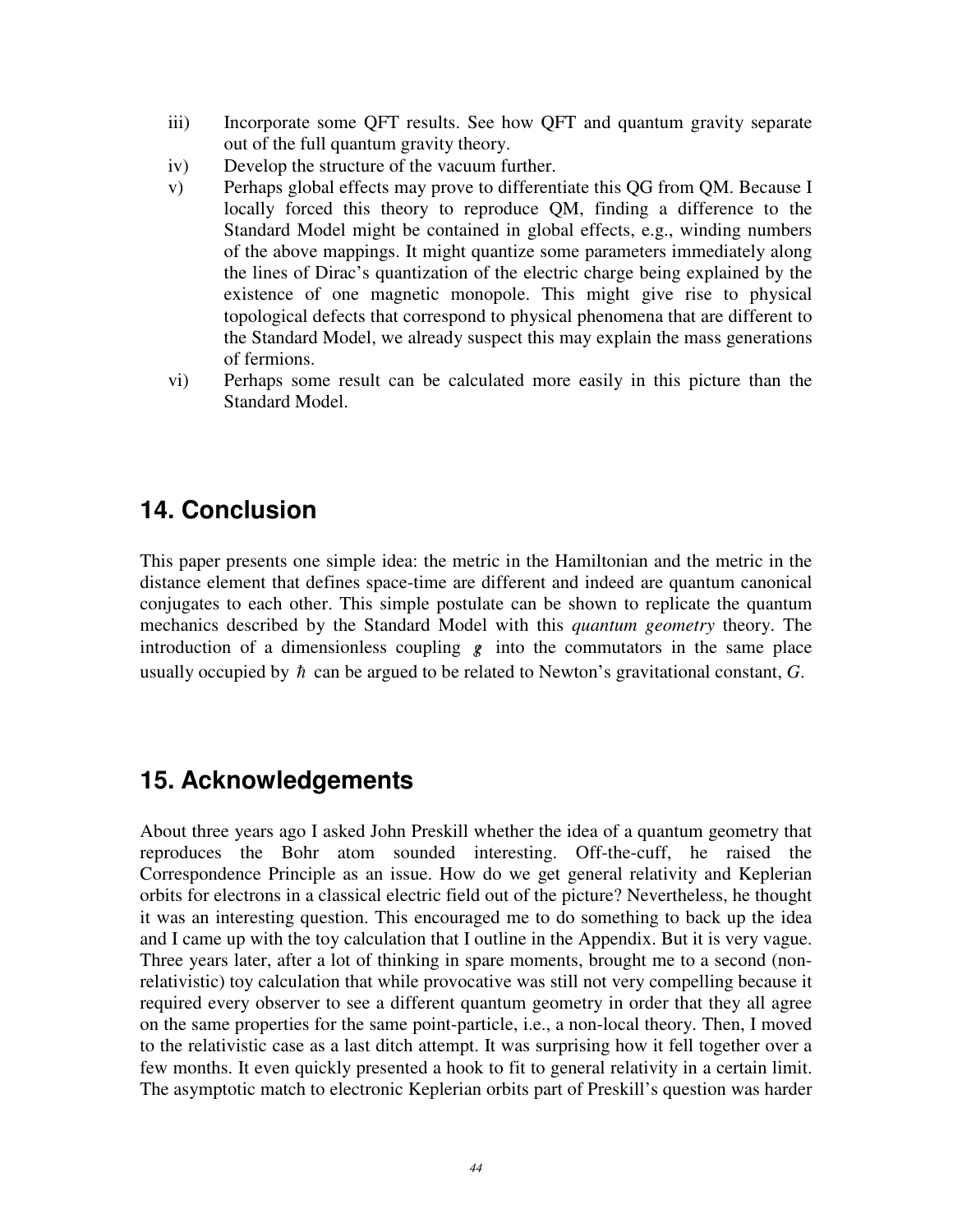iii) Incorporate some QFT results. See how QFT and quantum gravity separate out of the full quantum gravity theory.

iv) Develop the structure of the vacuum further.

v) Perhaps global effects may prove to differentiate this QG from QM. Because I locally forced this theory to reproduce QM, finding a difference to the Standard Model might be contained in global effects, e.g., winding numbers of the above mappings. It might quantize some parameters immediately along the lines of Dirac's quantization of the electric charge being explained by the existence of one magnetic monopole. This might give rise to physical topological defects that correspond to physical phenomena that are different to the Standard Model, we already suspect this may explain the mass generations of fermions.

vi) Perhaps some result can be calculated more easily in this picture than the Standard Model.

## 14. Conclusion

This paper presents one simple idea: the metric in the Hamiltonian and the metric in the distance element that defines space-time are different and indeed are quantum canonical conjugates to each other. This simple postulate can be shown to replicate the quantum mechanics described by the Standard Model with this *quantum geometry* theory. The introduction of a dimensionless coupling $g$ into the commutators in the same place usually occupied by $\hbar$ can be argued to be related to Newton's gravitational constant, *G*.

## 15. Acknowledgements

About three years ago I asked John Preskill whether the idea of a quantum geometry that reproduces the Bohr atom sounded interesting. Off-the-cuff, he raised the Correspondence Principle as an issue. How do we get general relativity and Keplerian orbits for electrons in a classical electric field out of the picture? Nevertheless, he thought it was an interesting question. This encouraged me to do something to back up the idea and I came up with the toy calculation that I outline in the Appendix. But it is very vague. Three years later, after a lot of thinking in spare moments, brought me to a second (non-relativistic) toy calculation that while provocative was still not very compelling because it required every observer to see a different quantum geometry in order that they all agree on the same properties for the same point-particle, i.e., a non-local theory. Then, I moved to the relativistic case as a last ditch attempt. It was surprising how it fell together over a few months. It even quickly presented a hook to fit to general relativity in a certain limit. The asymptotic match to electronic Keplerian orbits part of Preskill's question was harder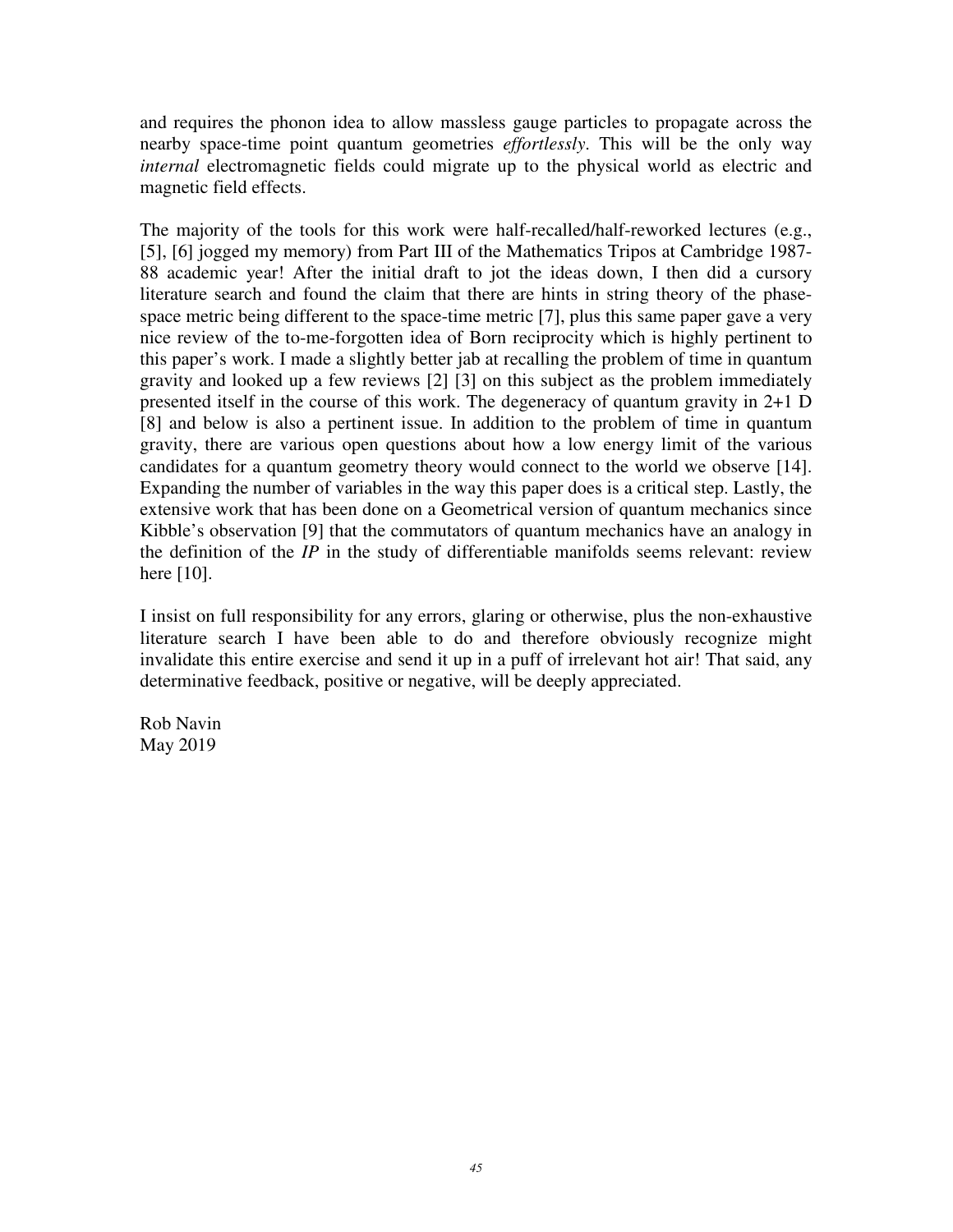and requires the phonon idea to allow massless gauge particles to propagate across the nearby space-time point quantum geometries *effortlessly*. This will be the only way *internal* electromagnetic fields could migrate up to the physical world as electric and magnetic field effects.

The majority of the tools for this work were half-recalled/half-reworked lectures (e.g., [5], [6] jogged my memory) from Part III of the Mathematics Tripos at Cambridge 1987-88 academic year! After the initial draft to jot the ideas down, I then did a cursory literature search and found the claim that there are hints in string theory of the phase-space metric being different to the space-time metric [7], plus this same paper gave a very nice review of the to-me-forgotten idea of Born reciprocity which is highly pertinent to this paper's work. I made a slightly better jab at recalling the problem of time in quantum gravity and looked up a few reviews [2] [3] on this subject as the problem immediately presented itself in the course of this work. The degeneracy of quantum gravity in 2+1 D [8] and below is also a pertinent issue. In addition to the problem of time in quantum gravity, there are various open questions about how a low energy limit of the various candidates for a quantum geometry theory would connect to the world we observe [14]. Expanding the number of variables in the way this paper does is a critical step. Lastly, the extensive work that has been done on a Geometrical version of quantum mechanics since Kibble's observation [9] that the commutators of quantum mechanics have an analogy in the definition of the *IP* in the study of differentiable manifolds seems relevant: review here [10].

I insist on full responsibility for any errors, glaring or otherwise, plus the non-exhaustive literature search I have been able to do and therefore obviously recognize might invalidate this entire exercise and send it up in a puff of irrelevant hot air! That said, any determinative feedback, positive or negative, will be deeply appreciated.

Rob Navin  
May 2019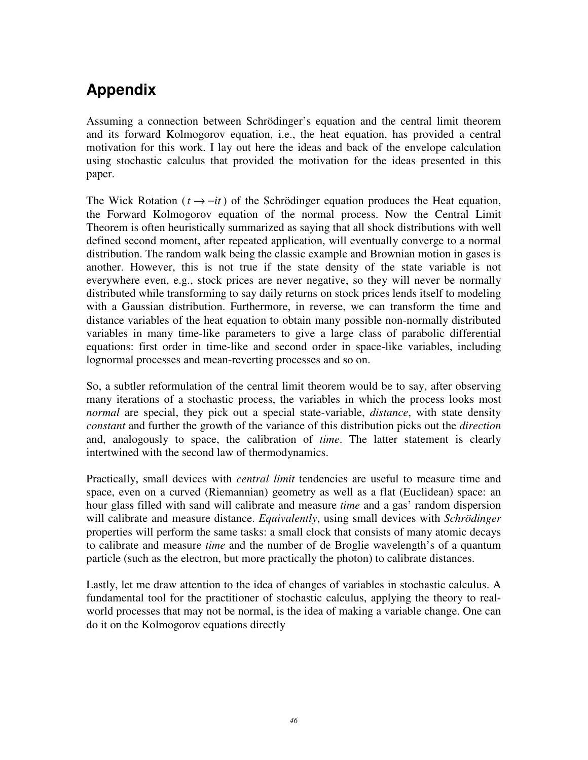## Appendix

Assuming a connection between Schrödinger's equation and the central limit theorem and its forward Kolmogorov equation, i.e., the heat equation, has provided a central motivation for this work. I lay out here the ideas and back of the envelope calculation using stochastic calculus that provided the motivation for the ideas presented in this paper.

The Wick Rotation ($t \to -it$) of the Schrödinger equation produces the Heat equation, the Forward Kolmogorov equation of the normal process. Now the Central Limit Theorem is often heuristically summarized as saying that all shock distributions with well defined second moment, after repeated application, will eventually converge to a normal distribution. The random walk being the classic example and Brownian motion in gases is another. However, this is not true if the state density of the state variable is not everywhere even, e.g., stock prices are never negative, so they will never be normally distributed while transforming to say daily returns on stock prices lends itself to modeling with a Gaussian distribution. Furthermore, in reverse, we can transform the time and distance variables of the heat equation to obtain many possible non-normally distributed variables in many time-like parameters to give a large class of parabolic differential equations: first order in time-like and second order in space-like variables, including lognormal processes and mean-reverting processes and so on.

So, a subtler reformulation of the central limit theorem would be to say, after observing many iterations of a stochastic process, the variables in which the process looks most *normal* are special, they pick out a special state-variable, *distance*, with state density *constant* and further the growth of the variance of this distribution picks out the *direction* and, analogously to space, the calibration of *time*. The latter statement is clearly intertwined with the second law of thermodynamics.

Practically, small devices with *central limit* tendencies are useful to measure time and space, even on a curved (Riemannian) geometry as well as a flat (Euclidean) space: an hour glass filled with sand will calibrate and measure *time* and a gas' random dispersion will calibrate and measure distance. *Equivalently*, using small devices with *Schrödinger* properties will perform the same tasks: a small clock that consists of many atomic decays to calibrate and measure *time* and the number of de Broglie wavelength's of a quantum particle (such as the electron, but more practically the photon) to calibrate distances.

Lastly, let me draw attention to the idea of changes of variables in stochastic calculus. A fundamental tool for the practitioner of stochastic calculus, applying the theory to real-world processes that may not be normal, is the idea of making a variable change. One can do it on the Kolmogorov equations directly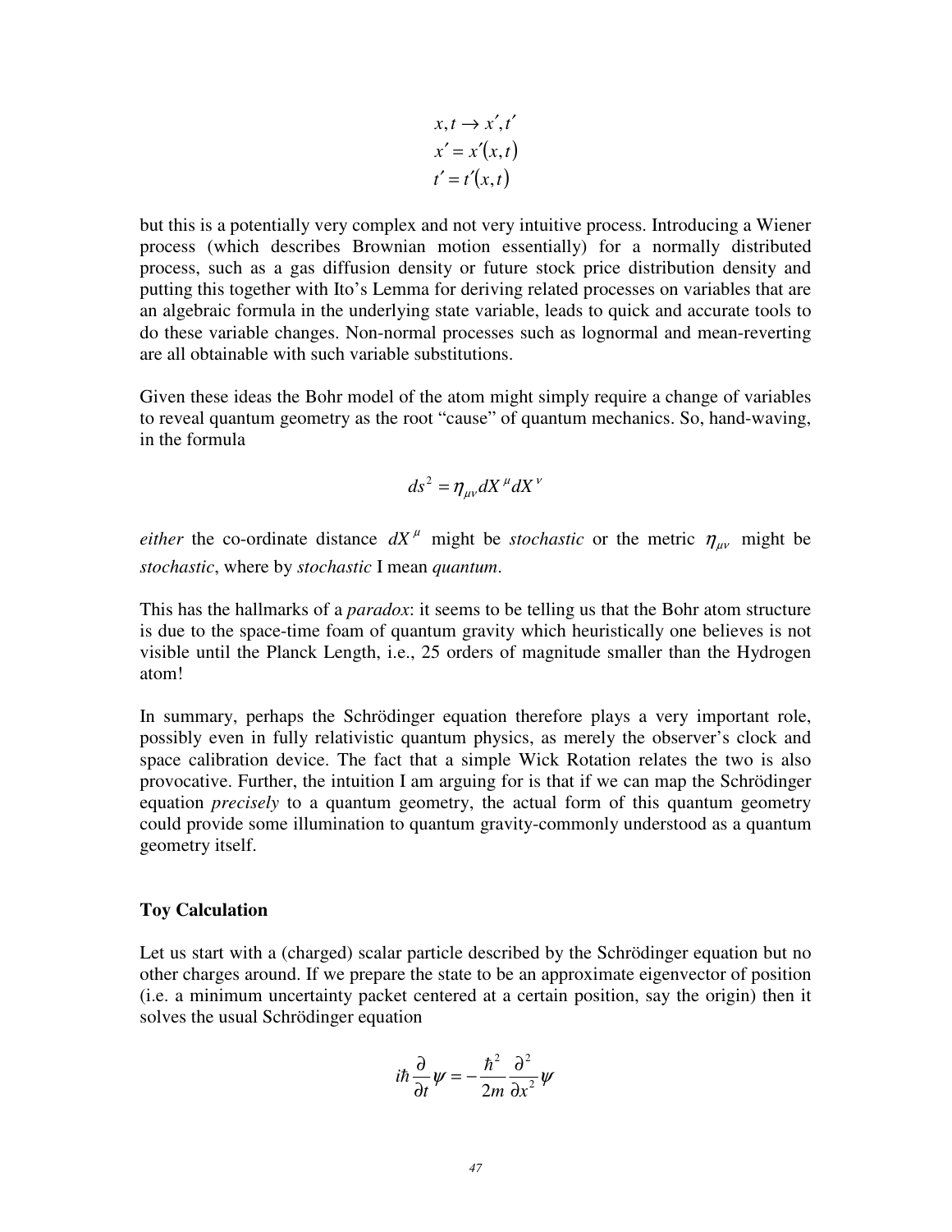$$x, t \rightarrow x', t'$$
$$x' = x'(x, t)$$
$$t' = t'(x, t)$$

but this is a potentially very complex and not very intuitive process. Introducing a Wiener process (which describes Brownian motion essentially) for a normally distributed process, such as a gas diffusion density or future stock price distribution density and putting this together with Ito's Lemma for deriving related processes on variables that are an algebraic formula in the underlying state variable, leads to quick and accurate tools to do these variable changes. Non-normal processes such as lognormal and mean-reverting are all obtainable with such variable substitutions.

Given these ideas the Bohr model of the atom might simply require a change of variables to reveal quantum geometry as the root "cause" of quantum mechanics. So, hand-waving, in the formula

$$ds^2 = \eta_{\mu\nu} dX^{\mu} dX^{\nu}$$

*either* the co-ordinate distance $dX^{\mu}$ might be *stochastic* or the metric $\eta_{\mu\nu}$ might be *stochastic*, where by *stochastic* I mean *quantum*.

This has the hallmarks of a *paradox*: it seems to be telling us that the Bohr atom structure is due to the space-time foam of quantum gravity which heuristically one believes is not visible until the Planck Length, i.e., 25 orders of magnitude smaller than the Hydrogen atom!

In summary, perhaps the Schrödinger equation therefore plays a very important role, possibly even in fully relativistic quantum physics, as merely the observer's clock and space calibration device. The fact that a simple Wick Rotation relates the two is also provocative. Further, the intuition I am arguing for is that if we can map the Schrödinger equation *precisely* to a quantum geometry, the actual form of this quantum geometry could provide some illumination to quantum gravity-commonly understood as a quantum geometry itself.

**Toy Calculation**

Let us start with a (charged) scalar particle described by the Schrödinger equation but no other charges around. If we prepare the state to be an approximate eigenvector of position (i.e. a minimum uncertainty packet centered at a certain position, say the origin) then it solves the usual Schrödinger equation

$$i\hbar \frac{\partial}{\partial t}\psi = -\frac{\hbar^2}{2m}\frac{\partial^2}{\partial x^2}\psi$$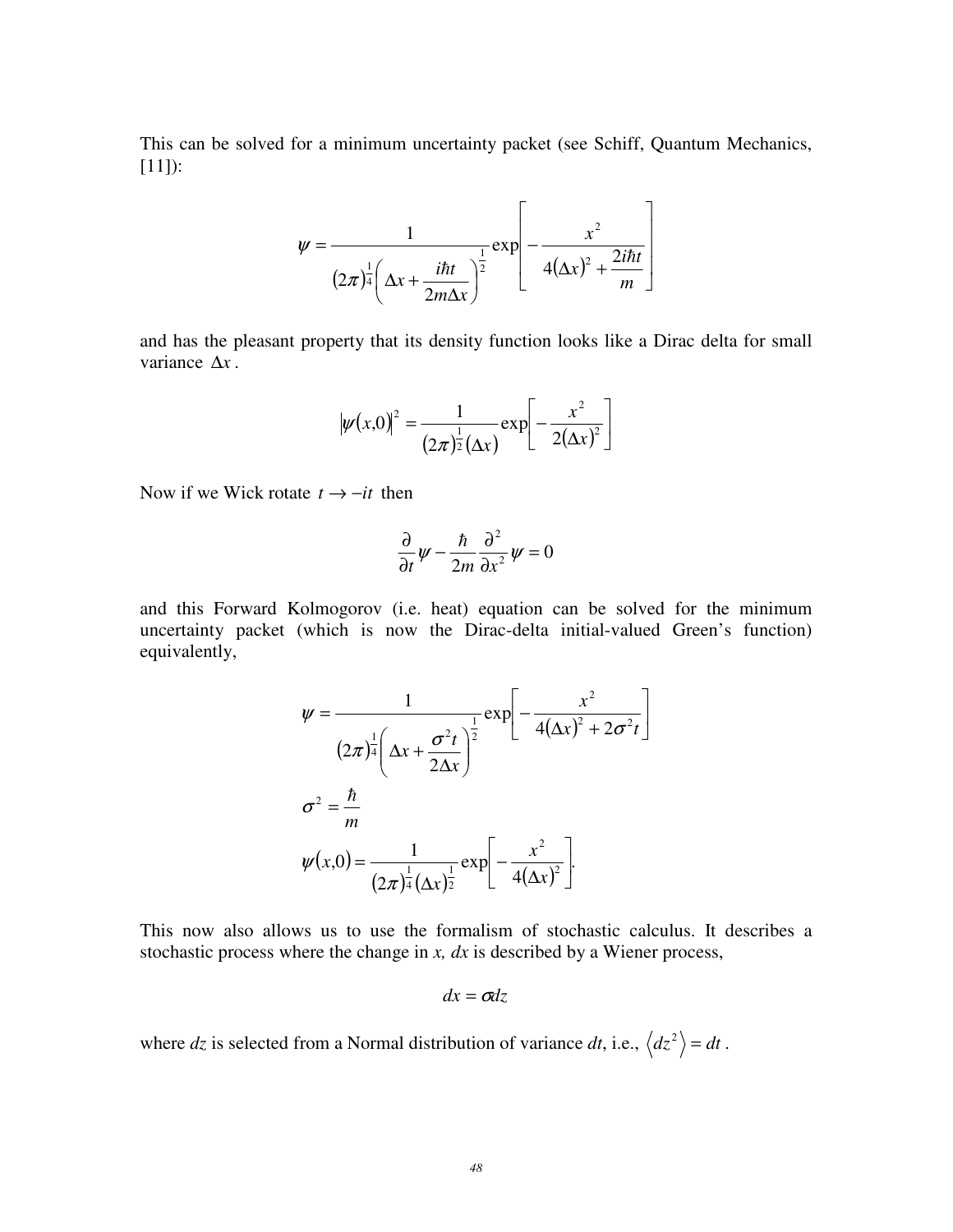This can be solved for a minimum uncertainty packet (see Schiff, Quantum Mechanics, [11]):

$$\psi = \frac{1}{(2\pi)^{\frac{1}{4}}\left(\Delta x + \dfrac{i\hbar t}{2m\Delta x}\right)^{\frac{1}{2}}} \exp\left[-\frac{x^2}{4(\Delta x)^2 + \dfrac{2i\hbar t}{m}}\right]$$

and has the pleasant property that its density function looks like a Dirac delta for small variance $\Delta x$.

$$|\psi(x,0)|^2 = \frac{1}{(2\pi)^{\frac{1}{2}}(\Delta x)} \exp\left[-\frac{x^2}{2(\Delta x)^2}\right]$$

Now if we Wick rotate $t \to -it$ then

$$\frac{\partial}{\partial t}\psi - \frac{\hbar}{2m}\frac{\partial^2}{\partial x^2}\psi = 0$$

and this Forward Kolmogorov (i.e. heat) equation can be solved for the minimum uncertainty packet (which is now the Dirac-delta initial-valued Green's function) equivalently,

$$\psi = \frac{1}{(2\pi)^{\frac{1}{4}}\left(\Delta x + \dfrac{\sigma^2 t}{2\Delta x}\right)^{\frac{1}{2}}} \exp\left[-\frac{x^2}{4(\Delta x)^2 + 2\sigma^2 t}\right]$$

$$\sigma^2 = \frac{\hbar}{m}$$

$$\psi(x,0) = \frac{1}{(2\pi)^{\frac{1}{4}}(\Delta x)^{\frac{1}{2}}} \exp\left[-\frac{x^2}{4(\Delta x)^2}\right].$$

This now also allows us to use the formalism of stochastic calculus. It describes a stochastic process where the change in *x, dx* is described by a Wiener process,

$$dx = \sigma dz$$

where *dz* is selected from a Normal distribution of variance *dt*, i.e., $\langle dz^2 \rangle = dt$.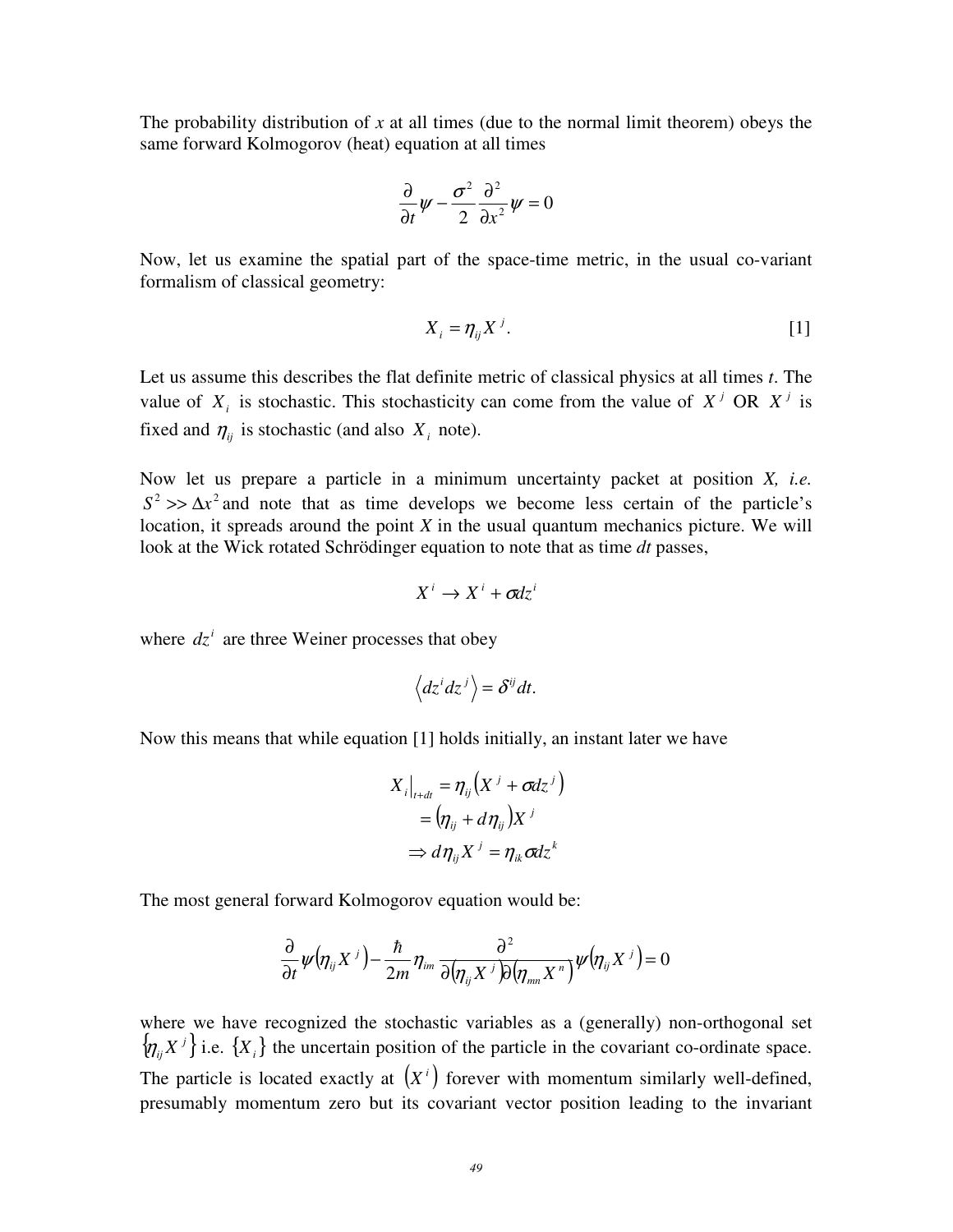The probability distribution of *x* at all times (due to the normal limit theorem) obeys the same forward Kolmogorov (heat) equation at all times

$$\frac{\partial}{\partial t}\psi - \frac{\sigma^2}{2}\frac{\partial^2}{\partial x^2}\psi = 0$$

Now, let us examine the spatial part of the space-time metric, in the usual co-variant formalism of classical geometry:

$$X_i = \eta_{ij} X^j. \qquad [1]$$

Let us assume this describes the flat definite metric of classical physics at all times *t*. The value of $X_i$ is stochastic. This stochasticity can come from the value of $X^j$ OR $X^j$ is fixed and $\eta_{ij}$ is stochastic (and also $X_i$ note).

Now let us prepare a particle in a minimum uncertainty packet at position *X, i.e.* $S^2 >> \Delta x^2$ and note that as time develops we become less certain of the particle's location, it spreads around the point *X* in the usual quantum mechanics picture. We will look at the Wick rotated Schrödinger equation to note that as time *dt* passes,

$$X^i \to X^i + \sigma dz^i$$

where $dz^i$ are three Weiner processes that obey

$$\langle dz^i dz^j \rangle = \delta^{ij} dt.$$

Now this means that while equation [1] holds initially, an instant later we have

$$\begin{aligned} X_i\big|_{t+dt} &= \eta_{ij}\left(X^j + \sigma dz^j\right) \\ &= \left(\eta_{ij} + d\eta_{ij}\right) X^j \\ \Rightarrow d\eta_{ij} X^j &= \eta_{ik}\sigma dz^k \end{aligned}$$

The most general forward Kolmogorov equation would be:

$$\frac{\partial}{\partial t}\psi\left(\eta_{ij}X^j\right) - \frac{\hbar}{2m}\eta_{im}\frac{\partial^2}{\partial\left(\eta_{ij}X^j\right)\partial\left(\eta_{mn}X^n\right)}\psi\left(\eta_{ij}X^j\right) = 0$$

where we have recognized the stochastic variables as a (generally) non-orthogonal set $\{\eta_{ij}X^j\}$ i.e. $\{X_i\}$ the uncertain position of the particle in the covariant co-ordinate space. The particle is located exactly at $\left(X^i\right)$ forever with momentum similarly well-defined, presumably momentum zero but its covariant vector position leading to the invariant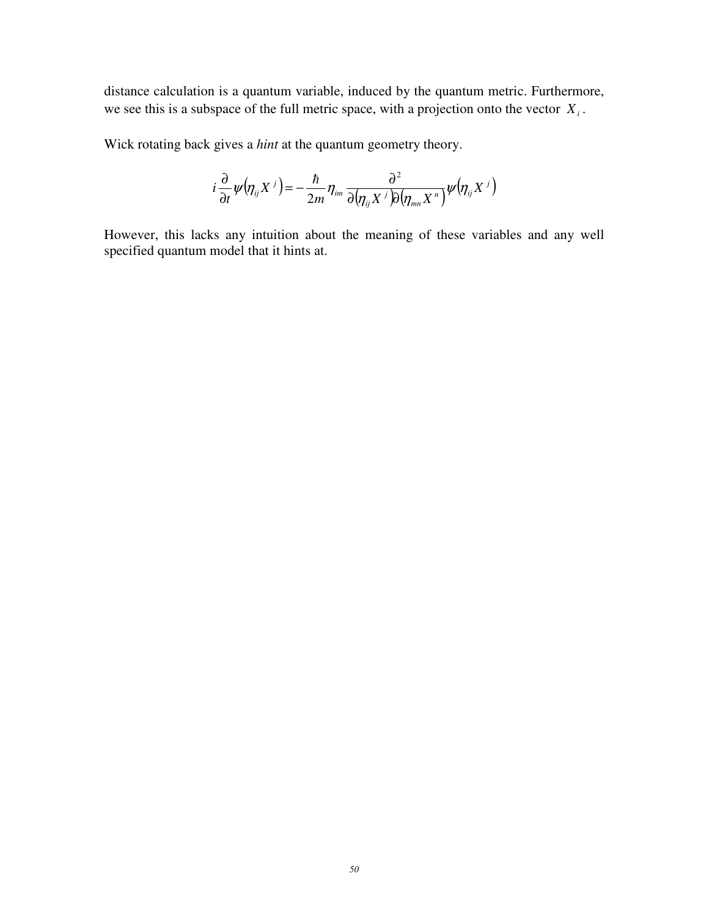distance calculation is a quantum variable, induced by the quantum metric. Furthermore, we see this is a subspace of the full metric space, with a projection onto the vector $X_i$.

Wick rotating back gives a *hint* at the quantum geometry theory.

$$i\frac{\partial}{\partial t}\psi\left(\eta_{ij}X^j\right) = -\frac{\hbar}{2m}\eta_{im}\frac{\partial^2}{\partial\left(\eta_{ij}X^j\right)\partial\left(\eta_{mn}X^n\right)}\psi\left(\eta_{ij}X^j\right)$$

However, this lacks any intuition about the meaning of these variables and any well specified quantum model that it hints at.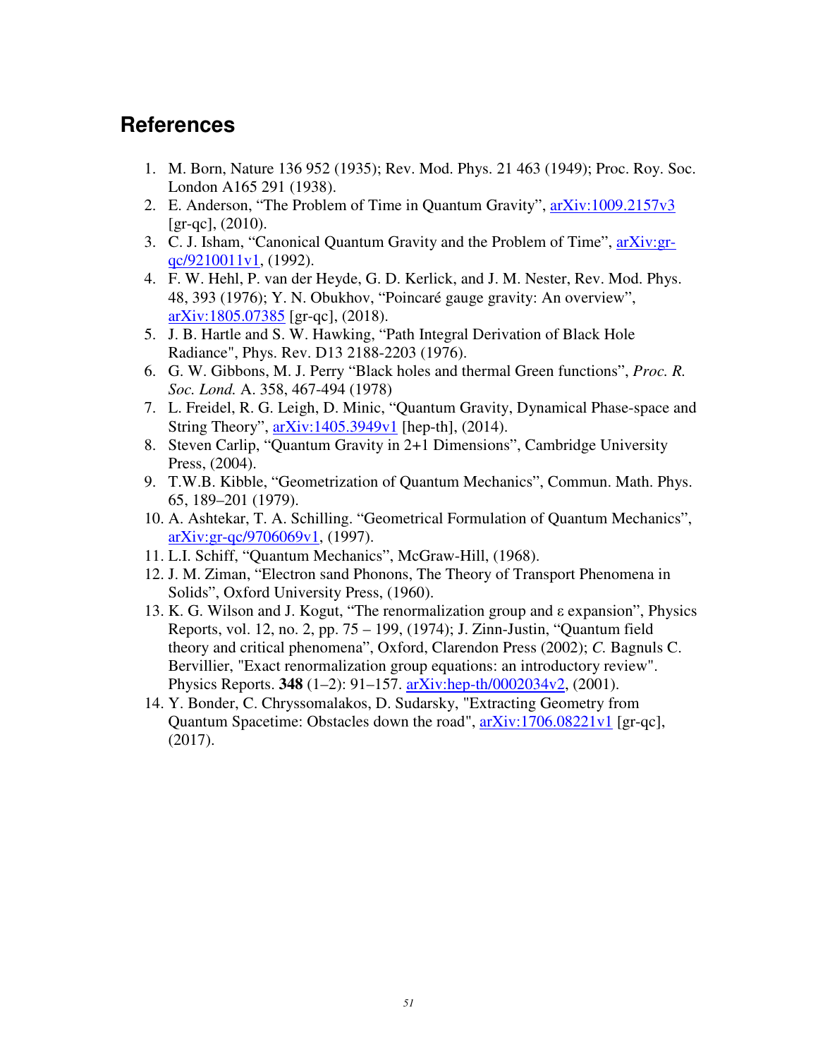## References

1. M. Born, Nature 136 952 (1935); Rev. Mod. Phys. 21 463 (1949); Proc. Roy. Soc. London A165 291 (1938).
2. E. Anderson, "The Problem of Time in Quantum Gravity", arXiv:1009.2157v3 [gr-qc], (2010).
3. C. J. Isham, "Canonical Quantum Gravity and the Problem of Time", arXiv:gr-qc/9210011v1, (1992).
4. F. W. Hehl, P. van der Heyde, G. D. Kerlick, and J. M. Nester, Rev. Mod. Phys. 48, 393 (1976); Y. N. Obukhov, "Poincaré gauge gravity: An overview", arXiv:1805.07385 [gr-qc], (2018).
5. J. B. Hartle and S. W. Hawking, "Path Integral Derivation of Black Hole Radiance", Phys. Rev. D13 2188-2203 (1976).
6. G. W. Gibbons, M. J. Perry "Black holes and thermal Green functions", *Proc. R. Soc. Lond.* A. 358, 467-494 (1978)
7. L. Freidel, R. G. Leigh, D. Minic, "Quantum Gravity, Dynamical Phase-space and String Theory", arXiv:1405.3949v1 [hep-th], (2014).
8. Steven Carlip, "Quantum Gravity in 2+1 Dimensions", Cambridge University Press, (2004).
9. T.W.B. Kibble, "Geometrization of Quantum Mechanics", Commun. Math. Phys. 65, 189–201 (1979).
10. A. Ashtekar, T. A. Schilling. "Geometrical Formulation of Quantum Mechanics", arXiv:gr-qc/9706069v1, (1997).
11. L.I. Schiff, "Quantum Mechanics", McGraw-Hill, (1968).
12. J. M. Ziman, "Electron sand Phonons, The Theory of Transport Phenomena in Solids", Oxford University Press, (1960).
13. K. G. Wilson and J. Kogut, "The renormalization group and ε expansion", Physics Reports, vol. 12, no. 2, pp. 75 – 199, (1974); J. Zinn-Justin, "Quantum field theory and critical phenomena", Oxford, Clarendon Press (2002); *C.* Bagnuls C. Bervillier, "Exact renormalization group equations: an introductory review". Physics Reports. **348** (1–2): 91–157. arXiv:hep-th/0002034v2, (2001).
14. Y. Bonder, C. Chryssomalakos, D. Sudarsky, "Extracting Geometry from Quantum Spacetime: Obstacles down the road", arXiv:1706.08221v1 [gr-qc], (2017).